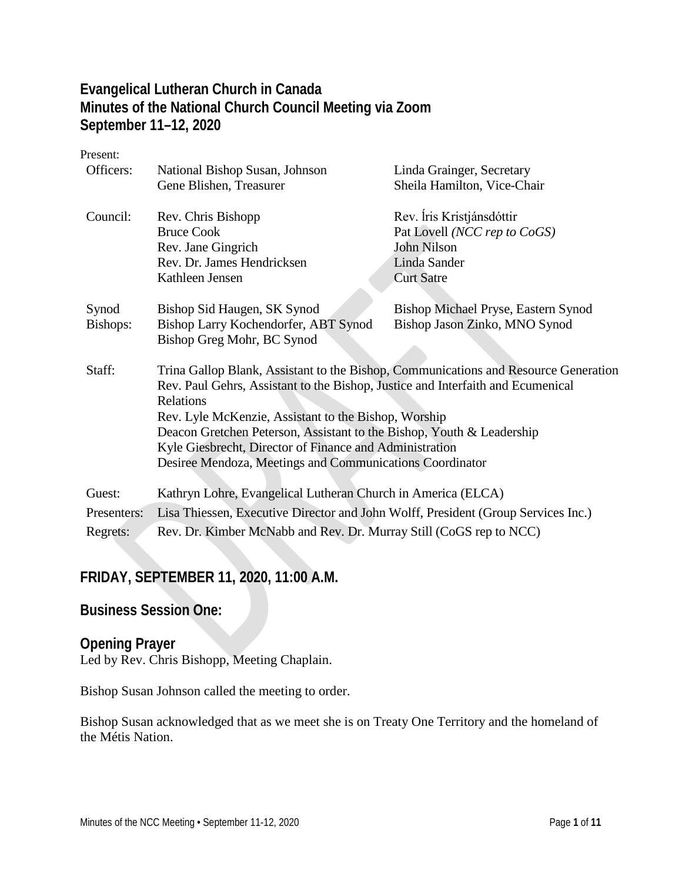# Evangelical Lutheran Church in Canada
# Minutes of the National Church Council Meeting via Zoom
# September 11–12, 2020

Present:

| | | |
|---|---|---|
| Officers: | National Bishop Susan, Johnson<br>Gene Blishen, Treasurer | Linda Grainger, Secretary<br>Sheila Hamilton, Vice-Chair |
| Council: | Rev. Chris Bishopp<br>Bruce Cook<br>Rev. Jane Gingrich<br>Rev. Dr. James Hendricksen<br>Kathleen Jensen | Rev. Íris Kristjánsdóttir<br>Pat Lovell *(NCC rep to CoGS)*<br>John Nilson<br>Linda Sander<br>Curt Satre |
| Synod Bishops: | Bishop Sid Haugen, SK Synod<br>Bishop Larry Kochendorfer, ABT Synod<br>Bishop Greg Mohr, BC Synod | Bishop Michael Pryse, Eastern Synod<br>Bishop Jason Zinko, MNO Synod |
| Staff: | Trina Gallop Blank, Assistant to the Bishop, Communications and Resource Generation<br>Rev. Paul Gehrs, Assistant to the Bishop, Justice and Interfaith and Ecumenical Relations<br>Rev. Lyle McKenzie, Assistant to the Bishop, Worship<br>Deacon Gretchen Peterson, Assistant to the Bishop, Youth & Leadership<br>Kyle Giesbrecht, Director of Finance and Administration<br>Desiree Mendoza, Meetings and Communications Coordinator | |
| Guest: | Kathryn Lohre, Evangelical Lutheran Church in America (ELCA) | |
| Presenters: | Lisa Thiessen, Executive Director and John Wolff, President (Group Services Inc.) | |
| Regrets: | Rev. Dr. Kimber McNabb and Rev. Dr. Murray Still (CoGS rep to NCC) | |

## FRIDAY, SEPTEMBER 11, 2020, 11:00 A.M.

## Business Session One:

## Opening Prayer

Led by Rev. Chris Bishopp, Meeting Chaplain.

Bishop Susan Johnson called the meeting to order.

Bishop Susan acknowledged that as we meet she is on Treaty One Territory and the homeland of the Métis Nation.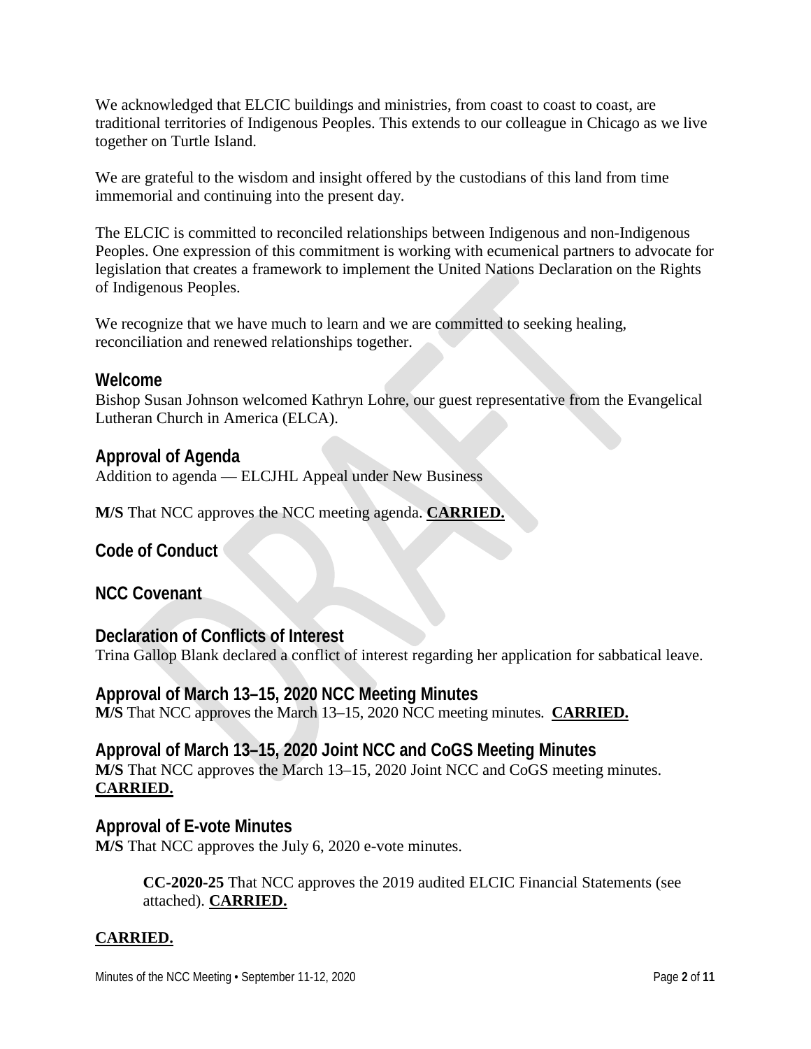We acknowledged that ELCIC buildings and ministries, from coast to coast to coast, are traditional territories of Indigenous Peoples. This extends to our colleague in Chicago as we live together on Turtle Island.

We are grateful to the wisdom and insight offered by the custodians of this land from time immemorial and continuing into the present day.

The ELCIC is committed to reconciled relationships between Indigenous and non-Indigenous Peoples. One expression of this commitment is working with ecumenical partners to advocate for legislation that creates a framework to implement the United Nations Declaration on the Rights of Indigenous Peoples.

We recognize that we have much to learn and we are committed to seeking healing, reconciliation and renewed relationships together.

## Welcome

Bishop Susan Johnson welcomed Kathryn Lohre, our guest representative from the Evangelical Lutheran Church in America (ELCA).

## Approval of Agenda

Addition to agenda — ELCJHL Appeal under New Business

**M/S** That NCC approves the NCC meeting agenda. **CARRIED.**

## Code of Conduct

## NCC Covenant

## Declaration of Conflicts of Interest

Trina Gallop Blank declared a conflict of interest regarding her application for sabbatical leave.

## Approval of March 13–15, 2020 NCC Meeting Minutes

**M/S** That NCC approves the March 13–15, 2020 NCC meeting minutes. **CARRIED.**

## Approval of March 13–15, 2020 Joint NCC and CoGS Meeting Minutes

**M/S** That NCC approves the March 13–15, 2020 Joint NCC and CoGS meeting minutes. **CARRIED.**

## Approval of E-vote Minutes

**M/S** That NCC approves the July 6, 2020 e-vote minutes.

> **CC-2020-25** That NCC approves the 2019 audited ELCIC Financial Statements (see attached). **CARRIED.**

**CARRIED.**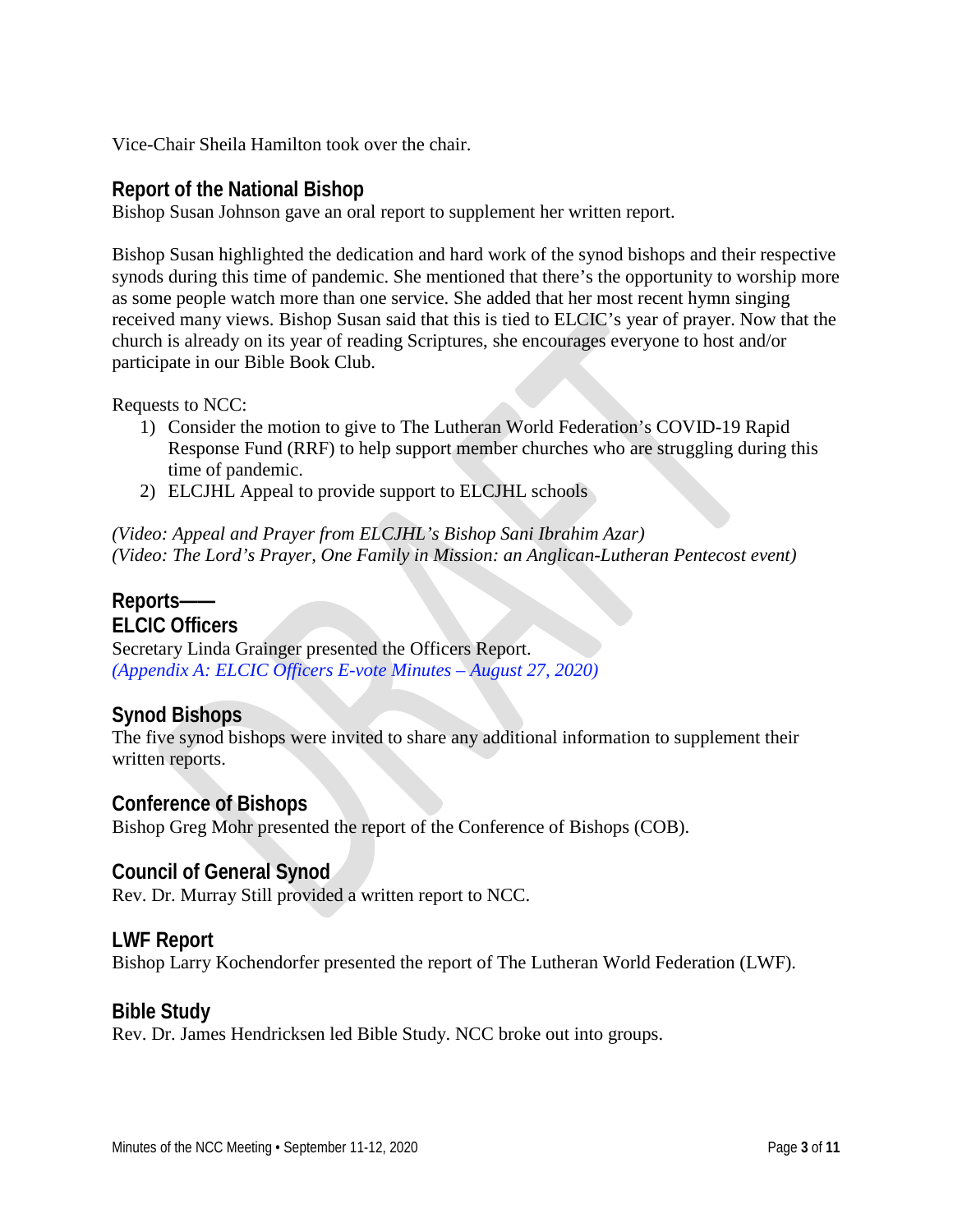Vice-Chair Sheila Hamilton took over the chair.

## Report of the National Bishop

Bishop Susan Johnson gave an oral report to supplement her written report.

Bishop Susan highlighted the dedication and hard work of the synod bishops and their respective synods during this time of pandemic. She mentioned that there's the opportunity to worship more as some people watch more than one service. She added that her most recent hymn singing received many views. Bishop Susan said that this is tied to ELCIC's year of prayer. Now that the church is already on its year of reading Scriptures, she encourages everyone to host and/or participate in our Bible Book Club.

Requests to NCC:

1) Consider the motion to give to The Lutheran World Federation's COVID-19 Rapid Response Fund (RRF) to help support member churches who are struggling during this time of pandemic.
2) ELCJHL Appeal to provide support to ELCJHL schools

*(Video: Appeal and Prayer from ELCJHL's Bishop Sani Ibrahim Azar)*
*(Video: The Lord's Prayer, One Family in Mission: an Anglican-Lutheran Pentecost event)*

## Reports——

## ELCIC Officers

Secretary Linda Grainger presented the Officers Report.
*(Appendix A: ELCIC Officers E-vote Minutes – August 27, 2020)*

## Synod Bishops

The five synod bishops were invited to share any additional information to supplement their written reports.

## Conference of Bishops

Bishop Greg Mohr presented the report of the Conference of Bishops (COB).

## Council of General Synod

Rev. Dr. Murray Still provided a written report to NCC.

## LWF Report

Bishop Larry Kochendorfer presented the report of The Lutheran World Federation (LWF).

## Bible Study

Rev. Dr. James Hendricksen led Bible Study. NCC broke out into groups.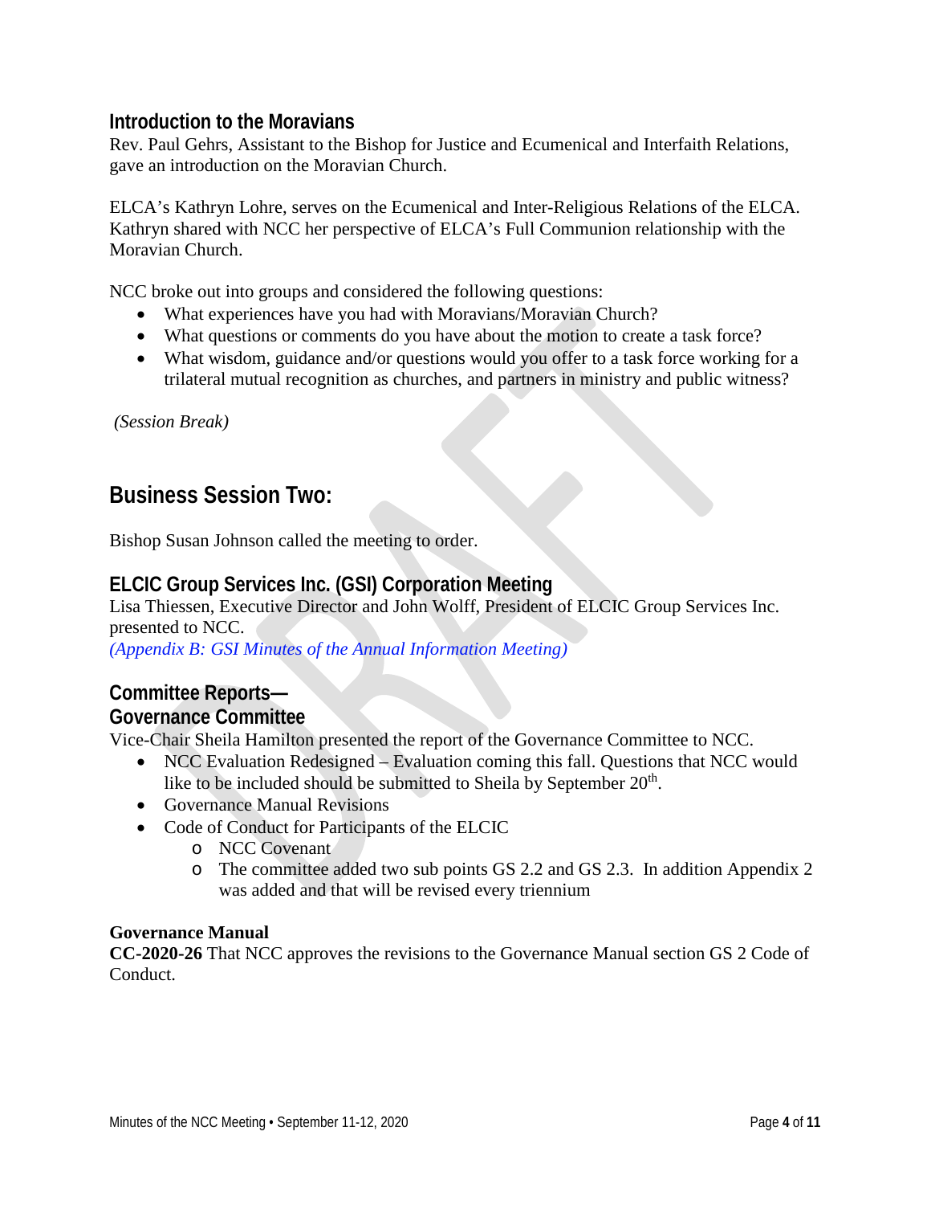### Introduction to the Moravians

Rev. Paul Gehrs, Assistant to the Bishop for Justice and Ecumenical and Interfaith Relations, gave an introduction on the Moravian Church.

ELCA's Kathryn Lohre, serves on the Ecumenical and Inter-Religious Relations of the ELCA. Kathryn shared with NCC her perspective of ELCA's Full Communion relationship with the Moravian Church.

NCC broke out into groups and considered the following questions:

- What experiences have you had with Moravians/Moravian Church?
- What questions or comments do you have about the motion to create a task force?
- What wisdom, guidance and/or questions would you offer to a task force working for a trilateral mutual recognition as churches, and partners in ministry and public witness?

*(Session Break)*

## Business Session Two:

Bishop Susan Johnson called the meeting to order.

### ELCIC Group Services Inc. (GSI) Corporation Meeting

Lisa Thiessen, Executive Director and John Wolff, President of ELCIC Group Services Inc. presented to NCC.

*(Appendix B: GSI Minutes of the Annual Information Meeting)*

### Committee Reports—
### Governance Committee

Vice-Chair Sheila Hamilton presented the report of the Governance Committee to NCC.

- NCC Evaluation Redesigned – Evaluation coming this fall. Questions that NCC would like to be included should be submitted to Sheila by September 20th.
- Governance Manual Revisions
- Code of Conduct for Participants of the ELCIC
  - NCC Covenant
  - The committee added two sub points GS 2.2 and GS 2.3. In addition Appendix 2 was added and that will be revised every triennium

**Governance Manual**

**CC-2020-26** That NCC approves the revisions to the Governance Manual section GS 2 Code of Conduct.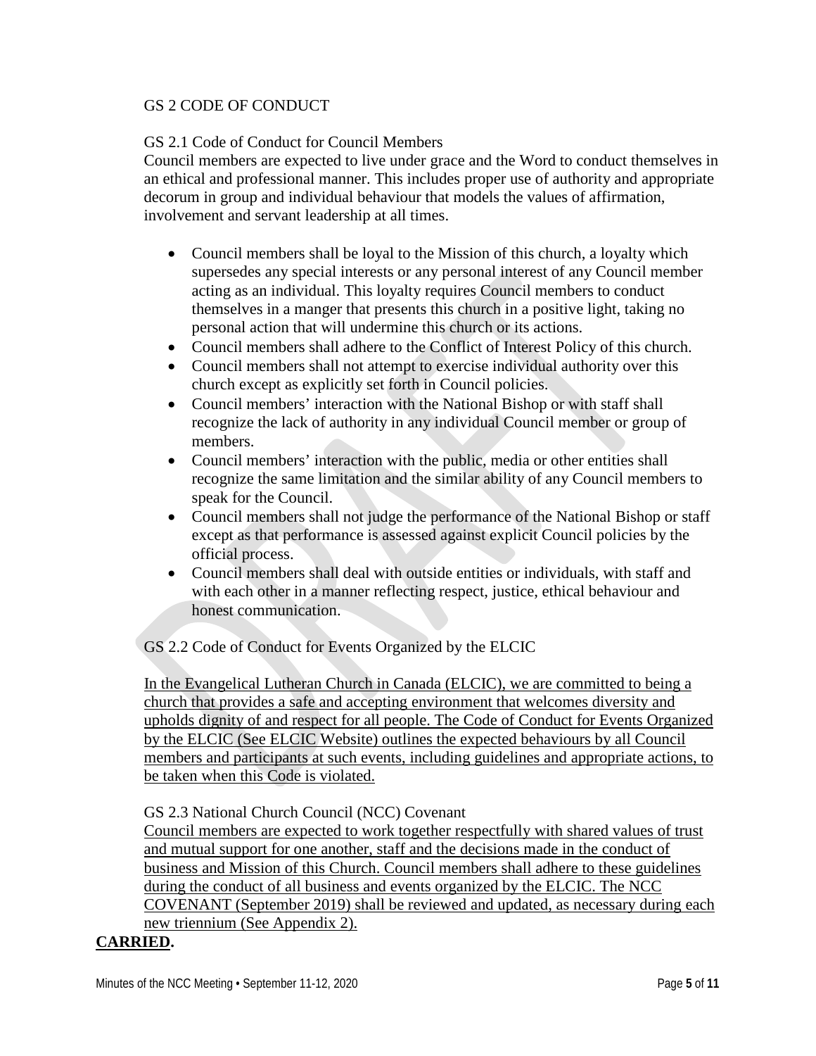GS 2 CODE OF CONDUCT

GS 2.1 Code of Conduct for Council Members

Council members are expected to live under grace and the Word to conduct themselves in an ethical and professional manner. This includes proper use of authority and appropriate decorum in group and individual behaviour that models the values of affirmation, involvement and servant leadership at all times.

- Council members shall be loyal to the Mission of this church, a loyalty which supersedes any special interests or any personal interest of any Council member acting as an individual. This loyalty requires Council members to conduct themselves in a manger that presents this church in a positive light, taking no personal action that will undermine this church or its actions.
- Council members shall adhere to the Conflict of Interest Policy of this church.
- Council members shall not attempt to exercise individual authority over this church except as explicitly set forth in Council policies.
- Council members' interaction with the National Bishop or with staff shall recognize the lack of authority in any individual Council member or group of members.
- Council members' interaction with the public, media or other entities shall recognize the same limitation and the similar ability of any Council members to speak for the Council.
- Council members shall not judge the performance of the National Bishop or staff except as that performance is assessed against explicit Council policies by the official process.
- Council members shall deal with outside entities or individuals, with staff and with each other in a manner reflecting respect, justice, ethical behaviour and honest communication.

GS 2.2 Code of Conduct for Events Organized by the ELCIC

<u>In the Evangelical Lutheran Church in Canada (ELCIC), we are committed to being a church that provides a safe and accepting environment that welcomes diversity and upholds dignity of and respect for all people. The Code of Conduct for Events Organized by the ELCIC (See ELCIC Website) outlines the expected behaviours by all Council members and participants at such events, including guidelines and appropriate actions, to be taken when this Code is violated.</u>

GS 2.3 National Church Council (NCC) Covenant

<u>Council members are expected to work together respectfully with shared values of trust and mutual support for one another, staff and the decisions made in the conduct of business and Mission of this Church. Council members shall adhere to these guidelines during the conduct of all business and events organized by the ELCIC. The NCC COVENANT (September 2019) shall be reviewed and updated, as necessary during each new triennium (See Appendix 2).</u>

**<u>CARRIED</u>.**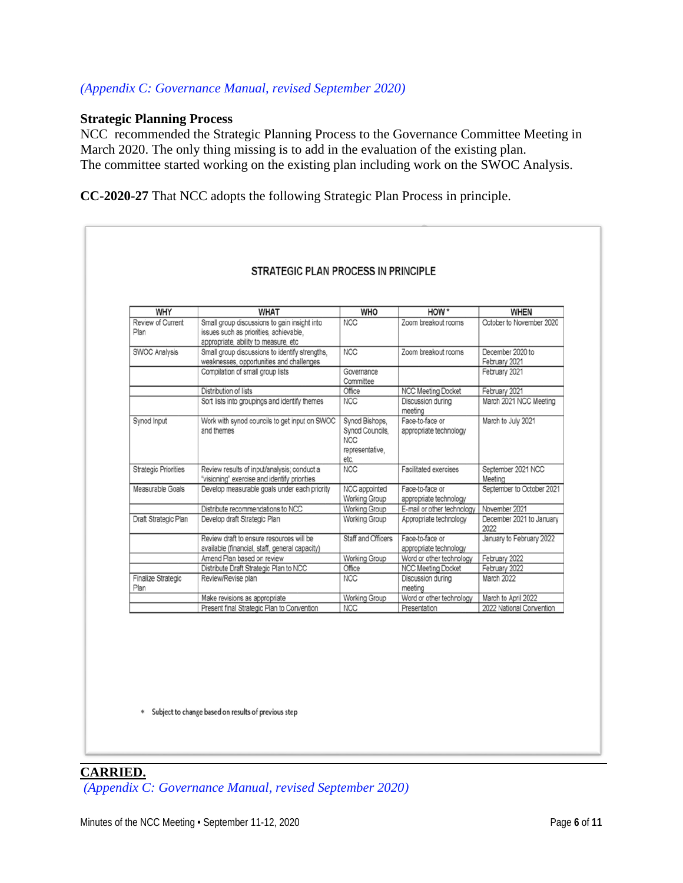*(Appendix C: Governance Manual, revised September 2020)*

### Strategic Planning Process

NCC recommended the Strategic Planning Process to the Governance Committee Meeting in March 2020. The only thing missing is to add in the evaluation of the existing plan.
The committee started working on the existing plan including work on the SWOC Analysis.

**CC-2020-27** That NCC adopts the following Strategic Plan Process in principle.

**STRATEGIC PLAN PROCESS IN PRINCIPLE**

| WHY | WHAT | WHO | HOW* | WHEN |
|---|---|---|---|---|
| Review of Current Plan | Small group discussions to gain insight into issues such as priorities, achievable, appropriate, ability to measure, etc | NCC | Zoom breakout rooms | October to November 2020 |
| SWOC Analysis | Small group discussions to identify strengths, weaknesses, opportunities and challenges | NCC | Zoom breakout rooms | December 2020 to February 2021 |
| | Compilation of small group lists | Governance Committee | | February 2021 |
| | Distribution of lists | Office | NCC Meeting Docket | February 2021 |
| | Sort lists into groupings and identify themes | NCC | Discussion during meeting | March 2021 NCC Meeting |
| Synod Input | Work with synod councils to get input on SWOC and themes | Synod Bishops, Synod Councils, NCC representative, etc. | Face-to-face or appropriate technology | March to July 2021 |
| Strategic Priorities | Review results of input/analysis; conduct a "visioning" exercise and identify priorities | NCC | Facilitated exercises | September 2021 NCC Meeting |
| Measurable Goals | Develop measurable goals under each priority | NCC appointed Working Group | Face-to-face or appropriate technology | September to October 2021 |
| | Distribute recommendations to NCC | Working Group | E-mail or other technology | November 2021 |
| Draft Strategic Plan | Develop draft Strategic Plan | Working Group | Appropriate technology | December 2021 to January 2022 |
| | Review draft to ensure resources will be available (financial, staff, general capacity) | Staff and Officers | Face-to-face or appropriate technology | January to February 2022 |
| | Amend Plan based on review | Working Group | Word or other technology | February 2022 |
| | Distribute Draft Strategic Plan to NCC | Office | NCC Meeting Docket | February 2022 |
| Finalize Strategic Plan | Review/Revise plan | NCC | Discussion during meeting | March 2022 |
| | Make revisions as appropriate | Working Group | Word or other technology | March to April 2022 |
| | Present final Strategic Plan to Convention | NCC | Presentation | 2022 National Convention |

\* Subject to change based on results of previous step

**CARRIED.**

*(Appendix C: Governance Manual, revised September 2020)*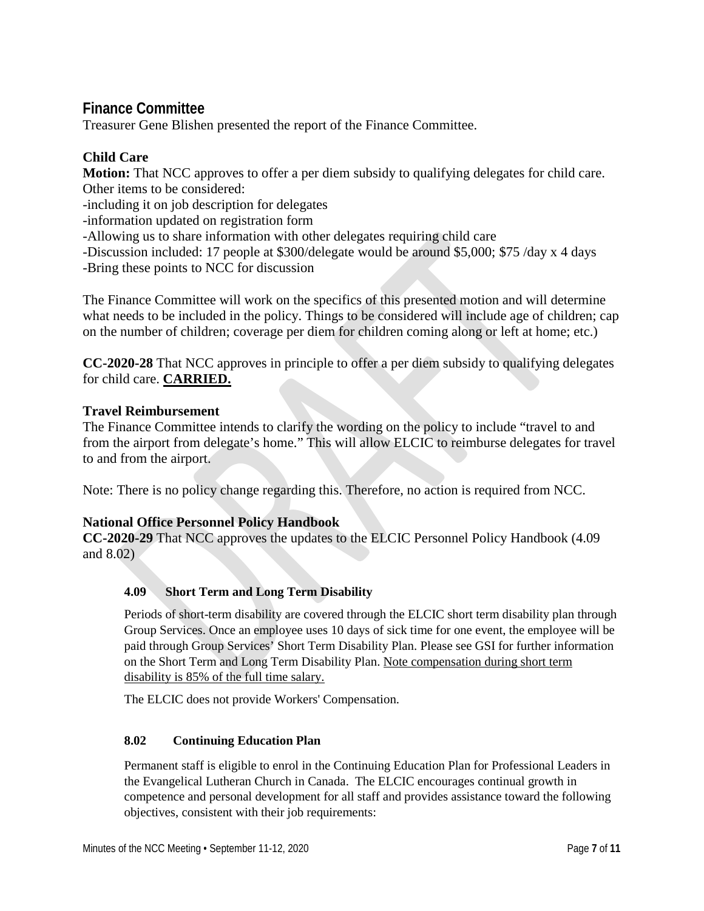## Finance Committee

Treasurer Gene Blishen presented the report of the Finance Committee.

### Child Care

**Motion:** That NCC approves to offer a per diem subsidy to qualifying delegates for child care. Other items to be considered:

-including it on job description for delegates
-information updated on registration form
-Allowing us to share information with other delegates requiring child care
-Discussion included: 17 people at $300/delegate would be around $5,000; $75 /day x 4 days
-Bring these points to NCC for discussion

The Finance Committee will work on the specifics of this presented motion and will determine what needs to be included in the policy. Things to be considered will include age of children; cap on the number of children; coverage per diem for children coming along or left at home; etc.)

**CC-2020-28** That NCC approves in principle to offer a per diem subsidy to qualifying delegates for child care. **CARRIED.**

### Travel Reimbursement

The Finance Committee intends to clarify the wording on the policy to include "travel to and from the airport from delegate's home." This will allow ELCIC to reimburse delegates for travel to and from the airport.

Note: There is no policy change regarding this. Therefore, no action is required from NCC.

### National Office Personnel Policy Handbook

**CC-2020-29** That NCC approves the updates to the ELCIC Personnel Policy Handbook (4.09 and 8.02)

#### 4.09 Short Term and Long Term Disability

Periods of short-term disability are covered through the ELCIC short term disability plan through Group Services. Once an employee uses 10 days of sick time for one event, the employee will be paid through Group Services' Short Term Disability Plan. Please see GSI for further information on the Short Term and Long Term Disability Plan. Note compensation during short term disability is 85% of the full time salary.

The ELCIC does not provide Workers' Compensation.

#### 8.02 Continuing Education Plan

Permanent staff is eligible to enrol in the Continuing Education Plan for Professional Leaders in the Evangelical Lutheran Church in Canada. The ELCIC encourages continual growth in competence and personal development for all staff and provides assistance toward the following objectives, consistent with their job requirements: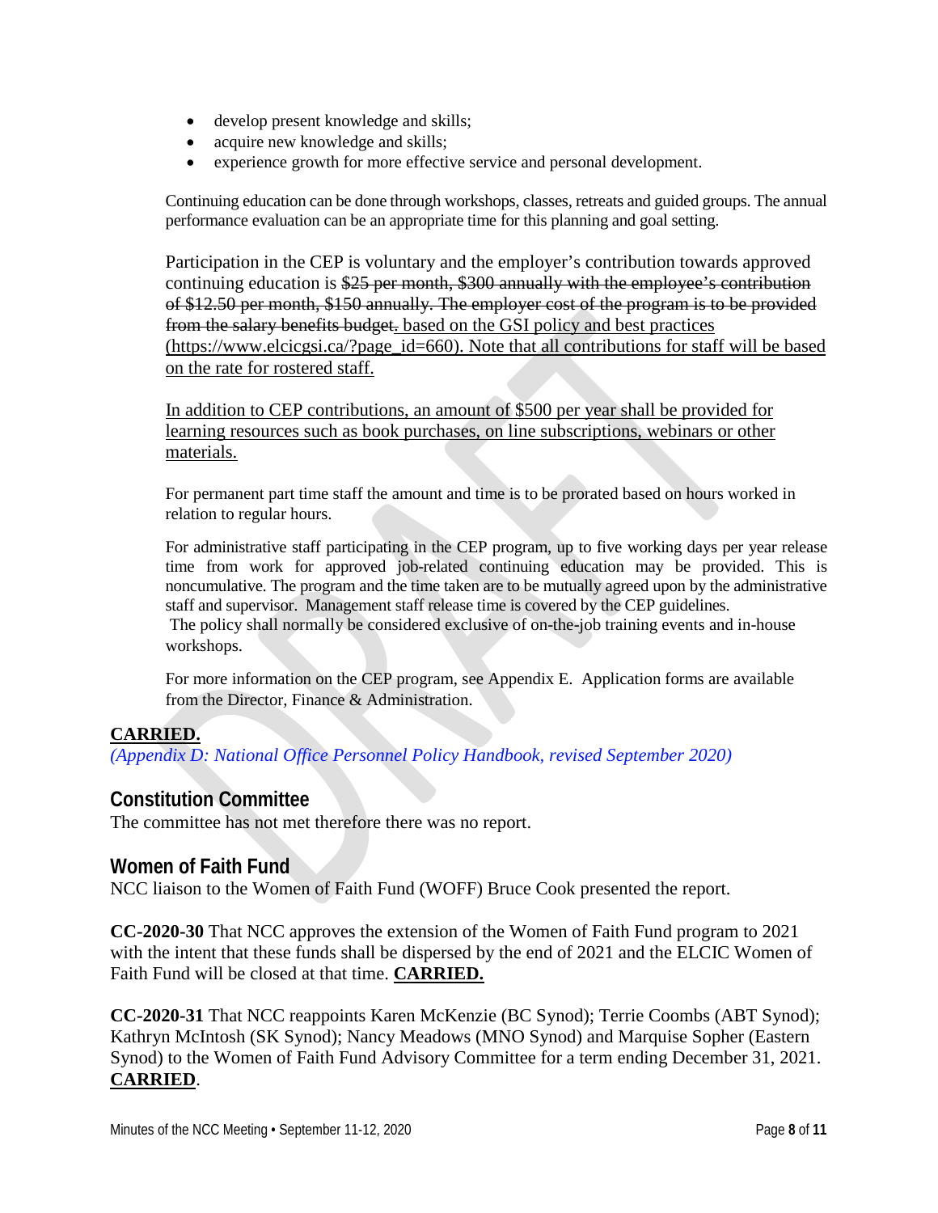- develop present knowledge and skills;
- acquire new knowledge and skills;
- experience growth for more effective service and personal development.

Continuing education can be done through workshops, classes, retreats and guided groups. The annual performance evaluation can be an appropriate time for this planning and goal setting.

Participation in the CEP is voluntary and the employer's contribution towards approved continuing education is ~~$25 per month, $300 annually with the employee's contribution of $12.50 per month, $150 annually. The employer cost of the program is to be provided from the salary benefits budget.~~ <u>based on the GSI policy and best practices (https://www.elcicgsi.ca/?page_id=660). Note that all contributions for staff will be based on the rate for rostered staff.</u>

<u>In addition to CEP contributions, an amount of $500 per year shall be provided for learning resources such as book purchases, on line subscriptions, webinars or other materials.</u>

For permanent part time staff the amount and time is to be prorated based on hours worked in relation to regular hours.

For administrative staff participating in the CEP program, up to five working days per year release time from work for approved job-related continuing education may be provided. This is noncumulative. The program and the time taken are to be mutually agreed upon by the administrative staff and supervisor. Management staff release time is covered by the CEP guidelines.
The policy shall normally be considered exclusive of on-the-job training events and in-house workshops.

For more information on the CEP program, see Appendix E. Application forms are available from the Director, Finance & Administration.

**<u>CARRIED.</u>**
*(Appendix D: National Office Personnel Policy Handbook, revised September 2020)*

## Constitution Committee

The committee has not met therefore there was no report.

## Women of Faith Fund

NCC liaison to the Women of Faith Fund (WOFF) Bruce Cook presented the report.

**CC-2020-30** That NCC approves the extension of the Women of Faith Fund program to 2021 with the intent that these funds shall be dispersed by the end of 2021 and the ELCIC Women of Faith Fund will be closed at that time. **<u>CARRIED.</u>**

**CC-2020-31** That NCC reappoints Karen McKenzie (BC Synod); Terrie Coombs (ABT Synod); Kathryn McIntosh (SK Synod); Nancy Meadows (MNO Synod) and Marquise Sopher (Eastern Synod) to the Women of Faith Fund Advisory Committee for a term ending December 31, 2021. **<u>CARRIED</u>**.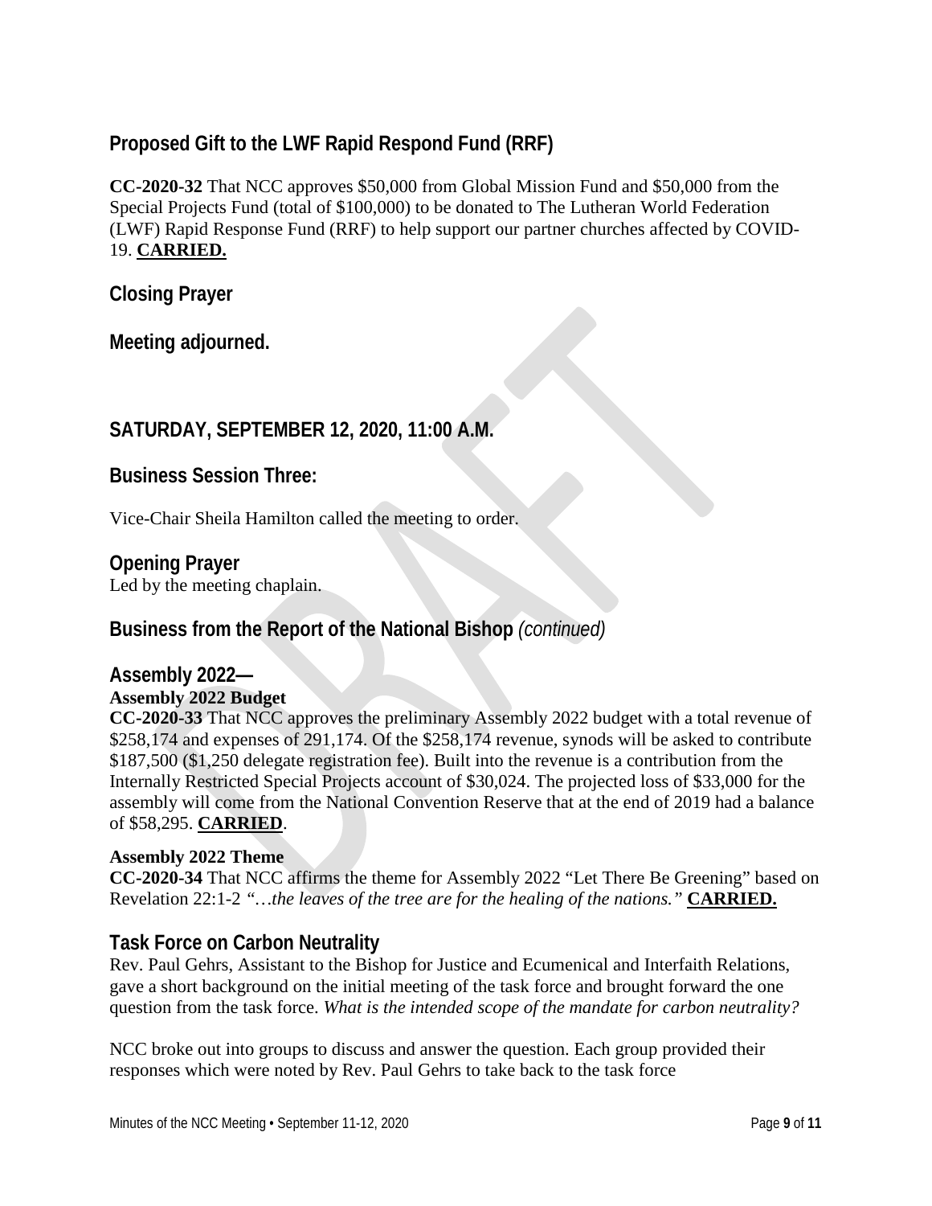## Proposed Gift to the LWF Rapid Respond Fund (RRF)

**CC-2020-32** That NCC approves $50,000 from Global Mission Fund and $50,000 from the Special Projects Fund (total of $100,000) to be donated to The Lutheran World Federation (LWF) Rapid Response Fund (RRF) to help support our partner churches affected by COVID-19. **CARRIED.**

## Closing Prayer

## Meeting adjourned.

## SATURDAY, SEPTEMBER 12, 2020, 11:00 A.M.

## Business Session Three:

Vice-Chair Sheila Hamilton called the meeting to order.

## Opening Prayer

Led by the meeting chaplain.

## Business from the Report of the National Bishop *(continued)*

## Assembly 2022—

### Assembly 2022 Budget

**CC-2020-33** That NCC approves the preliminary Assembly 2022 budget with a total revenue of $258,174 and expenses of 291,174. Of the $258,174 revenue, synods will be asked to contribute $187,500 ($1,250 delegate registration fee). Built into the revenue is a contribution from the Internally Restricted Special Projects account of $30,024. The projected loss of $33,000 for the assembly will come from the National Convention Reserve that at the end of 2019 had a balance of $58,295. **CARRIED**.

### Assembly 2022 Theme

**CC-2020-34** That NCC affirms the theme for Assembly 2022 "Let There Be Greening" based on Revelation 22:1-2 *"…the leaves of the tree are for the healing of the nations."* **CARRIED.**

## Task Force on Carbon Neutrality

Rev. Paul Gehrs, Assistant to the Bishop for Justice and Ecumenical and Interfaith Relations, gave a short background on the initial meeting of the task force and brought forward the one question from the task force. *What is the intended scope of the mandate for carbon neutrality?*

NCC broke out into groups to discuss and answer the question. Each group provided their responses which were noted by Rev. Paul Gehrs to take back to the task force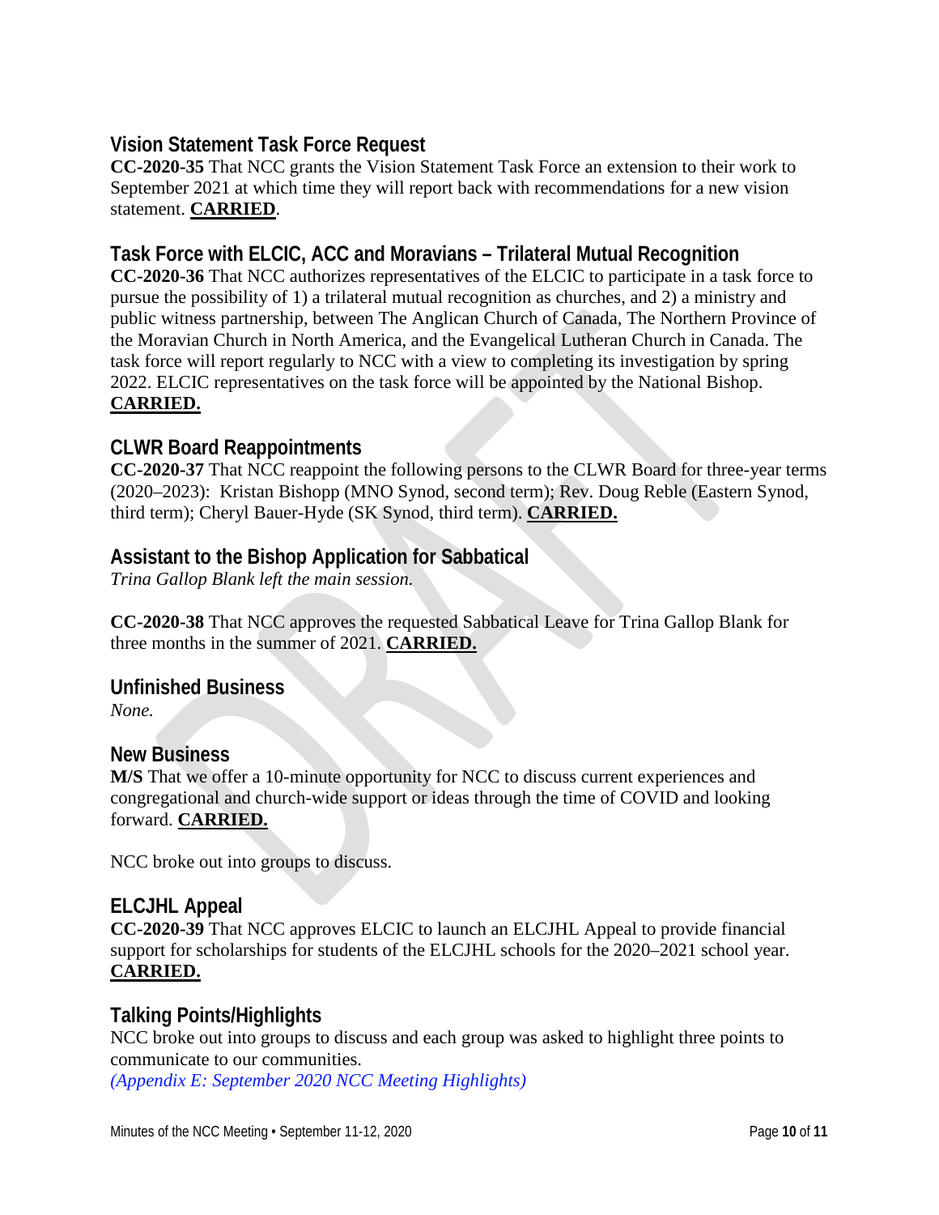## Vision Statement Task Force Request

**CC-2020-35** That NCC grants the Vision Statement Task Force an extension to their work to September 2021 at which time they will report back with recommendations for a new vision statement. **CARRIED**.

## Task Force with ELCIC, ACC and Moravians – Trilateral Mutual Recognition

**CC-2020-36** That NCC authorizes representatives of the ELCIC to participate in a task force to pursue the possibility of 1) a trilateral mutual recognition as churches, and 2) a ministry and public witness partnership, between The Anglican Church of Canada, The Northern Province of the Moravian Church in North America, and the Evangelical Lutheran Church in Canada. The task force will report regularly to NCC with a view to completing its investigation by spring 2022. ELCIC representatives on the task force will be appointed by the National Bishop. **CARRIED.**

## CLWR Board Reappointments

**CC-2020-37** That NCC reappoint the following persons to the CLWR Board for three-year terms (2020–2023): Kristan Bishopp (MNO Synod, second term); Rev. Doug Reble (Eastern Synod, third term); Cheryl Bauer-Hyde (SK Synod, third term). **CARRIED.**

## Assistant to the Bishop Application for Sabbatical

*Trina Gallop Blank left the main session.*

**CC-2020-38** That NCC approves the requested Sabbatical Leave for Trina Gallop Blank for three months in the summer of 2021. **CARRIED.**

## Unfinished Business

*None.*

## New Business

**M/S** That we offer a 10-minute opportunity for NCC to discuss current experiences and congregational and church-wide support or ideas through the time of COVID and looking forward. **CARRIED.**

NCC broke out into groups to discuss.

## ELCJHL Appeal

**CC-2020-39** That NCC approves ELCIC to launch an ELCJHL Appeal to provide financial support for scholarships for students of the ELCJHL schools for the 2020–2021 school year. **CARRIED.**

## Talking Points/Highlights

NCC broke out into groups to discuss and each group was asked to highlight three points to communicate to our communities.

*(Appendix E: September 2020 NCC Meeting Highlights)*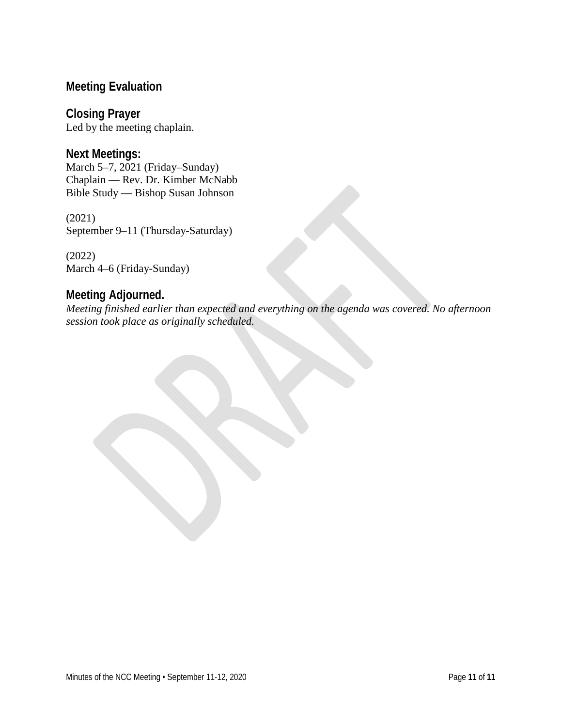## Meeting Evaluation

## Closing Prayer

Led by the meeting chaplain.

## Next Meetings:

March 5–7, 2021 (Friday–Sunday)
Chaplain — Rev. Dr. Kimber McNabb
Bible Study — Bishop Susan Johnson

(2021)
September 9–11 (Thursday-Saturday)

(2022)
March 4–6 (Friday-Sunday)

## Meeting Adjourned.

*Meeting finished earlier than expected and everything on the agenda was covered. No afternoon session took place as originally scheduled.*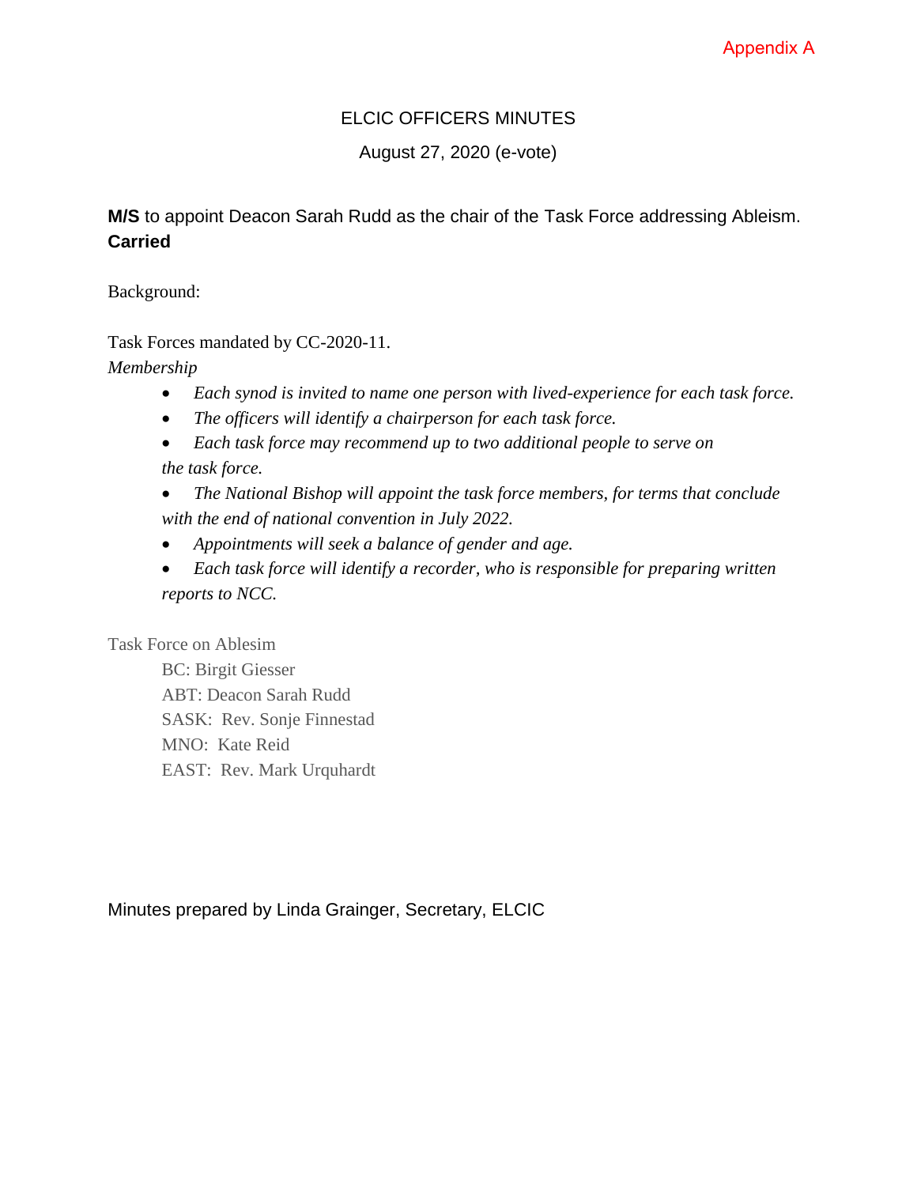Appendix A

# ELCIC OFFICERS MINUTES

August 27, 2020 (e-vote)

**M/S** to appoint Deacon Sarah Rudd as the chair of the Task Force addressing Ableism. **Carried**

Background:

Task Forces mandated by CC-2020-11.

*Membership*

- *Each synod is invited to name one person with lived-experience for each task force.*
- *The officers will identify a chairperson for each task force.*
- *Each task force may recommend up to two additional people to serve on the task force.*
- *The National Bishop will appoint the task force members, for terms that conclude with the end of national convention in July 2022.*
- *Appointments will seek a balance of gender and age.*
- *Each task force will identify a recorder, who is responsible for preparing written reports to NCC.*

Task Force on Ablesim

BC: Birgit Giesser
ABT: Deacon Sarah Rudd
SASK: Rev. Sonje Finnestad
MNO: Kate Reid
EAST: Rev. Mark Urquhardt

Minutes prepared by Linda Grainger, Secretary, ELCIC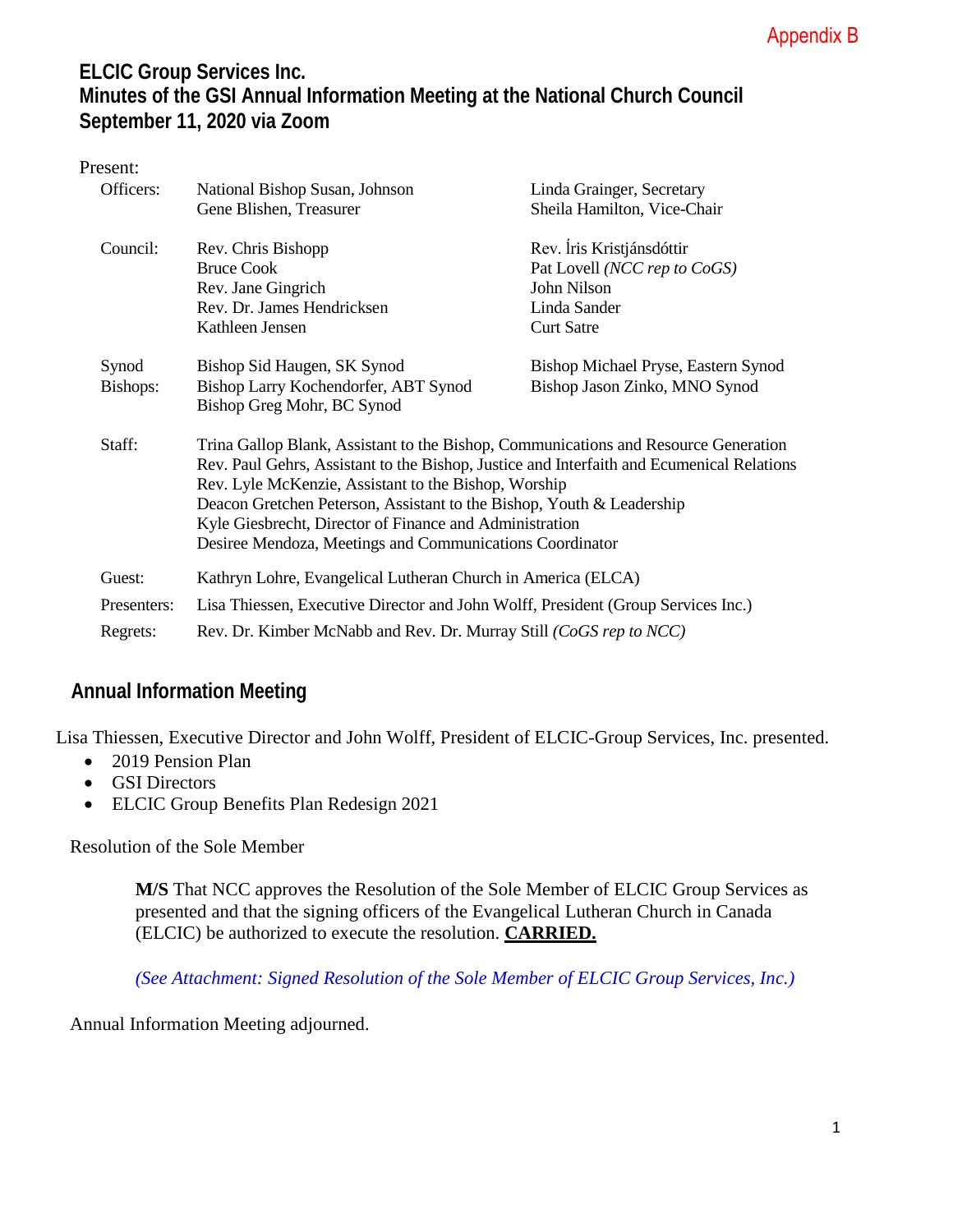Appendix B

# ELCIC Group Services Inc.
# Minutes of the GSI Annual Information Meeting at the National Church Council
# September 11, 2020 via Zoom

Present:

| | | |
|---|---|---|
| Officers: | National Bishop Susan, Johnson<br>Gene Blishen, Treasurer | Linda Grainger, Secretary<br>Sheila Hamilton, Vice-Chair |
| Council: | Rev. Chris Bishopp<br>Bruce Cook<br>Rev. Jane Gingrich<br>Rev. Dr. James Hendricksen<br>Kathleen Jensen | Rev. Íris Kristjánsdóttir<br>Pat Lovell *(NCC rep to CoGS)*<br>John Nilson<br>Linda Sander<br>Curt Satre |
| Synod Bishops: | Bishop Sid Haugen, SK Synod<br>Bishop Larry Kochendorfer, ABT Synod<br>Bishop Greg Mohr, BC Synod | Bishop Michael Pryse, Eastern Synod<br>Bishop Jason Zinko, MNO Synod |
| Staff: | Trina Gallop Blank, Assistant to the Bishop, Communications and Resource Generation<br>Rev. Paul Gehrs, Assistant to the Bishop, Justice and Interfaith and Ecumenical Relations<br>Rev. Lyle McKenzie, Assistant to the Bishop, Worship<br>Deacon Gretchen Peterson, Assistant to the Bishop, Youth & Leadership<br>Kyle Giesbrecht, Director of Finance and Administration<br>Desiree Mendoza, Meetings and Communications Coordinator | |
| Guest: | Kathryn Lohre, Evangelical Lutheran Church in America (ELCA) | |
| Presenters: | Lisa Thiessen, Executive Director and John Wolff, President (Group Services Inc.) | |
| Regrets: | Rev. Dr. Kimber McNabb and Rev. Dr. Murray Still *(CoGS rep to NCC)* | |

## Annual Information Meeting

Lisa Thiessen, Executive Director and John Wolff, President of ELCIC-Group Services, Inc. presented.

- 2019 Pension Plan
- GSI Directors
- ELCIC Group Benefits Plan Redesign 2021

Resolution of the Sole Member

> **M/S** That NCC approves the Resolution of the Sole Member of ELCIC Group Services as presented and that the signing officers of the Evangelical Lutheran Church in Canada (ELCIC) be authorized to execute the resolution. **CARRIED.**
>
> *(See Attachment: Signed Resolution of the Sole Member of ELCIC Group Services, Inc.)*

Annual Information Meeting adjourned.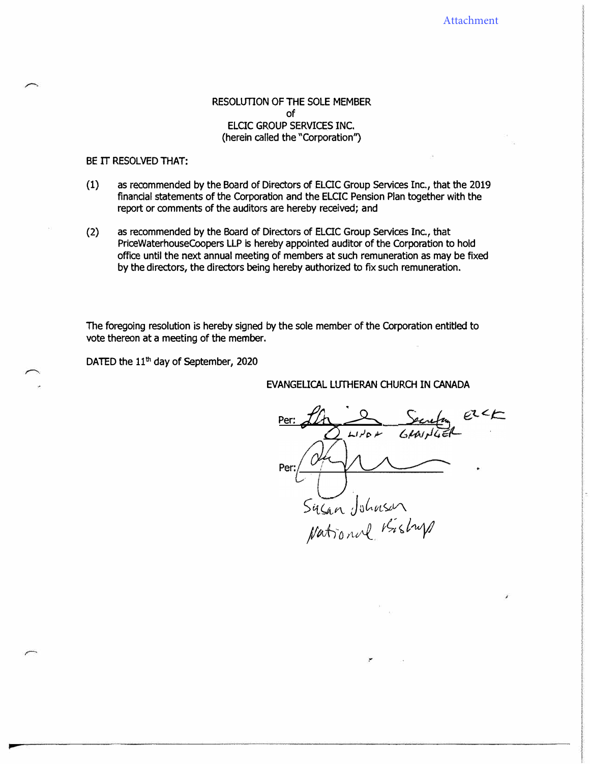Attachment

RESOLUTION OF THE SOLE MEMBER
of
ELCIC GROUP SERVICES INC.
(herein called the "Corporation")

BE IT RESOLVED THAT:

(1) as recommended by the Board of Directors of ELCIC Group Services Inc., that the 2019 financial statements of the Corporation and the ELCIC Pension Plan together with the report or comments of the auditors are hereby received; and

(2) as recommended by the Board of Directors of ELCIC Group Services Inc., that PriceWaterhouseCoopers LLP is hereby appointed auditor of the Corporation to hold office until the next annual meeting of members at such remuneration as may be fixed by the directors, the directors being hereby authorized to fix such remuneration.

The foregoing resolution is hereby signed by the sole member of the Corporation entitled to vote thereon at a meeting of the member.

DATED the 11th day of September, 2020

EVANGELICAL LUTHERAN CHURCH IN CANADA

Per: ______________ Secretary ELCIC
LINDA GRAINGER

Per: ______________
Susan Johnson
National Bishop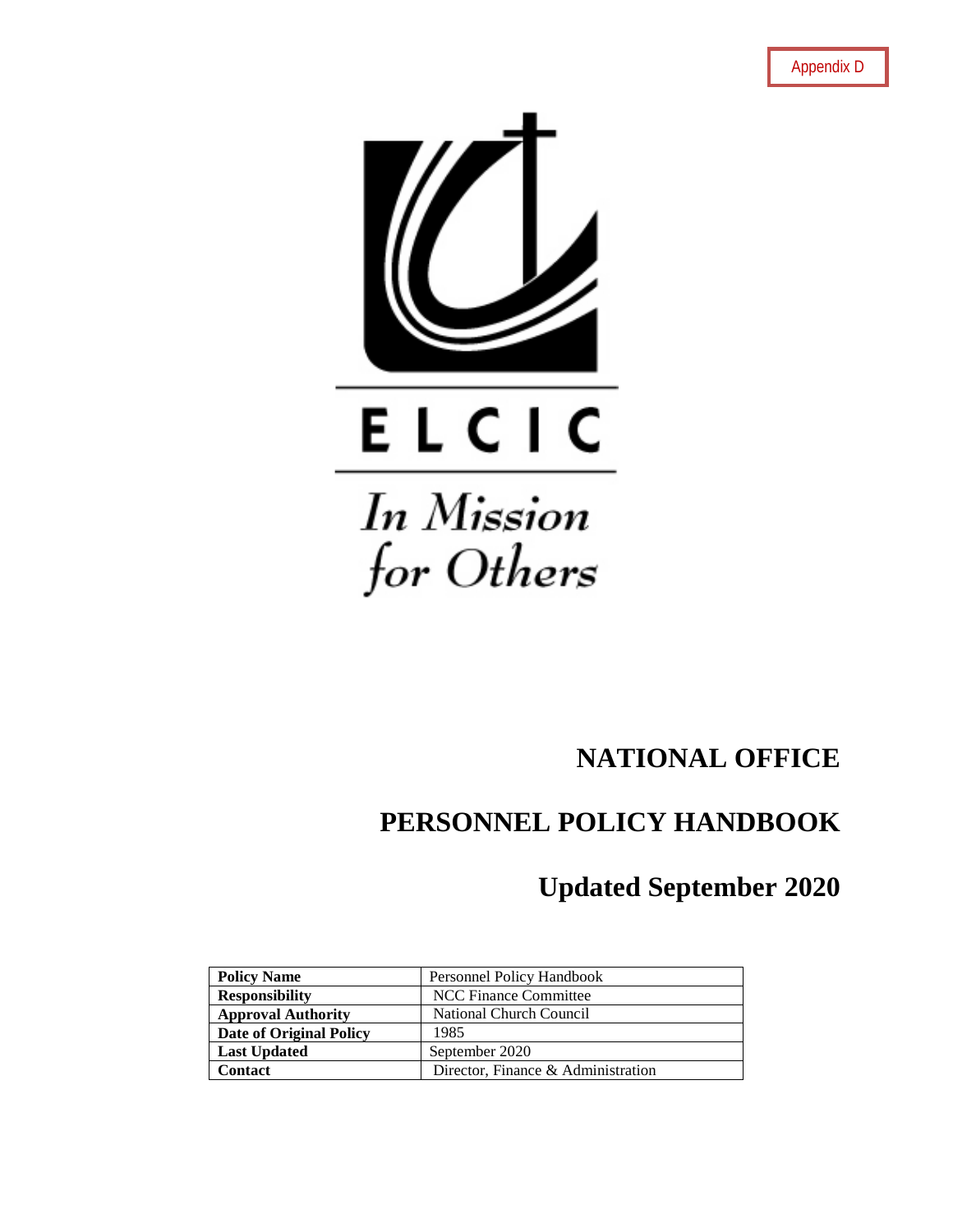Appendix D

ELCIC

In Mission for Others

# NATIONAL OFFICE

# PERSONNEL POLICY HANDBOOK

## Updated September 2020

| **Policy Name** | Personnel Policy Handbook |
|---|---|
| **Responsibility** | NCC Finance Committee |
| **Approval Authority** | National Church Council |
| **Date of Original Policy** | 1985 |
| **Last Updated** | September 2020 |
| **Contact** | Director, Finance & Administration |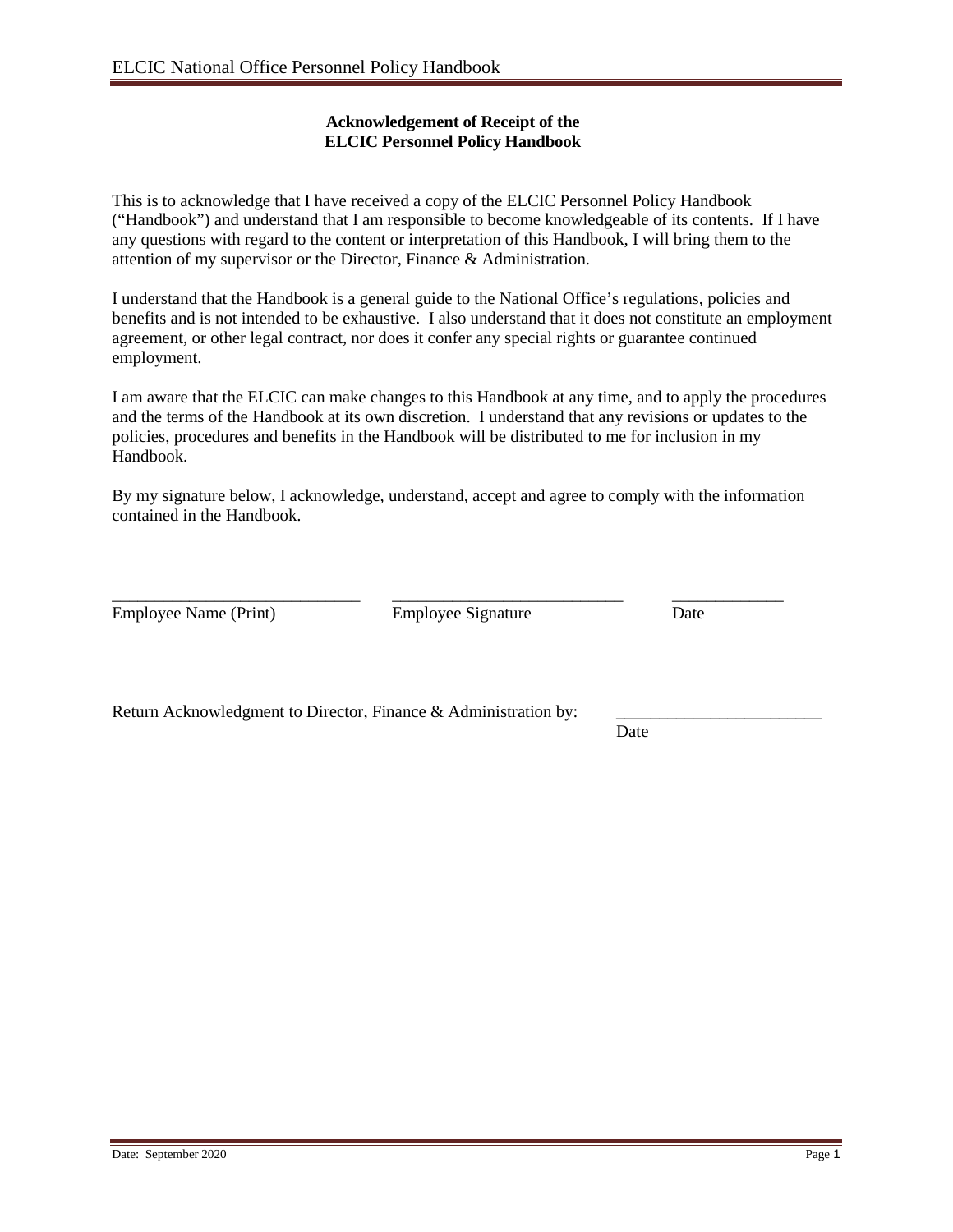**Acknowledgement of Receipt of the**
**ELCIC Personnel Policy Handbook**

This is to acknowledge that I have received a copy of the ELCIC Personnel Policy Handbook ("Handbook") and understand that I am responsible to become knowledgeable of its contents. If I have any questions with regard to the content or interpretation of this Handbook, I will bring them to the attention of my supervisor or the Director, Finance & Administration.

I understand that the Handbook is a general guide to the National Office's regulations, policies and benefits and is not intended to be exhaustive. I also understand that it does not constitute an employment agreement, or other legal contract, nor does it confer any special rights or guarantee continued employment.

I am aware that the ELCIC can make changes to this Handbook at any time, and to apply the procedures and the terms of the Handbook at its own discretion. I understand that any revisions or updates to the policies, procedures and benefits in the Handbook will be distributed to me for inclusion in my Handbook.

By my signature below, I acknowledge, understand, accept and agree to comply with the information contained in the Handbook.

_____________________________ &nbsp;&nbsp;&nbsp; ___________________________ &nbsp;&nbsp;&nbsp; _____________
Employee Name (Print) &nbsp;&nbsp;&nbsp; Employee Signature &nbsp;&nbsp;&nbsp; Date

Return Acknowledgment to Director, Finance & Administration by: &nbsp;&nbsp;&nbsp; _______________________
Date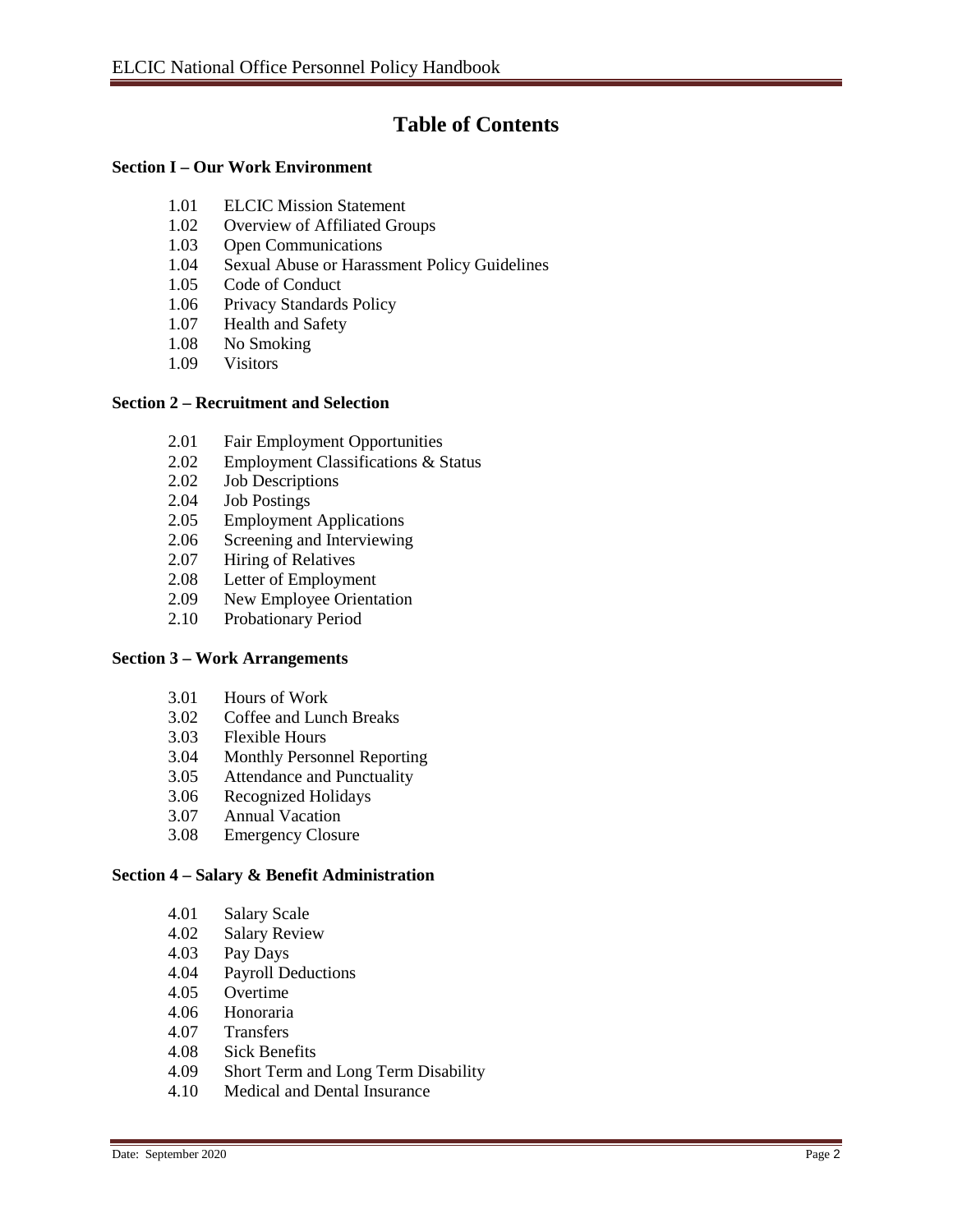# Table of Contents

**Section I – Our Work Environment**

- 1.01 ELCIC Mission Statement
- 1.02 Overview of Affiliated Groups
- 1.03 Open Communications
- 1.04 Sexual Abuse or Harassment Policy Guidelines
- 1.05 Code of Conduct
- 1.06 Privacy Standards Policy
- 1.07 Health and Safety
- 1.08 No Smoking
- 1.09 Visitors

**Section 2 – Recruitment and Selection**

- 2.01 Fair Employment Opportunities
- 2.02 Employment Classifications & Status
- 2.02 Job Descriptions
- 2.04 Job Postings
- 2.05 Employment Applications
- 2.06 Screening and Interviewing
- 2.07 Hiring of Relatives
- 2.08 Letter of Employment
- 2.09 New Employee Orientation
- 2.10 Probationary Period

**Section 3 – Work Arrangements**

- 3.01 Hours of Work
- 3.02 Coffee and Lunch Breaks
- 3.03 Flexible Hours
- 3.04 Monthly Personnel Reporting
- 3.05 Attendance and Punctuality
- 3.06 Recognized Holidays
- 3.07 Annual Vacation
- 3.08 Emergency Closure

**Section 4 – Salary & Benefit Administration**

- 4.01 Salary Scale
- 4.02 Salary Review
- 4.03 Pay Days
- 4.04 Payroll Deductions
- 4.05 Overtime
- 4.06 Honoraria
- 4.07 Transfers
- 4.08 Sick Benefits
- 4.09 Short Term and Long Term Disability
- 4.10 Medical and Dental Insurance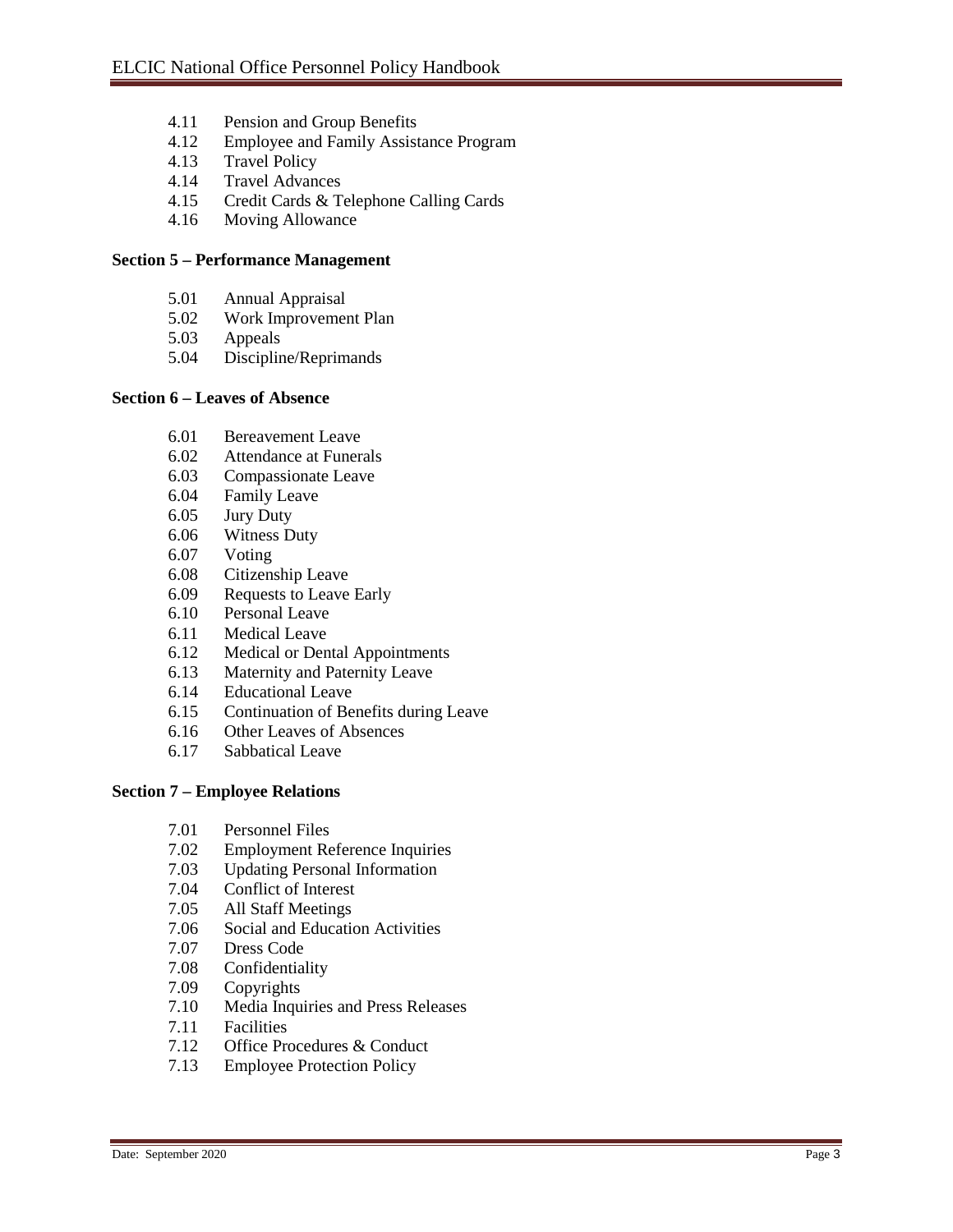- 4.11 Pension and Group Benefits
- 4.12 Employee and Family Assistance Program
- 4.13 Travel Policy
- 4.14 Travel Advances
- 4.15 Credit Cards & Telephone Calling Cards
- 4.16 Moving Allowance

**Section 5 – Performance Management**

- 5.01 Annual Appraisal
- 5.02 Work Improvement Plan
- 5.03 Appeals
- 5.04 Discipline/Reprimands

**Section 6 – Leaves of Absence**

- 6.01 Bereavement Leave
- 6.02 Attendance at Funerals
- 6.03 Compassionate Leave
- 6.04 Family Leave
- 6.05 Jury Duty
- 6.06 Witness Duty
- 6.07 Voting
- 6.08 Citizenship Leave
- 6.09 Requests to Leave Early
- 6.10 Personal Leave
- 6.11 Medical Leave
- 6.12 Medical or Dental Appointments
- 6.13 Maternity and Paternity Leave
- 6.14 Educational Leave
- 6.15 Continuation of Benefits during Leave
- 6.16 Other Leaves of Absences
- 6.17 Sabbatical Leave

**Section 7 – Employee Relations**

- 7.01 Personnel Files
- 7.02 Employment Reference Inquiries
- 7.03 Updating Personal Information
- 7.04 Conflict of Interest
- 7.05 All Staff Meetings
- 7.06 Social and Education Activities
- 7.07 Dress Code
- 7.08 Confidentiality
- 7.09 Copyrights
- 7.10 Media Inquiries and Press Releases
- 7.11 Facilities
- 7.12 Office Procedures & Conduct
- 7.13 Employee Protection Policy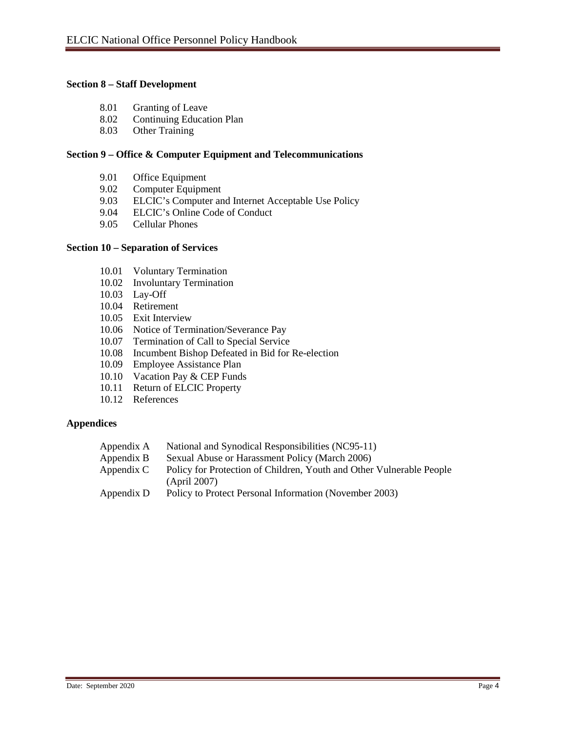**Section 8 – Staff Development**

- 8.01 Granting of Leave
- 8.02 Continuing Education Plan
- 8.03 Other Training

**Section 9 – Office & Computer Equipment and Telecommunications**

- 9.01 Office Equipment
- 9.02 Computer Equipment
- 9.03 ELCIC's Computer and Internet Acceptable Use Policy
- 9.04 ELCIC's Online Code of Conduct
- 9.05 Cellular Phones

**Section 10 – Separation of Services**

- 10.01 Voluntary Termination
- 10.02 Involuntary Termination
- 10.03 Lay-Off
- 10.04 Retirement
- 10.05 Exit Interview
- 10.06 Notice of Termination/Severance Pay
- 10.07 Termination of Call to Special Service
- 10.08 Incumbent Bishop Defeated in Bid for Re-election
- 10.09 Employee Assistance Plan
- 10.10 Vacation Pay & CEP Funds
- 10.11 Return of ELCIC Property
- 10.12 References

**Appendices**

- Appendix A National and Synodical Responsibilities (NC95-11)
- Appendix B Sexual Abuse or Harassment Policy (March 2006)
- Appendix C Policy for Protection of Children, Youth and Other Vulnerable People (April 2007)
- Appendix D Policy to Protect Personal Information (November 2003)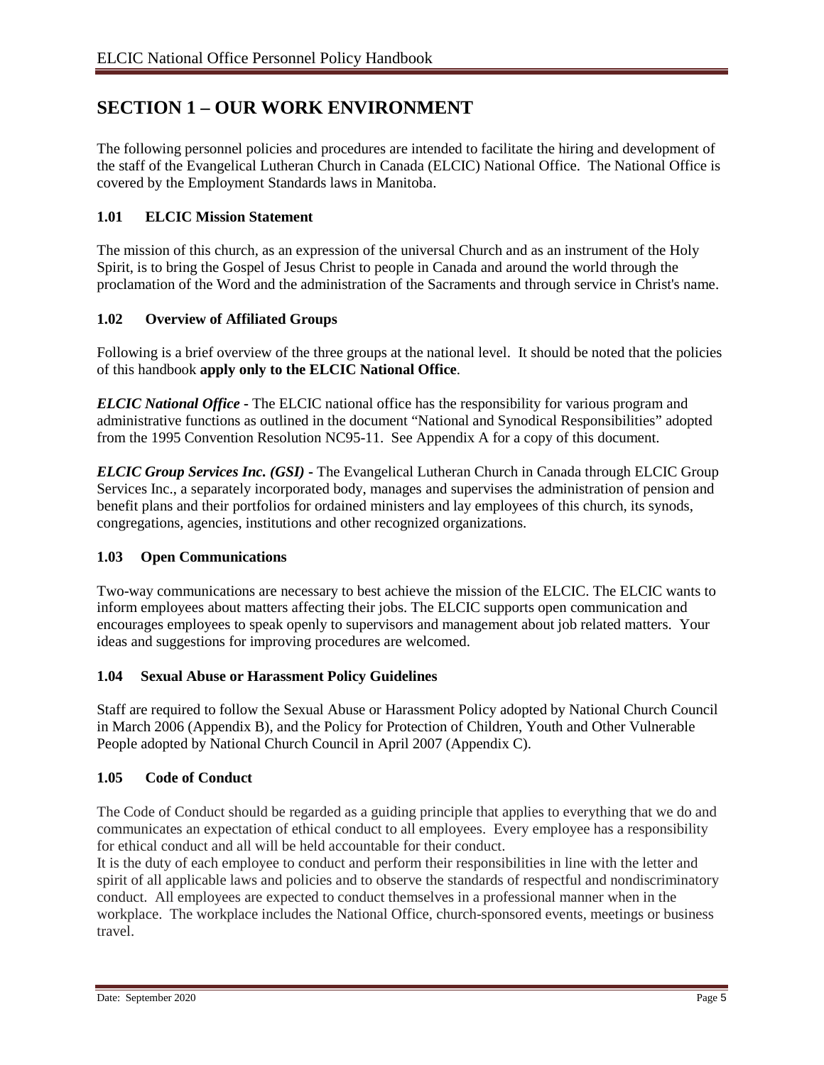# SECTION 1 – OUR WORK ENVIRONMENT

The following personnel policies and procedures are intended to facilitate the hiring and development of the staff of the Evangelical Lutheran Church in Canada (ELCIC) National Office. The National Office is covered by the Employment Standards laws in Manitoba.

### 1.01 ELCIC Mission Statement

The mission of this church, as an expression of the universal Church and as an instrument of the Holy Spirit, is to bring the Gospel of Jesus Christ to people in Canada and around the world through the proclamation of the Word and the administration of the Sacraments and through service in Christ's name.

### 1.02 Overview of Affiliated Groups

Following is a brief overview of the three groups at the national level. It should be noted that the policies of this handbook **apply only to the ELCIC National Office**.

***ELCIC National Office*** - The ELCIC national office has the responsibility for various program and administrative functions as outlined in the document "National and Synodical Responsibilities" adopted from the 1995 Convention Resolution NC95-11. See Appendix A for a copy of this document.

***ELCIC Group Services Inc. (GSI)*** - The Evangelical Lutheran Church in Canada through ELCIC Group Services Inc., a separately incorporated body, manages and supervises the administration of pension and benefit plans and their portfolios for ordained ministers and lay employees of this church, its synods, congregations, agencies, institutions and other recognized organizations.

### 1.03 Open Communications

Two-way communications are necessary to best achieve the mission of the ELCIC. The ELCIC wants to inform employees about matters affecting their jobs. The ELCIC supports open communication and encourages employees to speak openly to supervisors and management about job related matters. Your ideas and suggestions for improving procedures are welcomed.

### 1.04 Sexual Abuse or Harassment Policy Guidelines

Staff are required to follow the Sexual Abuse or Harassment Policy adopted by National Church Council in March 2006 (Appendix B), and the Policy for Protection of Children, Youth and Other Vulnerable People adopted by National Church Council in April 2007 (Appendix C).

### 1.05 Code of Conduct

The Code of Conduct should be regarded as a guiding principle that applies to everything that we do and communicates an expectation of ethical conduct to all employees. Every employee has a responsibility for ethical conduct and all will be held accountable for their conduct.

It is the duty of each employee to conduct and perform their responsibilities in line with the letter and spirit of all applicable laws and policies and to observe the standards of respectful and nondiscriminatory conduct. All employees are expected to conduct themselves in a professional manner when in the workplace. The workplace includes the National Office, church-sponsored events, meetings or business travel.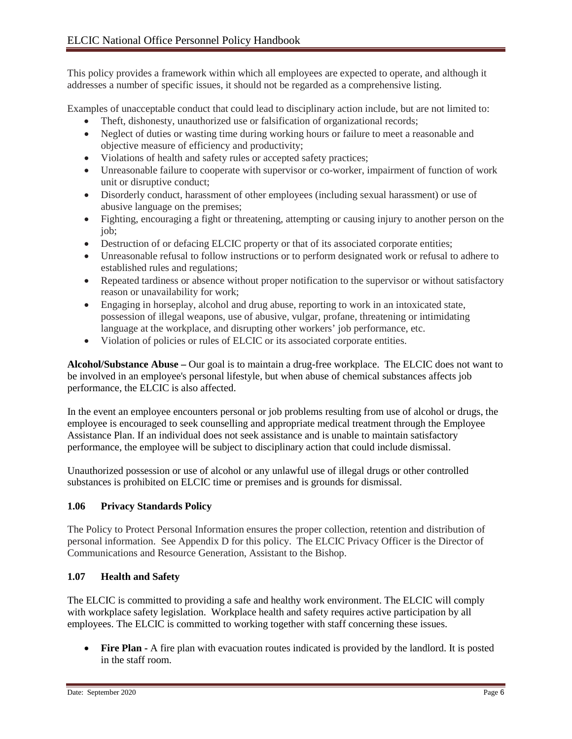This policy provides a framework within which all employees are expected to operate, and although it addresses a number of specific issues, it should not be regarded as a comprehensive listing.

Examples of unacceptable conduct that could lead to disciplinary action include, but are not limited to:

- Theft, dishonesty, unauthorized use or falsification of organizational records;
- Neglect of duties or wasting time during working hours or failure to meet a reasonable and objective measure of efficiency and productivity;
- Violations of health and safety rules or accepted safety practices;
- Unreasonable failure to cooperate with supervisor or co-worker, impairment of function of work unit or disruptive conduct;
- Disorderly conduct, harassment of other employees (including sexual harassment) or use of abusive language on the premises;
- Fighting, encouraging a fight or threatening, attempting or causing injury to another person on the job;
- Destruction of or defacing ELCIC property or that of its associated corporate entities;
- Unreasonable refusal to follow instructions or to perform designated work or refusal to adhere to established rules and regulations;
- Repeated tardiness or absence without proper notification to the supervisor or without satisfactory reason or unavailability for work;
- Engaging in horseplay, alcohol and drug abuse, reporting to work in an intoxicated state, possession of illegal weapons, use of abusive, vulgar, profane, threatening or intimidating language at the workplace, and disrupting other workers' job performance, etc.
- Violation of policies or rules of ELCIC or its associated corporate entities.

**Alcohol/Substance Abuse –** Our goal is to maintain a drug-free workplace. The ELCIC does not want to be involved in an employee's personal lifestyle, but when abuse of chemical substances affects job performance, the ELCIC is also affected.

In the event an employee encounters personal or job problems resulting from use of alcohol or drugs, the employee is encouraged to seek counselling and appropriate medical treatment through the Employee Assistance Plan. If an individual does not seek assistance and is unable to maintain satisfactory performance, the employee will be subject to disciplinary action that could include dismissal.

Unauthorized possession or use of alcohol or any unlawful use of illegal drugs or other controlled substances is prohibited on ELCIC time or premises and is grounds for dismissal.

### 1.06 Privacy Standards Policy

The Policy to Protect Personal Information ensures the proper collection, retention and distribution of personal information. See Appendix D for this policy. The ELCIC Privacy Officer is the Director of Communications and Resource Generation, Assistant to the Bishop.

### 1.07 Health and Safety

The ELCIC is committed to providing a safe and healthy work environment. The ELCIC will comply with workplace safety legislation. Workplace health and safety requires active participation by all employees. The ELCIC is committed to working together with staff concerning these issues.

- **Fire Plan -** A fire plan with evacuation routes indicated is provided by the landlord. It is posted in the staff room.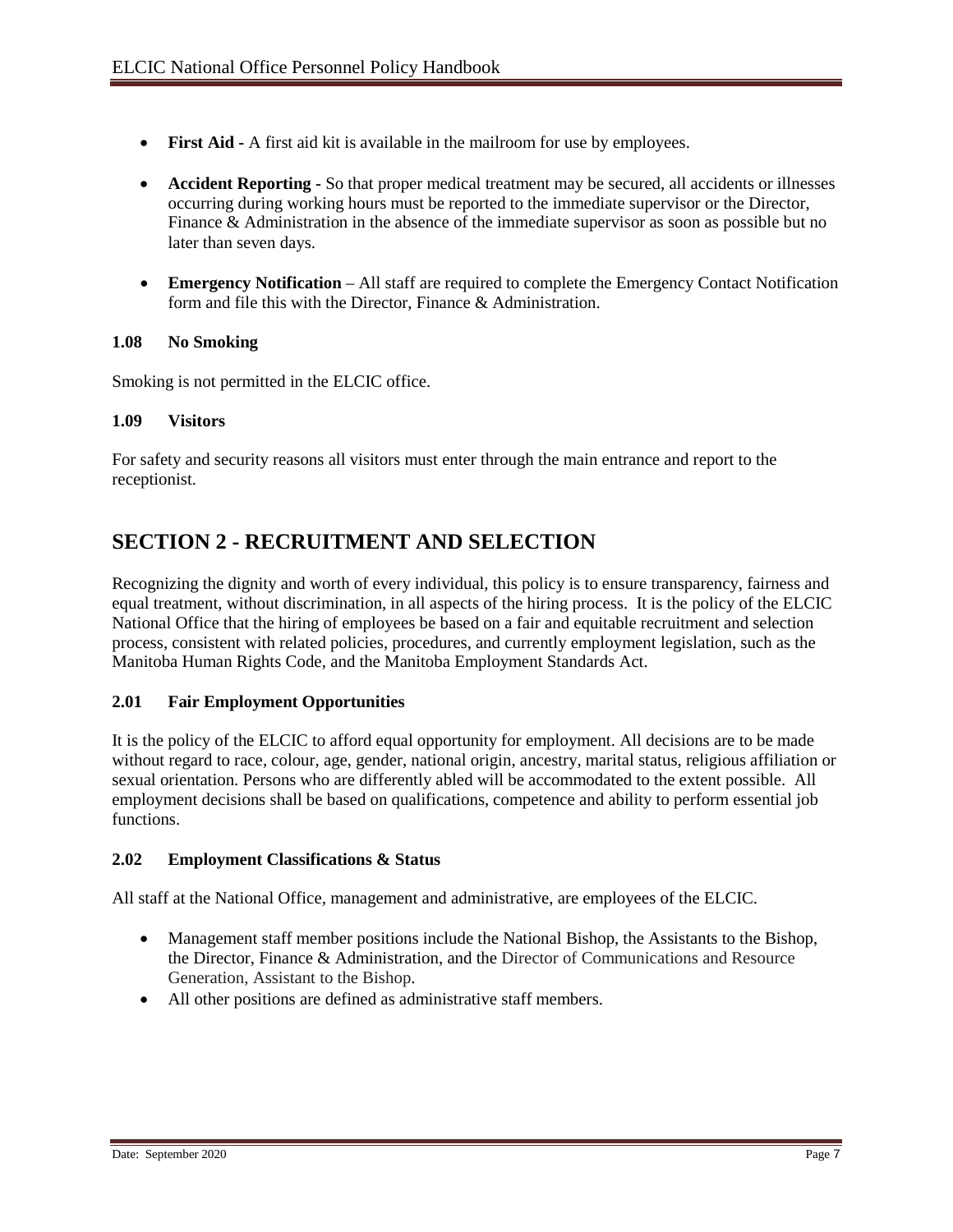- **First Aid -** A first aid kit is available in the mailroom for use by employees.

- **Accident Reporting -** So that proper medical treatment may be secured, all accidents or illnesses occurring during working hours must be reported to the immediate supervisor or the Director, Finance & Administration in the absence of the immediate supervisor as soon as possible but no later than seven days.

- **Emergency Notification** – All staff are required to complete the Emergency Contact Notification form and file this with the Director, Finance & Administration.

### 1.08 No Smoking

Smoking is not permitted in the ELCIC office.

### 1.09 Visitors

For safety and security reasons all visitors must enter through the main entrance and report to the receptionist.

# SECTION 2 - RECRUITMENT AND SELECTION

Recognizing the dignity and worth of every individual, this policy is to ensure transparency, fairness and equal treatment, without discrimination, in all aspects of the hiring process. It is the policy of the ELCIC National Office that the hiring of employees be based on a fair and equitable recruitment and selection process, consistent with related policies, procedures, and currently employment legislation, such as the Manitoba Human Rights Code, and the Manitoba Employment Standards Act.

### 2.01 Fair Employment Opportunities

It is the policy of the ELCIC to afford equal opportunity for employment. All decisions are to be made without regard to race, colour, age, gender, national origin, ancestry, marital status, religious affiliation or sexual orientation. Persons who are differently abled will be accommodated to the extent possible. All employment decisions shall be based on qualifications, competence and ability to perform essential job functions.

### 2.02 Employment Classifications & Status

All staff at the National Office, management and administrative, are employees of the ELCIC.

- Management staff member positions include the National Bishop, the Assistants to the Bishop, the Director, Finance & Administration, and the Director of Communications and Resource Generation, Assistant to the Bishop.
- All other positions are defined as administrative staff members.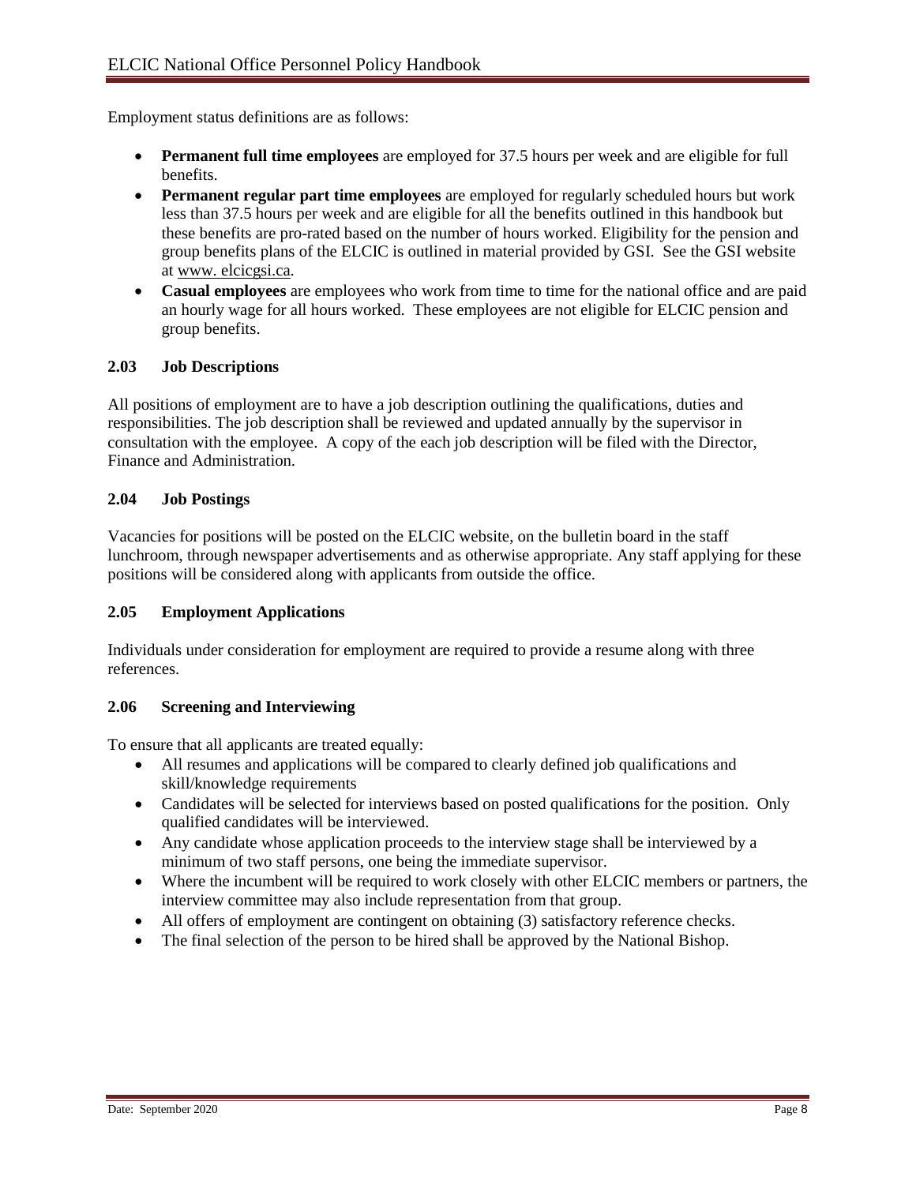Employment status definitions are as follows:

- **Permanent full time employees** are employed for 37.5 hours per week and are eligible for full benefits.
- **Permanent regular part time employees** are employed for regularly scheduled hours but work less than 37.5 hours per week and are eligible for all the benefits outlined in this handbook but these benefits are pro-rated based on the number of hours worked. Eligibility for the pension and group benefits plans of the ELCIC is outlined in material provided by GSI. See the GSI website at www. elcicgsi.ca.
- **Casual employees** are employees who work from time to time for the national office and are paid an hourly wage for all hours worked. These employees are not eligible for ELCIC pension and group benefits.

### 2.03 Job Descriptions

All positions of employment are to have a job description outlining the qualifications, duties and responsibilities. The job description shall be reviewed and updated annually by the supervisor in consultation with the employee. A copy of the each job description will be filed with the Director, Finance and Administration.

### 2.04 Job Postings

Vacancies for positions will be posted on the ELCIC website, on the bulletin board in the staff lunchroom, through newspaper advertisements and as otherwise appropriate. Any staff applying for these positions will be considered along with applicants from outside the office.

### 2.05 Employment Applications

Individuals under consideration for employment are required to provide a resume along with three references.

### 2.06 Screening and Interviewing

To ensure that all applicants are treated equally:

- All resumes and applications will be compared to clearly defined job qualifications and skill/knowledge requirements
- Candidates will be selected for interviews based on posted qualifications for the position. Only qualified candidates will be interviewed.
- Any candidate whose application proceeds to the interview stage shall be interviewed by a minimum of two staff persons, one being the immediate supervisor.
- Where the incumbent will be required to work closely with other ELCIC members or partners, the interview committee may also include representation from that group.
- All offers of employment are contingent on obtaining (3) satisfactory reference checks.
- The final selection of the person to be hired shall be approved by the National Bishop.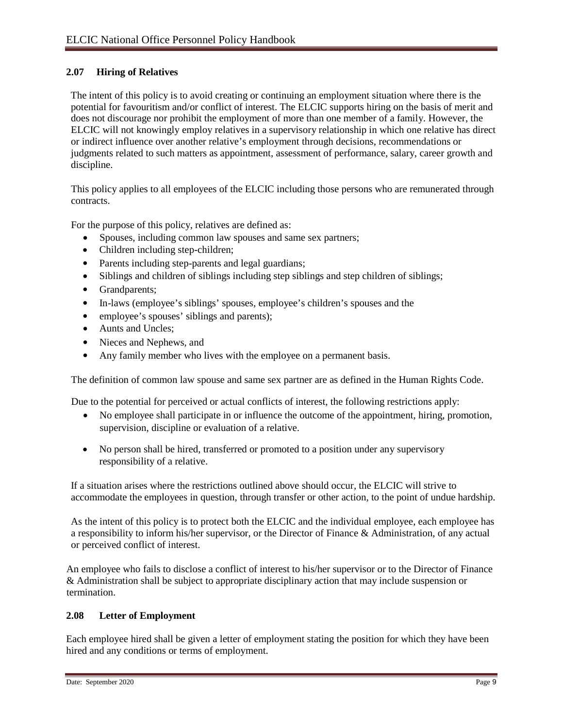### 2.07 Hiring of Relatives

The intent of this policy is to avoid creating or continuing an employment situation where there is the potential for favouritism and/or conflict of interest. The ELCIC supports hiring on the basis of merit and does not discourage nor prohibit the employment of more than one member of a family. However, the ELCIC will not knowingly employ relatives in a supervisory relationship in which one relative has direct or indirect influence over another relative's employment through decisions, recommendations or judgments related to such matters as appointment, assessment of performance, salary, career growth and discipline.

This policy applies to all employees of the ELCIC including those persons who are remunerated through contracts.

For the purpose of this policy, relatives are defined as:

- Spouses, including common law spouses and same sex partners;
- Children including step-children;
- Parents including step-parents and legal guardians;
- Siblings and children of siblings including step siblings and step children of siblings;
- Grandparents;
- In-laws (employee's siblings' spouses, employee's children's spouses and the
- employee's spouses' siblings and parents);
- Aunts and Uncles;
- Nieces and Nephews, and
- Any family member who lives with the employee on a permanent basis.

The definition of common law spouse and same sex partner are as defined in the Human Rights Code.

Due to the potential for perceived or actual conflicts of interest, the following restrictions apply:

- No employee shall participate in or influence the outcome of the appointment, hiring, promotion, supervision, discipline or evaluation of a relative.
- No person shall be hired, transferred or promoted to a position under any supervisory responsibility of a relative.

If a situation arises where the restrictions outlined above should occur, the ELCIC will strive to accommodate the employees in question, through transfer or other action, to the point of undue hardship.

As the intent of this policy is to protect both the ELCIC and the individual employee, each employee has a responsibility to inform his/her supervisor, or the Director of Finance & Administration, of any actual or perceived conflict of interest.

An employee who fails to disclose a conflict of interest to his/her supervisor or to the Director of Finance & Administration shall be subject to appropriate disciplinary action that may include suspension or termination.

### 2.08 Letter of Employment

Each employee hired shall be given a letter of employment stating the position for which they have been hired and any conditions or terms of employment.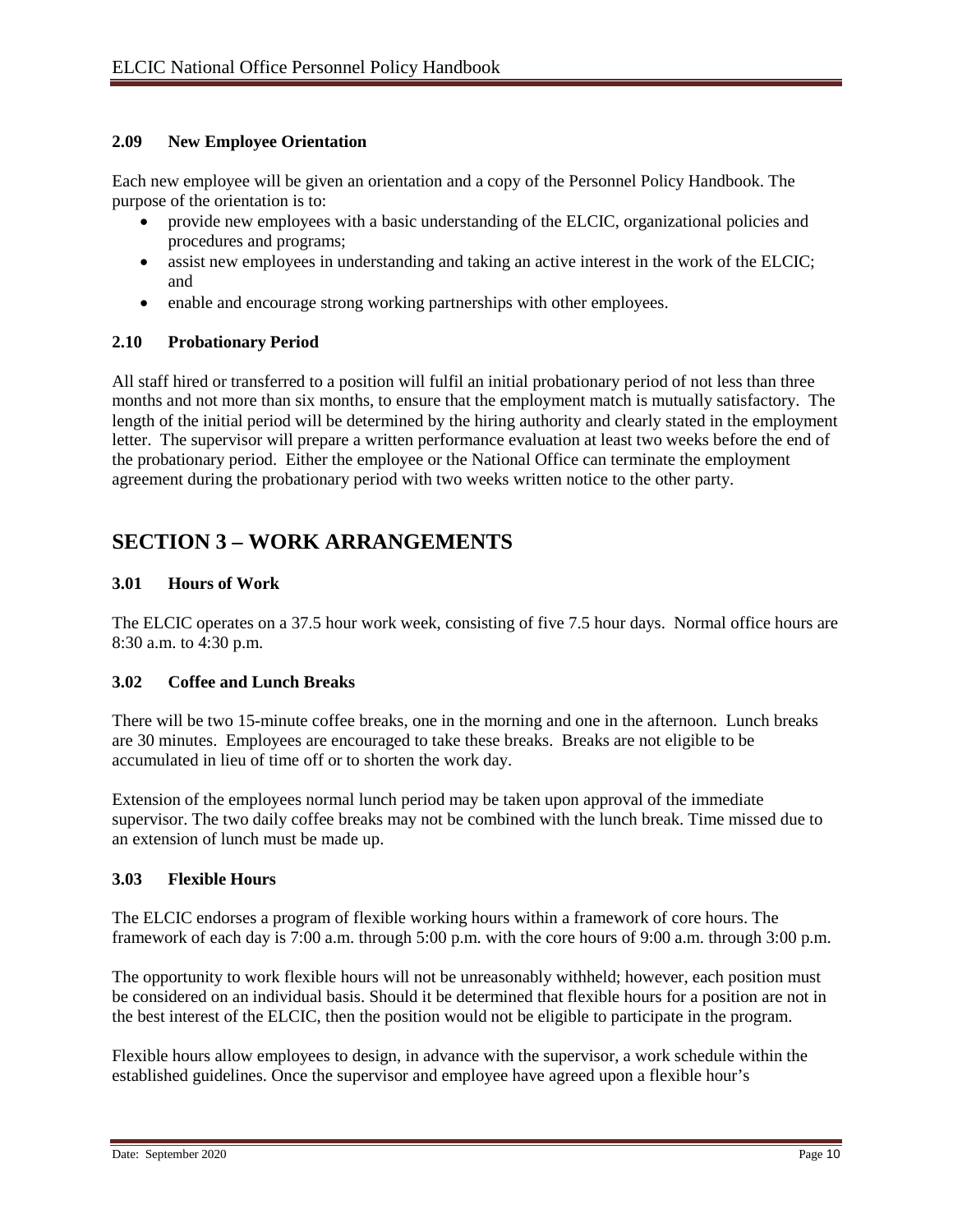### 2.09 New Employee Orientation

Each new employee will be given an orientation and a copy of the Personnel Policy Handbook. The purpose of the orientation is to:

- provide new employees with a basic understanding of the ELCIC, organizational policies and procedures and programs;
- assist new employees in understanding and taking an active interest in the work of the ELCIC; and
- enable and encourage strong working partnerships with other employees.

### 2.10 Probationary Period

All staff hired or transferred to a position will fulfil an initial probationary period of not less than three months and not more than six months, to ensure that the employment match is mutually satisfactory. The length of the initial period will be determined by the hiring authority and clearly stated in the employment letter. The supervisor will prepare a written performance evaluation at least two weeks before the end of the probationary period. Either the employee or the National Office can terminate the employment agreement during the probationary period with two weeks written notice to the other party.

## SECTION 3 – WORK ARRANGEMENTS

### 3.01 Hours of Work

The ELCIC operates on a 37.5 hour work week, consisting of five 7.5 hour days. Normal office hours are 8:30 a.m. to 4:30 p.m.

### 3.02 Coffee and Lunch Breaks

There will be two 15-minute coffee breaks, one in the morning and one in the afternoon. Lunch breaks are 30 minutes. Employees are encouraged to take these breaks. Breaks are not eligible to be accumulated in lieu of time off or to shorten the work day.

Extension of the employees normal lunch period may be taken upon approval of the immediate supervisor. The two daily coffee breaks may not be combined with the lunch break. Time missed due to an extension of lunch must be made up.

### 3.03 Flexible Hours

The ELCIC endorses a program of flexible working hours within a framework of core hours. The framework of each day is 7:00 a.m. through 5:00 p.m. with the core hours of 9:00 a.m. through 3:00 p.m.

The opportunity to work flexible hours will not be unreasonably withheld; however, each position must be considered on an individual basis. Should it be determined that flexible hours for a position are not in the best interest of the ELCIC, then the position would not be eligible to participate in the program.

Flexible hours allow employees to design, in advance with the supervisor, a work schedule within the established guidelines. Once the supervisor and employee have agreed upon a flexible hour's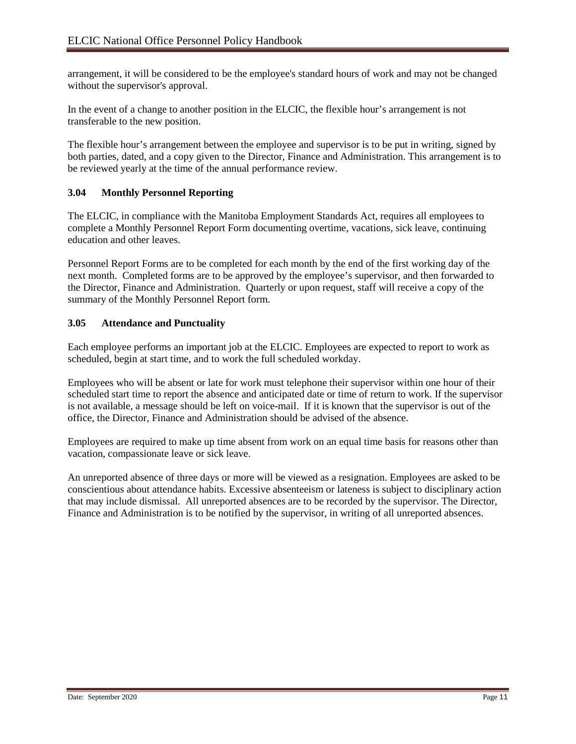arrangement, it will be considered to be the employee's standard hours of work and may not be changed without the supervisor's approval.

In the event of a change to another position in the ELCIC, the flexible hour's arrangement is not transferable to the new position.

The flexible hour's arrangement between the employee and supervisor is to be put in writing, signed by both parties, dated, and a copy given to the Director, Finance and Administration. This arrangement is to be reviewed yearly at the time of the annual performance review.

### 3.04 Monthly Personnel Reporting

The ELCIC, in compliance with the Manitoba Employment Standards Act, requires all employees to complete a Monthly Personnel Report Form documenting overtime, vacations, sick leave, continuing education and other leaves.

Personnel Report Forms are to be completed for each month by the end of the first working day of the next month. Completed forms are to be approved by the employee's supervisor, and then forwarded to the Director, Finance and Administration. Quarterly or upon request, staff will receive a copy of the summary of the Monthly Personnel Report form.

### 3.05 Attendance and Punctuality

Each employee performs an important job at the ELCIC. Employees are expected to report to work as scheduled, begin at start time, and to work the full scheduled workday.

Employees who will be absent or late for work must telephone their supervisor within one hour of their scheduled start time to report the absence and anticipated date or time of return to work. If the supervisor is not available, a message should be left on voice-mail. If it is known that the supervisor is out of the office, the Director, Finance and Administration should be advised of the absence.

Employees are required to make up time absent from work on an equal time basis for reasons other than vacation, compassionate leave or sick leave.

An unreported absence of three days or more will be viewed as a resignation. Employees are asked to be conscientious about attendance habits. Excessive absenteeism or lateness is subject to disciplinary action that may include dismissal. All unreported absences are to be recorded by the supervisor. The Director, Finance and Administration is to be notified by the supervisor, in writing of all unreported absences.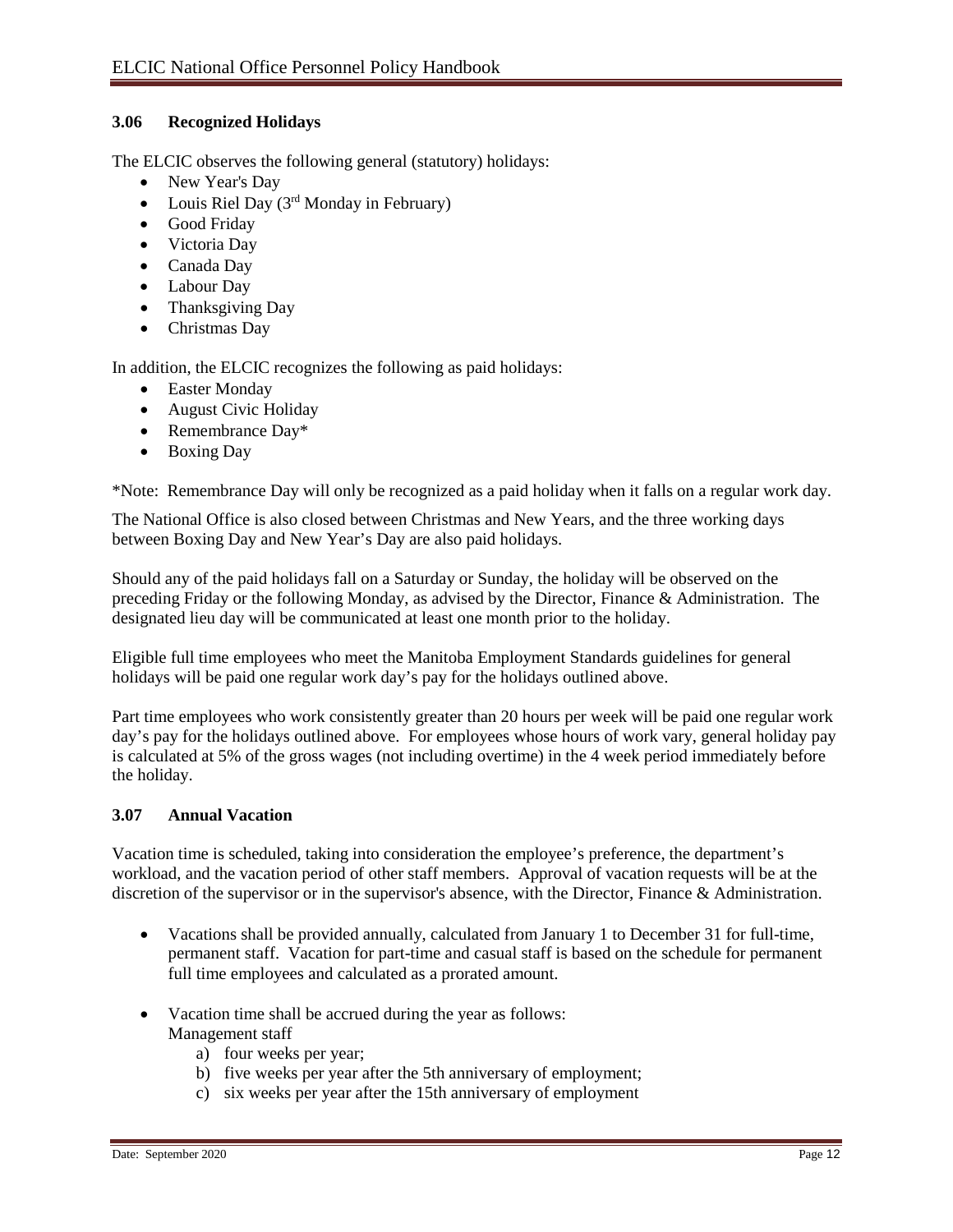### 3.06 Recognized Holidays

The ELCIC observes the following general (statutory) holidays:

- New Year's Day
- Louis Riel Day (3rd Monday in February)
- Good Friday
- Victoria Day
- Canada Day
- Labour Day
- Thanksgiving Day
- Christmas Day

In addition, the ELCIC recognizes the following as paid holidays:

- Easter Monday
- August Civic Holiday
- Remembrance Day*
- Boxing Day

*Note: Remembrance Day will only be recognized as a paid holiday when it falls on a regular work day.

The National Office is also closed between Christmas and New Years, and the three working days between Boxing Day and New Year's Day are also paid holidays.

Should any of the paid holidays fall on a Saturday or Sunday, the holiday will be observed on the preceding Friday or the following Monday, as advised by the Director, Finance & Administration. The designated lieu day will be communicated at least one month prior to the holiday.

Eligible full time employees who meet the Manitoba Employment Standards guidelines for general holidays will be paid one regular work day's pay for the holidays outlined above.

Part time employees who work consistently greater than 20 hours per week will be paid one regular work day's pay for the holidays outlined above. For employees whose hours of work vary, general holiday pay is calculated at 5% of the gross wages (not including overtime) in the 4 week period immediately before the holiday.

### 3.07 Annual Vacation

Vacation time is scheduled, taking into consideration the employee's preference, the department's workload, and the vacation period of other staff members. Approval of vacation requests will be at the discretion of the supervisor or in the supervisor's absence, with the Director, Finance & Administration.

- Vacations shall be provided annually, calculated from January 1 to December 31 for full-time, permanent staff. Vacation for part-time and casual staff is based on the schedule for permanent full time employees and calculated as a prorated amount.

- Vacation time shall be accrued during the year as follows:
  Management staff
  a) four weeks per year;
  b) five weeks per year after the 5th anniversary of employment;
  c) six weeks per year after the 15th anniversary of employment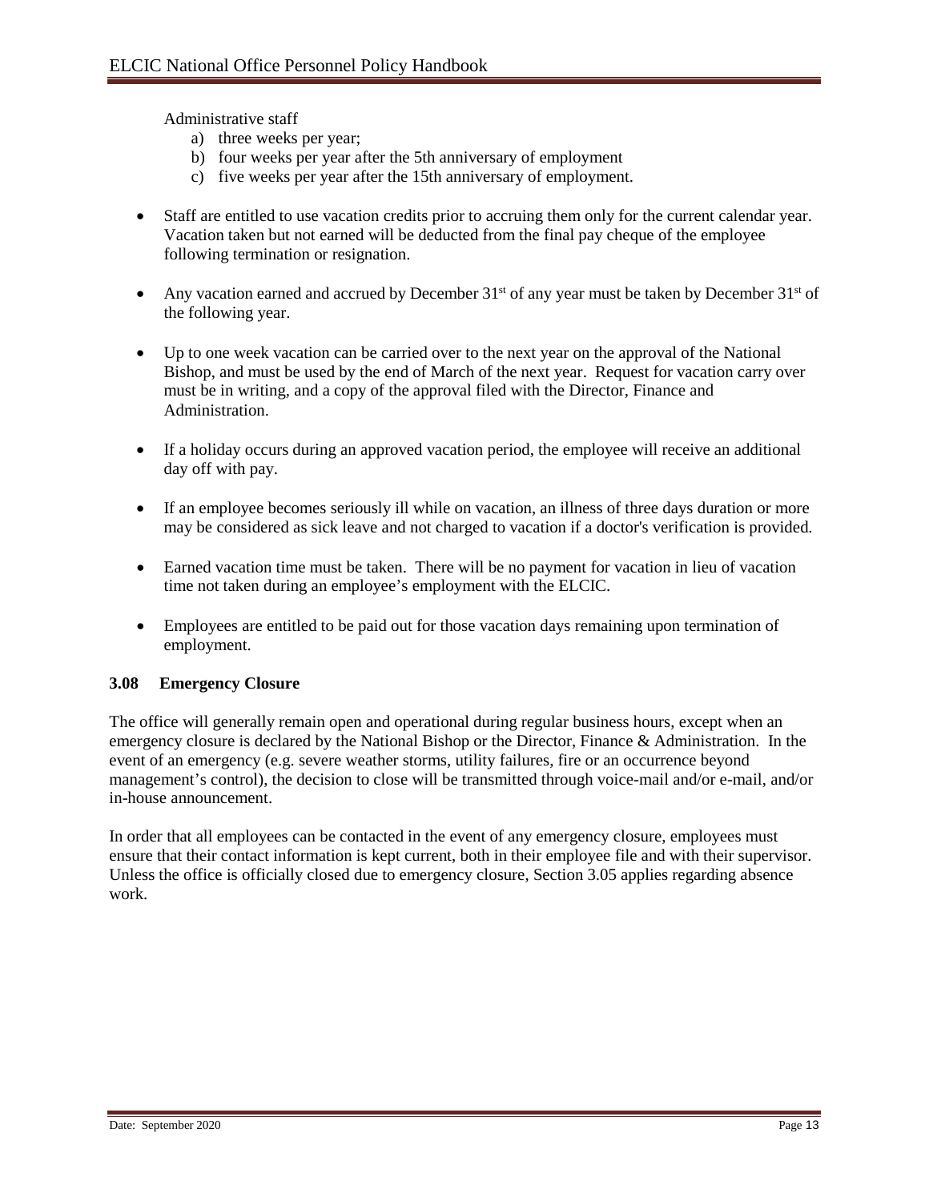Administrative staff

a) three weeks per year;
b) four weeks per year after the 5th anniversary of employment
c) five weeks per year after the 15th anniversary of employment.

- Staff are entitled to use vacation credits prior to accruing them only for the current calendar year. Vacation taken but not earned will be deducted from the final pay cheque of the employee following termination or resignation.

- Any vacation earned and accrued by December 31st of any year must be taken by December 31st of the following year.

- Up to one week vacation can be carried over to the next year on the approval of the National Bishop, and must be used by the end of March of the next year. Request for vacation carry over must be in writing, and a copy of the approval filed with the Director, Finance and Administration.

- If a holiday occurs during an approved vacation period, the employee will receive an additional day off with pay.

- If an employee becomes seriously ill while on vacation, an illness of three days duration or more may be considered as sick leave and not charged to vacation if a doctor's verification is provided.

- Earned vacation time must be taken. There will be no payment for vacation in lieu of vacation time not taken during an employee's employment with the ELCIC.

- Employees are entitled to be paid out for those vacation days remaining upon termination of employment.

### 3.08 Emergency Closure

The office will generally remain open and operational during regular business hours, except when an emergency closure is declared by the National Bishop or the Director, Finance & Administration. In the event of an emergency (e.g. severe weather storms, utility failures, fire or an occurrence beyond management's control), the decision to close will be transmitted through voice-mail and/or e-mail, and/or in-house announcement.

In order that all employees can be contacted in the event of any emergency closure, employees must ensure that their contact information is kept current, both in their employee file and with their supervisor. Unless the office is officially closed due to emergency closure, Section 3.05 applies regarding absence work.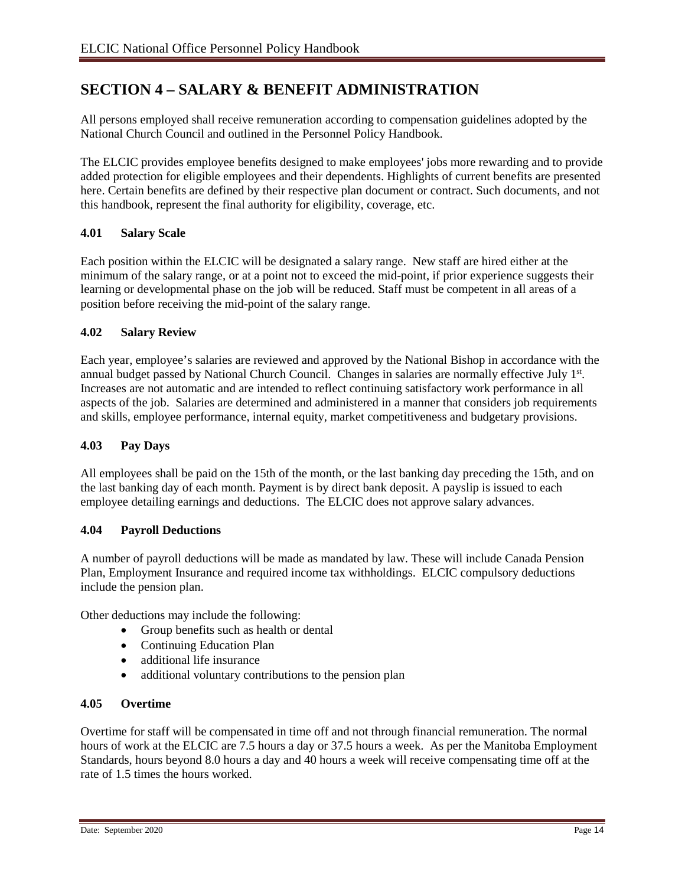# SECTION 4 – SALARY & BENEFIT ADMINISTRATION

All persons employed shall receive remuneration according to compensation guidelines adopted by the National Church Council and outlined in the Personnel Policy Handbook.

The ELCIC provides employee benefits designed to make employees' jobs more rewarding and to provide added protection for eligible employees and their dependents. Highlights of current benefits are presented here. Certain benefits are defined by their respective plan document or contract. Such documents, and not this handbook, represent the final authority for eligibility, coverage, etc.

### 4.01 Salary Scale

Each position within the ELCIC will be designated a salary range. New staff are hired either at the minimum of the salary range, or at a point not to exceed the mid-point, if prior experience suggests their learning or developmental phase on the job will be reduced. Staff must be competent in all areas of a position before receiving the mid-point of the salary range.

### 4.02 Salary Review

Each year, employee's salaries are reviewed and approved by the National Bishop in accordance with the annual budget passed by National Church Council. Changes in salaries are normally effective July 1st. Increases are not automatic and are intended to reflect continuing satisfactory work performance in all aspects of the job. Salaries are determined and administered in a manner that considers job requirements and skills, employee performance, internal equity, market competitiveness and budgetary provisions.

### 4.03 Pay Days

All employees shall be paid on the 15th of the month, or the last banking day preceding the 15th, and on the last banking day of each month. Payment is by direct bank deposit. A payslip is issued to each employee detailing earnings and deductions. The ELCIC does not approve salary advances.

### 4.04 Payroll Deductions

A number of payroll deductions will be made as mandated by law. These will include Canada Pension Plan, Employment Insurance and required income tax withholdings. ELCIC compulsory deductions include the pension plan.

Other deductions may include the following:

- Group benefits such as health or dental
- Continuing Education Plan
- additional life insurance
- additional voluntary contributions to the pension plan

### 4.05 Overtime

Overtime for staff will be compensated in time off and not through financial remuneration. The normal hours of work at the ELCIC are 7.5 hours a day or 37.5 hours a week. As per the Manitoba Employment Standards, hours beyond 8.0 hours a day and 40 hours a week will receive compensating time off at the rate of 1.5 times the hours worked.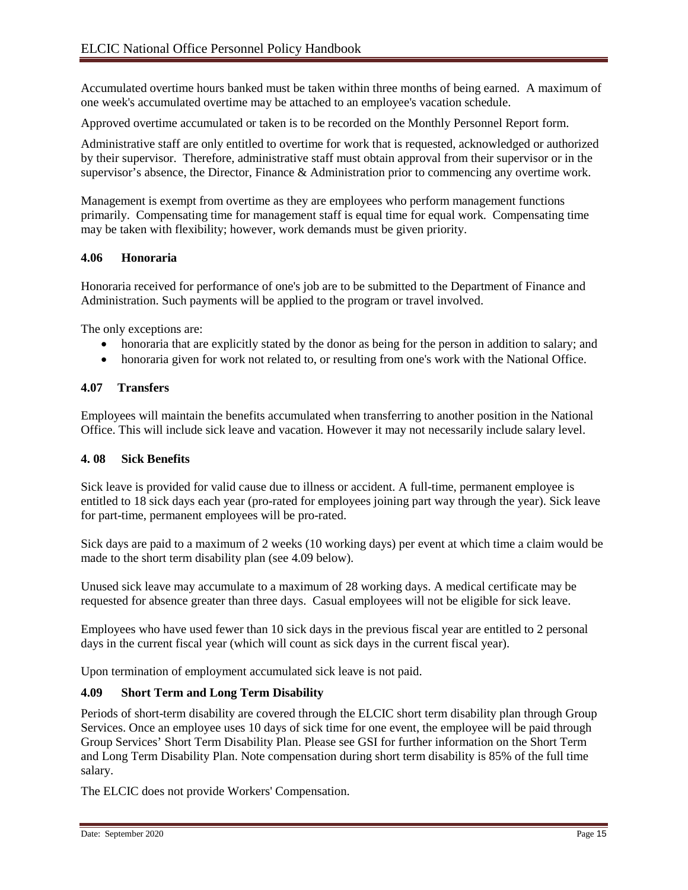Accumulated overtime hours banked must be taken within three months of being earned. A maximum of one week's accumulated overtime may be attached to an employee's vacation schedule.

Approved overtime accumulated or taken is to be recorded on the Monthly Personnel Report form.

Administrative staff are only entitled to overtime for work that is requested, acknowledged or authorized by their supervisor. Therefore, administrative staff must obtain approval from their supervisor or in the supervisor's absence, the Director, Finance & Administration prior to commencing any overtime work.

Management is exempt from overtime as they are employees who perform management functions primarily. Compensating time for management staff is equal time for equal work. Compensating time may be taken with flexibility; however, work demands must be given priority.

### 4.06 Honoraria

Honoraria received for performance of one's job are to be submitted to the Department of Finance and Administration. Such payments will be applied to the program or travel involved.

The only exceptions are:

- honoraria that are explicitly stated by the donor as being for the person in addition to salary; and
- honoraria given for work not related to, or resulting from one's work with the National Office.

### 4.07 Transfers

Employees will maintain the benefits accumulated when transferring to another position in the National Office. This will include sick leave and vacation. However it may not necessarily include salary level.

### 4. 08 Sick Benefits

Sick leave is provided for valid cause due to illness or accident. A full-time, permanent employee is entitled to 18 sick days each year (pro-rated for employees joining part way through the year). Sick leave for part-time, permanent employees will be pro-rated.

Sick days are paid to a maximum of 2 weeks (10 working days) per event at which time a claim would be made to the short term disability plan (see 4.09 below).

Unused sick leave may accumulate to a maximum of 28 working days. A medical certificate may be requested for absence greater than three days. Casual employees will not be eligible for sick leave.

Employees who have used fewer than 10 sick days in the previous fiscal year are entitled to 2 personal days in the current fiscal year (which will count as sick days in the current fiscal year).

Upon termination of employment accumulated sick leave is not paid.

### 4.09 Short Term and Long Term Disability

Periods of short-term disability are covered through the ELCIC short term disability plan through Group Services. Once an employee uses 10 days of sick time for one event, the employee will be paid through Group Services' Short Term Disability Plan. Please see GSI for further information on the Short Term and Long Term Disability Plan. Note compensation during short term disability is 85% of the full time salary.

The ELCIC does not provide Workers' Compensation.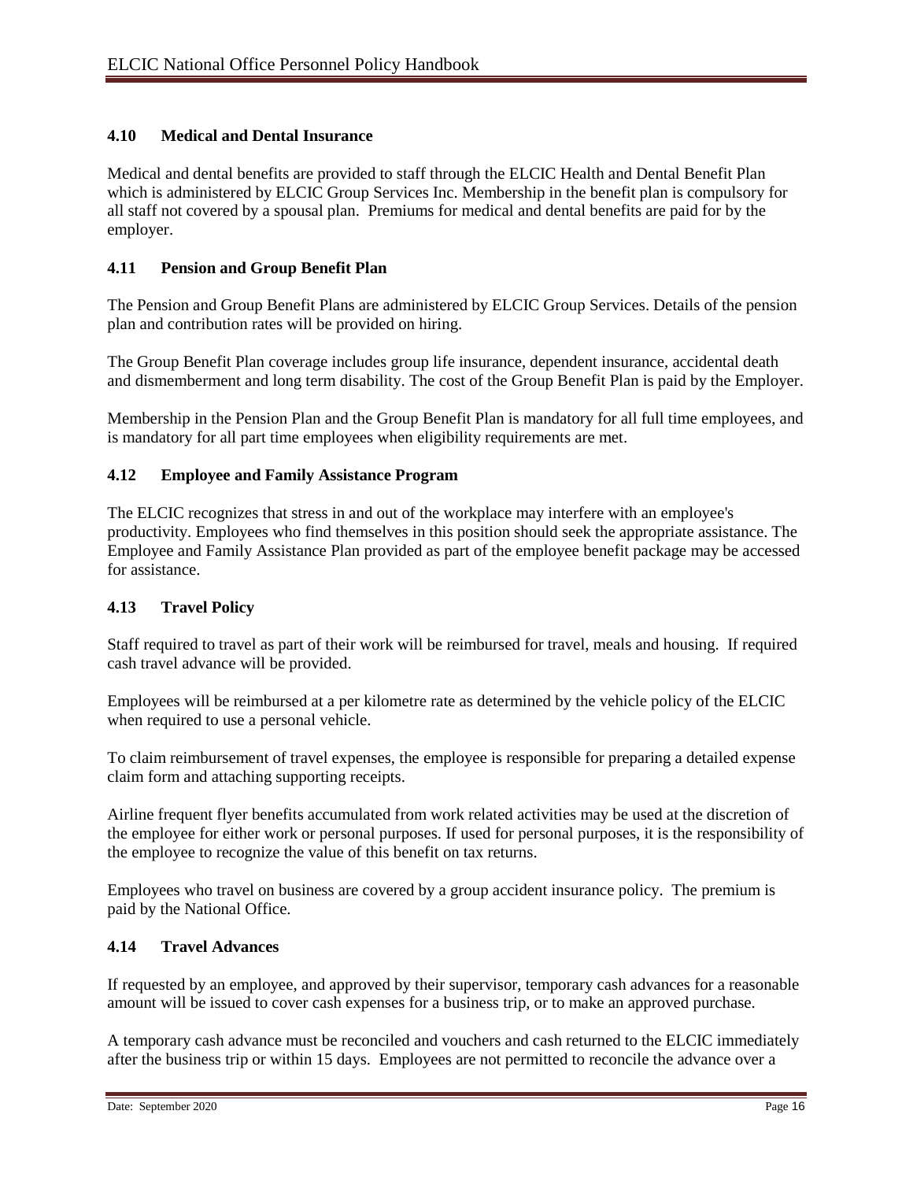### 4.10 Medical and Dental Insurance

Medical and dental benefits are provided to staff through the ELCIC Health and Dental Benefit Plan which is administered by ELCIC Group Services Inc. Membership in the benefit plan is compulsory for all staff not covered by a spousal plan. Premiums for medical and dental benefits are paid for by the employer.

### 4.11 Pension and Group Benefit Plan

The Pension and Group Benefit Plans are administered by ELCIC Group Services. Details of the pension plan and contribution rates will be provided on hiring.

The Group Benefit Plan coverage includes group life insurance, dependent insurance, accidental death and dismemberment and long term disability. The cost of the Group Benefit Plan is paid by the Employer.

Membership in the Pension Plan and the Group Benefit Plan is mandatory for all full time employees, and is mandatory for all part time employees when eligibility requirements are met.

### 4.12 Employee and Family Assistance Program

The ELCIC recognizes that stress in and out of the workplace may interfere with an employee's productivity. Employees who find themselves in this position should seek the appropriate assistance. The Employee and Family Assistance Plan provided as part of the employee benefit package may be accessed for assistance.

### 4.13 Travel Policy

Staff required to travel as part of their work will be reimbursed for travel, meals and housing. If required cash travel advance will be provided.

Employees will be reimbursed at a per kilometre rate as determined by the vehicle policy of the ELCIC when required to use a personal vehicle.

To claim reimbursement of travel expenses, the employee is responsible for preparing a detailed expense claim form and attaching supporting receipts.

Airline frequent flyer benefits accumulated from work related activities may be used at the discretion of the employee for either work or personal purposes. If used for personal purposes, it is the responsibility of the employee to recognize the value of this benefit on tax returns.

Employees who travel on business are covered by a group accident insurance policy. The premium is paid by the National Office.

### 4.14 Travel Advances

If requested by an employee, and approved by their supervisor, temporary cash advances for a reasonable amount will be issued to cover cash expenses for a business trip, or to make an approved purchase.

A temporary cash advance must be reconciled and vouchers and cash returned to the ELCIC immediately after the business trip or within 15 days. Employees are not permitted to reconcile the advance over a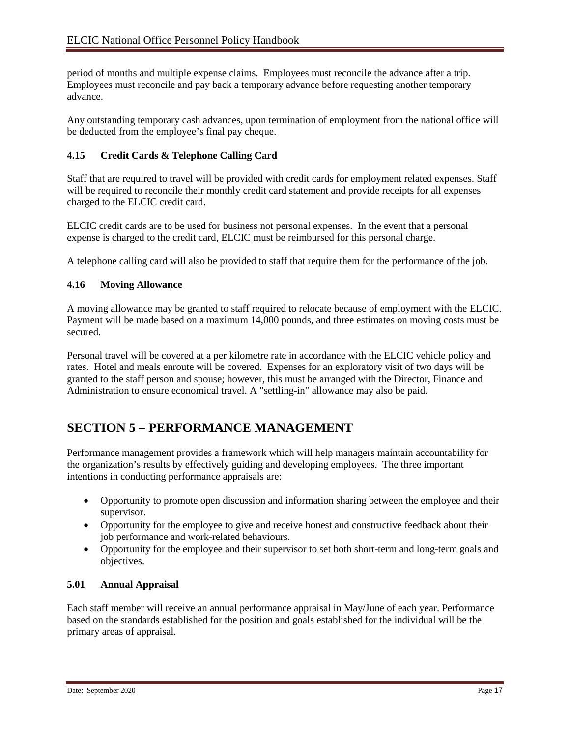period of months and multiple expense claims. Employees must reconcile the advance after a trip. Employees must reconcile and pay back a temporary advance before requesting another temporary advance.

Any outstanding temporary cash advances, upon termination of employment from the national office will be deducted from the employee's final pay cheque.

### 4.15 Credit Cards & Telephone Calling Card

Staff that are required to travel will be provided with credit cards for employment related expenses. Staff will be required to reconcile their monthly credit card statement and provide receipts for all expenses charged to the ELCIC credit card.

ELCIC credit cards are to be used for business not personal expenses. In the event that a personal expense is charged to the credit card, ELCIC must be reimbursed for this personal charge.

A telephone calling card will also be provided to staff that require them for the performance of the job.

### 4.16 Moving Allowance

A moving allowance may be granted to staff required to relocate because of employment with the ELCIC. Payment will be made based on a maximum 14,000 pounds, and three estimates on moving costs must be secured.

Personal travel will be covered at a per kilometre rate in accordance with the ELCIC vehicle policy and rates. Hotel and meals enroute will be covered. Expenses for an exploratory visit of two days will be granted to the staff person and spouse; however, this must be arranged with the Director, Finance and Administration to ensure economical travel. A "settling-in" allowance may also be paid.

## SECTION 5 – PERFORMANCE MANAGEMENT

Performance management provides a framework which will help managers maintain accountability for the organization's results by effectively guiding and developing employees. The three important intentions in conducting performance appraisals are:

- Opportunity to promote open discussion and information sharing between the employee and their supervisor.
- Opportunity for the employee to give and receive honest and constructive feedback about their job performance and work-related behaviours.
- Opportunity for the employee and their supervisor to set both short-term and long-term goals and objectives.

### 5.01 Annual Appraisal

Each staff member will receive an annual performance appraisal in May/June of each year. Performance based on the standards established for the position and goals established for the individual will be the primary areas of appraisal.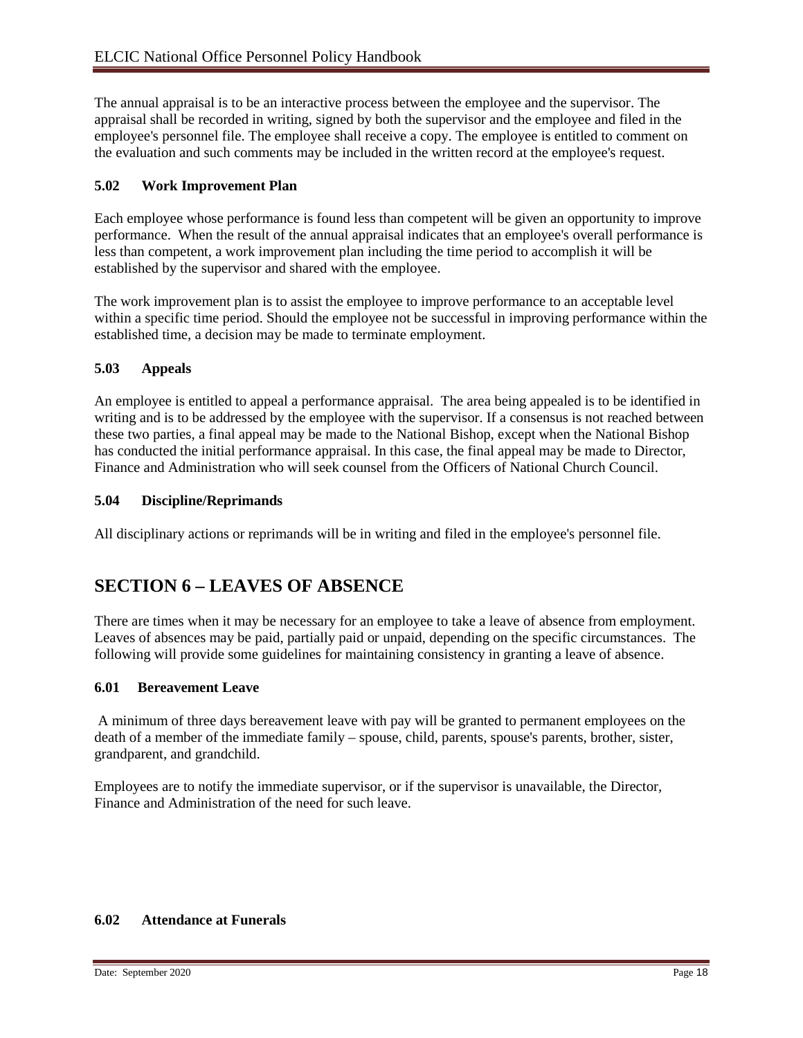The annual appraisal is to be an interactive process between the employee and the supervisor. The appraisal shall be recorded in writing, signed by both the supervisor and the employee and filed in the employee's personnel file. The employee shall receive a copy. The employee is entitled to comment on the evaluation and such comments may be included in the written record at the employee's request.

### 5.02 Work Improvement Plan

Each employee whose performance is found less than competent will be given an opportunity to improve performance. When the result of the annual appraisal indicates that an employee's overall performance is less than competent, a work improvement plan including the time period to accomplish it will be established by the supervisor and shared with the employee.

The work improvement plan is to assist the employee to improve performance to an acceptable level within a specific time period. Should the employee not be successful in improving performance within the established time, a decision may be made to terminate employment.

### 5.03 Appeals

An employee is entitled to appeal a performance appraisal. The area being appealed is to be identified in writing and is to be addressed by the employee with the supervisor. If a consensus is not reached between these two parties, a final appeal may be made to the National Bishop, except when the National Bishop has conducted the initial performance appraisal. In this case, the final appeal may be made to Director, Finance and Administration who will seek counsel from the Officers of National Church Council.

### 5.04 Discipline/Reprimands

All disciplinary actions or reprimands will be in writing and filed in the employee's personnel file.

## SECTION 6 – LEAVES OF ABSENCE

There are times when it may be necessary for an employee to take a leave of absence from employment. Leaves of absences may be paid, partially paid or unpaid, depending on the specific circumstances. The following will provide some guidelines for maintaining consistency in granting a leave of absence.

### 6.01 Bereavement Leave

A minimum of three days bereavement leave with pay will be granted to permanent employees on the death of a member of the immediate family – spouse, child, parents, spouse's parents, brother, sister, grandparent, and grandchild.

Employees are to notify the immediate supervisor, or if the supervisor is unavailable, the Director, Finance and Administration of the need for such leave.

### 6.02 Attendance at Funerals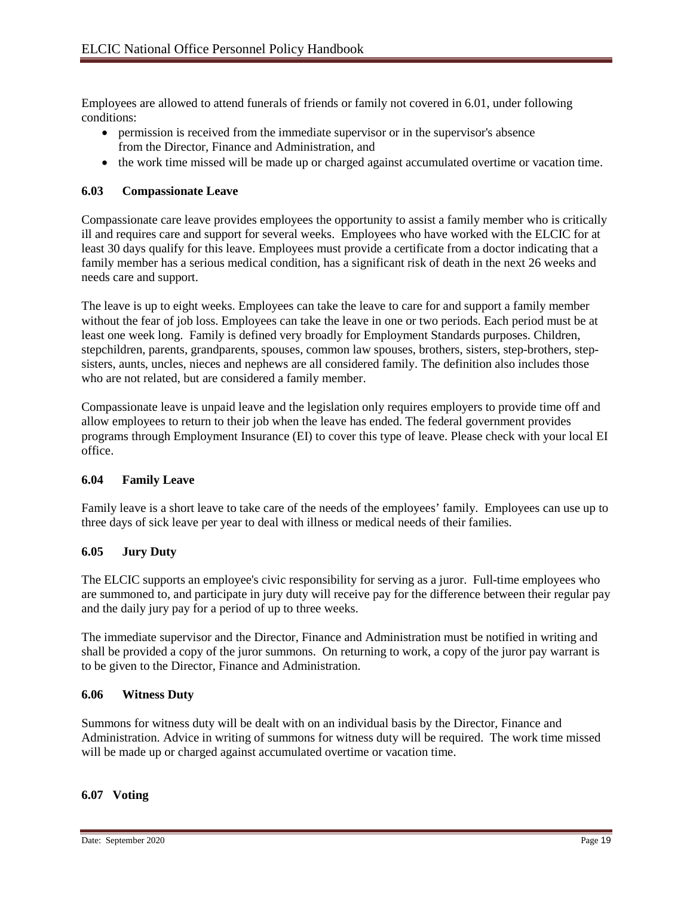Employees are allowed to attend funerals of friends or family not covered in 6.01, under following conditions:

- permission is received from the immediate supervisor or in the supervisor's absence from the Director, Finance and Administration, and
- the work time missed will be made up or charged against accumulated overtime or vacation time.

### 6.03 Compassionate Leave

Compassionate care leave provides employees the opportunity to assist a family member who is critically ill and requires care and support for several weeks. Employees who have worked with the ELCIC for at least 30 days qualify for this leave. Employees must provide a certificate from a doctor indicating that a family member has a serious medical condition, has a significant risk of death in the next 26 weeks and needs care and support.

The leave is up to eight weeks. Employees can take the leave to care for and support a family member without the fear of job loss. Employees can take the leave in one or two periods. Each period must be at least one week long. Family is defined very broadly for Employment Standards purposes. Children, stepchildren, parents, grandparents, spouses, common law spouses, brothers, sisters, step-brothers, step-sisters, aunts, uncles, nieces and nephews are all considered family. The definition also includes those who are not related, but are considered a family member.

Compassionate leave is unpaid leave and the legislation only requires employers to provide time off and allow employees to return to their job when the leave has ended. The federal government provides programs through Employment Insurance (EI) to cover this type of leave. Please check with your local EI office.

### 6.04 Family Leave

Family leave is a short leave to take care of the needs of the employees' family. Employees can use up to three days of sick leave per year to deal with illness or medical needs of their families.

### 6.05 Jury Duty

The ELCIC supports an employee's civic responsibility for serving as a juror. Full-time employees who are summoned to, and participate in jury duty will receive pay for the difference between their regular pay and the daily jury pay for a period of up to three weeks.

The immediate supervisor and the Director, Finance and Administration must be notified in writing and shall be provided a copy of the juror summons. On returning to work, a copy of the juror pay warrant is to be given to the Director, Finance and Administration.

### 6.06 Witness Duty

Summons for witness duty will be dealt with on an individual basis by the Director, Finance and Administration. Advice in writing of summons for witness duty will be required. The work time missed will be made up or charged against accumulated overtime or vacation time.

### 6.07 Voting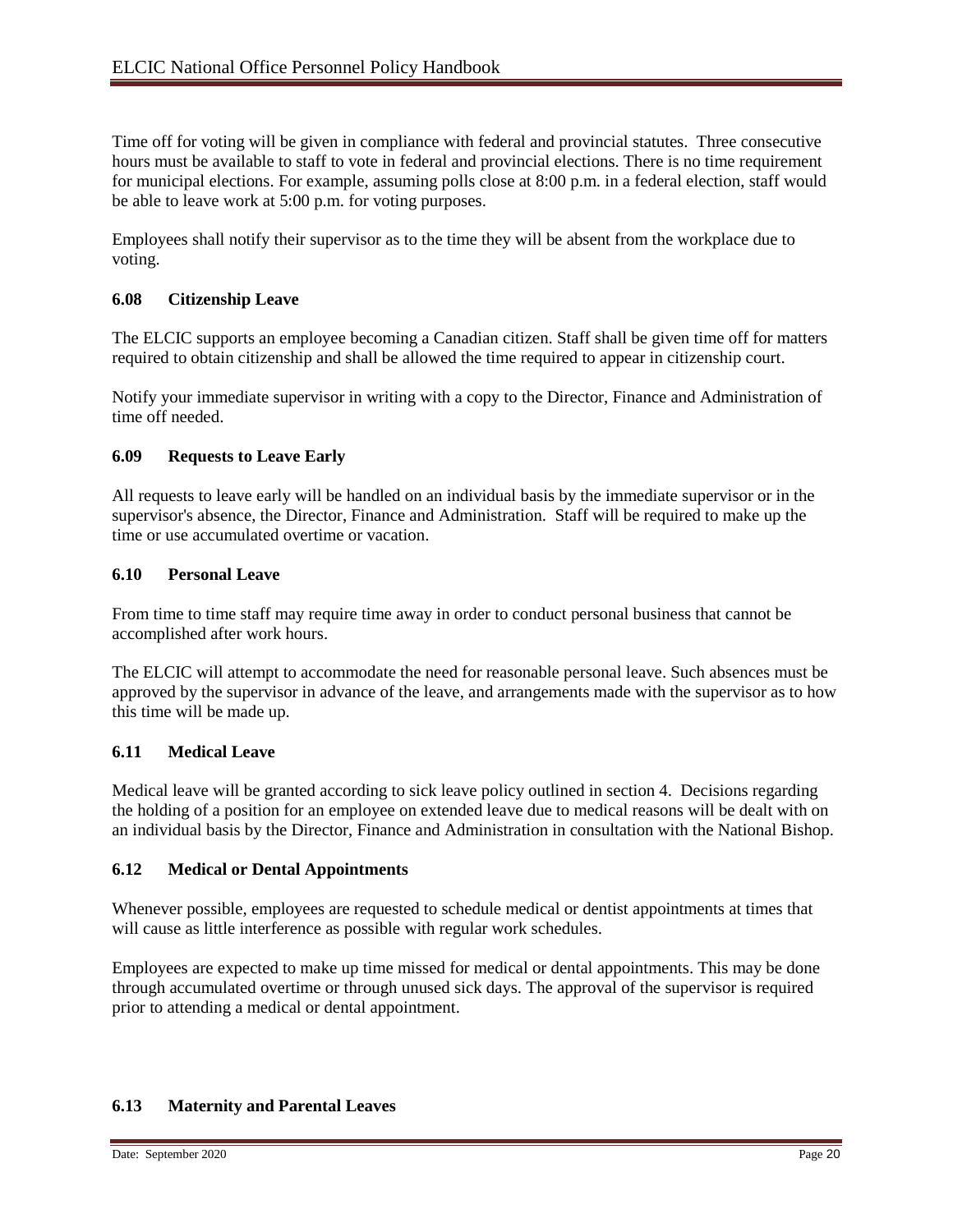Time off for voting will be given in compliance with federal and provincial statutes. Three consecutive hours must be available to staff to vote in federal and provincial elections. There is no time requirement for municipal elections. For example, assuming polls close at 8:00 p.m. in a federal election, staff would be able to leave work at 5:00 p.m. for voting purposes.

Employees shall notify their supervisor as to the time they will be absent from the workplace due to voting.

### 6.08 Citizenship Leave

The ELCIC supports an employee becoming a Canadian citizen. Staff shall be given time off for matters required to obtain citizenship and shall be allowed the time required to appear in citizenship court.

Notify your immediate supervisor in writing with a copy to the Director, Finance and Administration of time off needed.

### 6.09 Requests to Leave Early

All requests to leave early will be handled on an individual basis by the immediate supervisor or in the supervisor's absence, the Director, Finance and Administration. Staff will be required to make up the time or use accumulated overtime or vacation.

### 6.10 Personal Leave

From time to time staff may require time away in order to conduct personal business that cannot be accomplished after work hours.

The ELCIC will attempt to accommodate the need for reasonable personal leave. Such absences must be approved by the supervisor in advance of the leave, and arrangements made with the supervisor as to how this time will be made up.

### 6.11 Medical Leave

Medical leave will be granted according to sick leave policy outlined in section 4. Decisions regarding the holding of a position for an employee on extended leave due to medical reasons will be dealt with on an individual basis by the Director, Finance and Administration in consultation with the National Bishop.

### 6.12 Medical or Dental Appointments

Whenever possible, employees are requested to schedule medical or dentist appointments at times that will cause as little interference as possible with regular work schedules.

Employees are expected to make up time missed for medical or dental appointments. This may be done through accumulated overtime or through unused sick days. The approval of the supervisor is required prior to attending a medical or dental appointment.

### 6.13 Maternity and Parental Leaves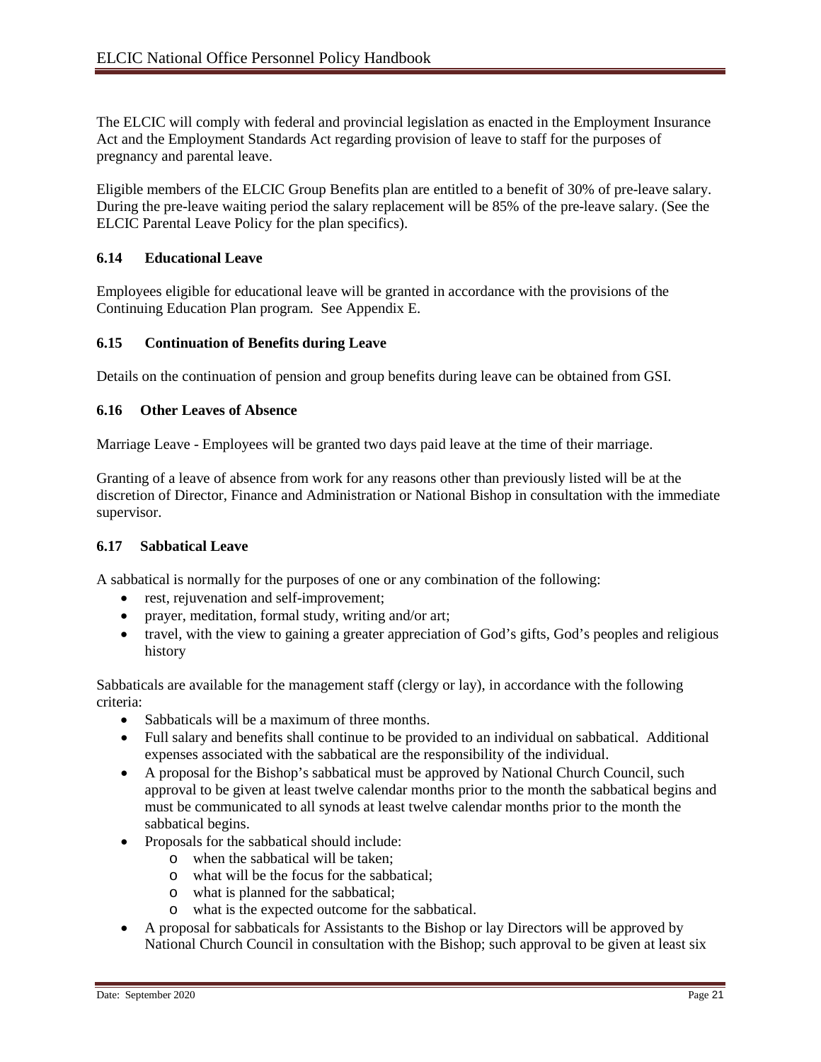The ELCIC will comply with federal and provincial legislation as enacted in the Employment Insurance Act and the Employment Standards Act regarding provision of leave to staff for the purposes of pregnancy and parental leave.

Eligible members of the ELCIC Group Benefits plan are entitled to a benefit of 30% of pre-leave salary. During the pre-leave waiting period the salary replacement will be 85% of the pre-leave salary. (See the ELCIC Parental Leave Policy for the plan specifics).

### 6.14 Educational Leave

Employees eligible for educational leave will be granted in accordance with the provisions of the Continuing Education Plan program. See Appendix E.

### 6.15 Continuation of Benefits during Leave

Details on the continuation of pension and group benefits during leave can be obtained from GSI.

### 6.16 Other Leaves of Absence

Marriage Leave - Employees will be granted two days paid leave at the time of their marriage.

Granting of a leave of absence from work for any reasons other than previously listed will be at the discretion of Director, Finance and Administration or National Bishop in consultation with the immediate supervisor.

### 6.17 Sabbatical Leave

A sabbatical is normally for the purposes of one or any combination of the following:

- rest, rejuvenation and self-improvement;
- prayer, meditation, formal study, writing and/or art;
- travel, with the view to gaining a greater appreciation of God's gifts, God's peoples and religious history

Sabbaticals are available for the management staff (clergy or lay), in accordance with the following criteria:

- Sabbaticals will be a maximum of three months.
- Full salary and benefits shall continue to be provided to an individual on sabbatical. Additional expenses associated with the sabbatical are the responsibility of the individual.
- A proposal for the Bishop's sabbatical must be approved by National Church Council, such approval to be given at least twelve calendar months prior to the month the sabbatical begins and must be communicated to all synods at least twelve calendar months prior to the month the sabbatical begins.
- Proposals for the sabbatical should include:
  - when the sabbatical will be taken;
  - what will be the focus for the sabbatical;
  - what is planned for the sabbatical;
  - what is the expected outcome for the sabbatical.
- A proposal for sabbaticals for Assistants to the Bishop or lay Directors will be approved by National Church Council in consultation with the Bishop; such approval to be given at least six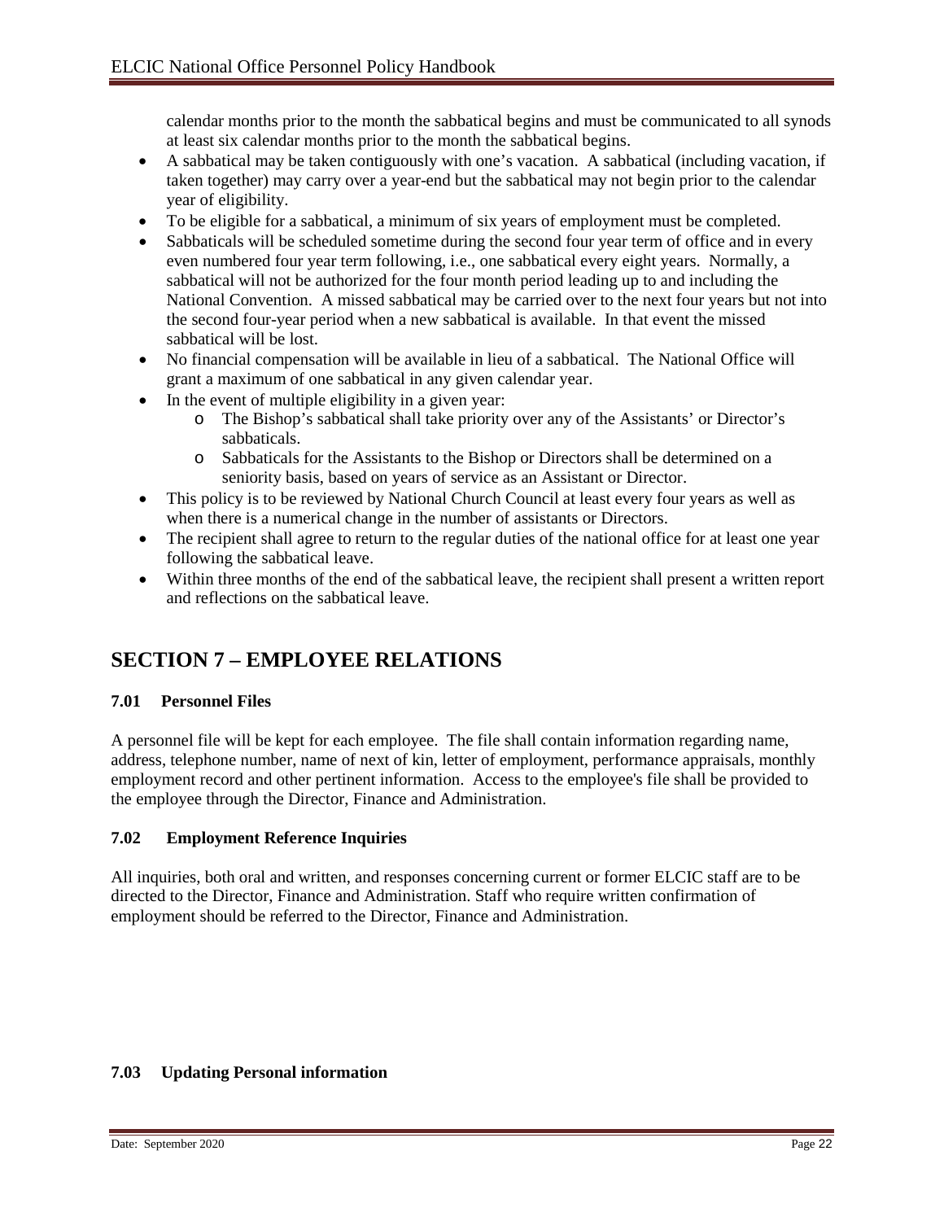calendar months prior to the month the sabbatical begins and must be communicated to all synods at least six calendar months prior to the month the sabbatical begins.

- A sabbatical may be taken contiguously with one's vacation. A sabbatical (including vacation, if taken together) may carry over a year-end but the sabbatical may not begin prior to the calendar year of eligibility.
- To be eligible for a sabbatical, a minimum of six years of employment must be completed.
- Sabbaticals will be scheduled sometime during the second four year term of office and in every even numbered four year term following, i.e., one sabbatical every eight years. Normally, a sabbatical will not be authorized for the four month period leading up to and including the National Convention. A missed sabbatical may be carried over to the next four years but not into the second four-year period when a new sabbatical is available. In that event the missed sabbatical will be lost.
- No financial compensation will be available in lieu of a sabbatical. The National Office will grant a maximum of one sabbatical in any given calendar year.
- In the event of multiple eligibility in a given year:
  - The Bishop's sabbatical shall take priority over any of the Assistants' or Director's sabbaticals.
  - Sabbaticals for the Assistants to the Bishop or Directors shall be determined on a seniority basis, based on years of service as an Assistant or Director.
- This policy is to be reviewed by National Church Council at least every four years as well as when there is a numerical change in the number of assistants or Directors.
- The recipient shall agree to return to the regular duties of the national office for at least one year following the sabbatical leave.
- Within three months of the end of the sabbatical leave, the recipient shall present a written report and reflections on the sabbatical leave.

## SECTION 7 – EMPLOYEE RELATIONS

### 7.01 Personnel Files

A personnel file will be kept for each employee. The file shall contain information regarding name, address, telephone number, name of next of kin, letter of employment, performance appraisals, monthly employment record and other pertinent information. Access to the employee's file shall be provided to the employee through the Director, Finance and Administration.

### 7.02 Employment Reference Inquiries

All inquiries, both oral and written, and responses concerning current or former ELCIC staff are to be directed to the Director, Finance and Administration. Staff who require written confirmation of employment should be referred to the Director, Finance and Administration.

### 7.03 Updating Personal information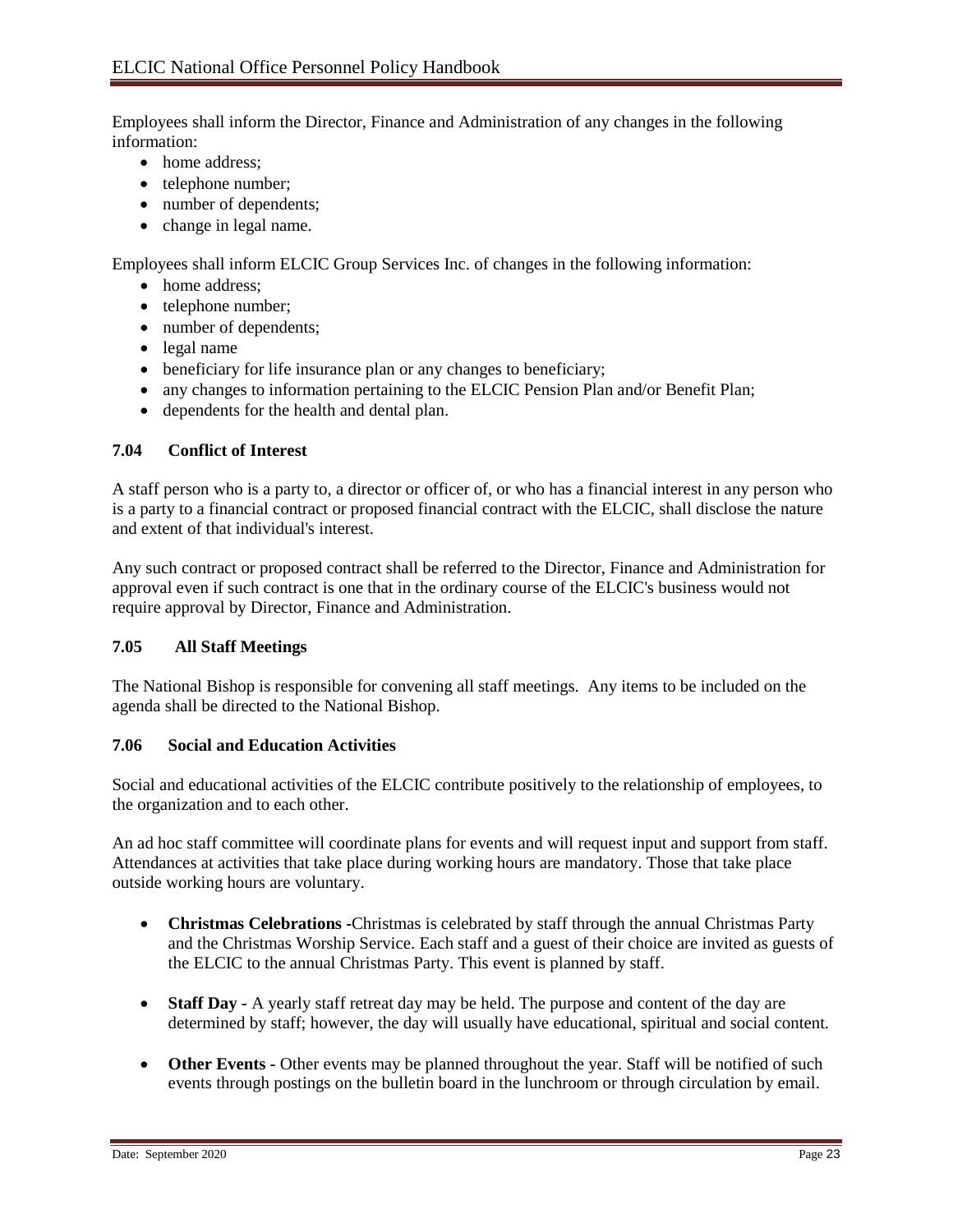Employees shall inform the Director, Finance and Administration of any changes in the following information:

- home address;
- telephone number;
- number of dependents;
- change in legal name.

Employees shall inform ELCIC Group Services Inc. of changes in the following information:

- home address;
- telephone number;
- number of dependents;
- legal name
- beneficiary for life insurance plan or any changes to beneficiary;
- any changes to information pertaining to the ELCIC Pension Plan and/or Benefit Plan;
- dependents for the health and dental plan.

### 7.04 Conflict of Interest

A staff person who is a party to, a director or officer of, or who has a financial interest in any person who is a party to a financial contract or proposed financial contract with the ELCIC, shall disclose the nature and extent of that individual's interest.

Any such contract or proposed contract shall be referred to the Director, Finance and Administration for approval even if such contract is one that in the ordinary course of the ELCIC's business would not require approval by Director, Finance and Administration.

### 7.05 All Staff Meetings

The National Bishop is responsible for convening all staff meetings. Any items to be included on the agenda shall be directed to the National Bishop.

### 7.06 Social and Education Activities

Social and educational activities of the ELCIC contribute positively to the relationship of employees, to the organization and to each other.

An ad hoc staff committee will coordinate plans for events and will request input and support from staff. Attendances at activities that take place during working hours are mandatory. Those that take place outside working hours are voluntary.

- **Christmas Celebrations** -Christmas is celebrated by staff through the annual Christmas Party and the Christmas Worship Service. Each staff and a guest of their choice are invited as guests of the ELCIC to the annual Christmas Party. This event is planned by staff.

- **Staff Day** - A yearly staff retreat day may be held. The purpose and content of the day are determined by staff; however, the day will usually have educational, spiritual and social content.

- **Other Events** - Other events may be planned throughout the year. Staff will be notified of such events through postings on the bulletin board in the lunchroom or through circulation by email.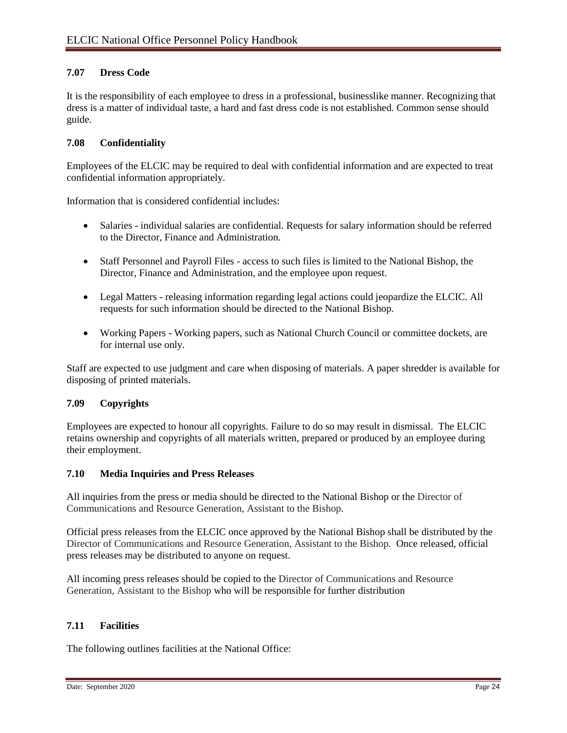### 7.07 Dress Code

It is the responsibility of each employee to dress in a professional, businesslike manner. Recognizing that dress is a matter of individual taste, a hard and fast dress code is not established. Common sense should guide.

### 7.08 Confidentiality

Employees of the ELCIC may be required to deal with confidential information and are expected to treat confidential information appropriately.

Information that is considered confidential includes:

- Salaries - individual salaries are confidential. Requests for salary information should be referred to the Director, Finance and Administration.
- Staff Personnel and Payroll Files - access to such files is limited to the National Bishop, the Director, Finance and Administration, and the employee upon request.
- Legal Matters - releasing information regarding legal actions could jeopardize the ELCIC. All requests for such information should be directed to the National Bishop.
- Working Papers - Working papers, such as National Church Council or committee dockets, are for internal use only.

Staff are expected to use judgment and care when disposing of materials. A paper shredder is available for disposing of printed materials.

### 7.09 Copyrights

Employees are expected to honour all copyrights. Failure to do so may result in dismissal. The ELCIC retains ownership and copyrights of all materials written, prepared or produced by an employee during their employment.

### 7.10 Media Inquiries and Press Releases

All inquiries from the press or media should be directed to the National Bishop or the Director of Communications and Resource Generation, Assistant to the Bishop.

Official press releases from the ELCIC once approved by the National Bishop shall be distributed by the Director of Communications and Resource Generation, Assistant to the Bishop. Once released, official press releases may be distributed to anyone on request.

All incoming press releases should be copied to the Director of Communications and Resource Generation, Assistant to the Bishop who will be responsible for further distribution

### 7.11 Facilities

The following outlines facilities at the National Office: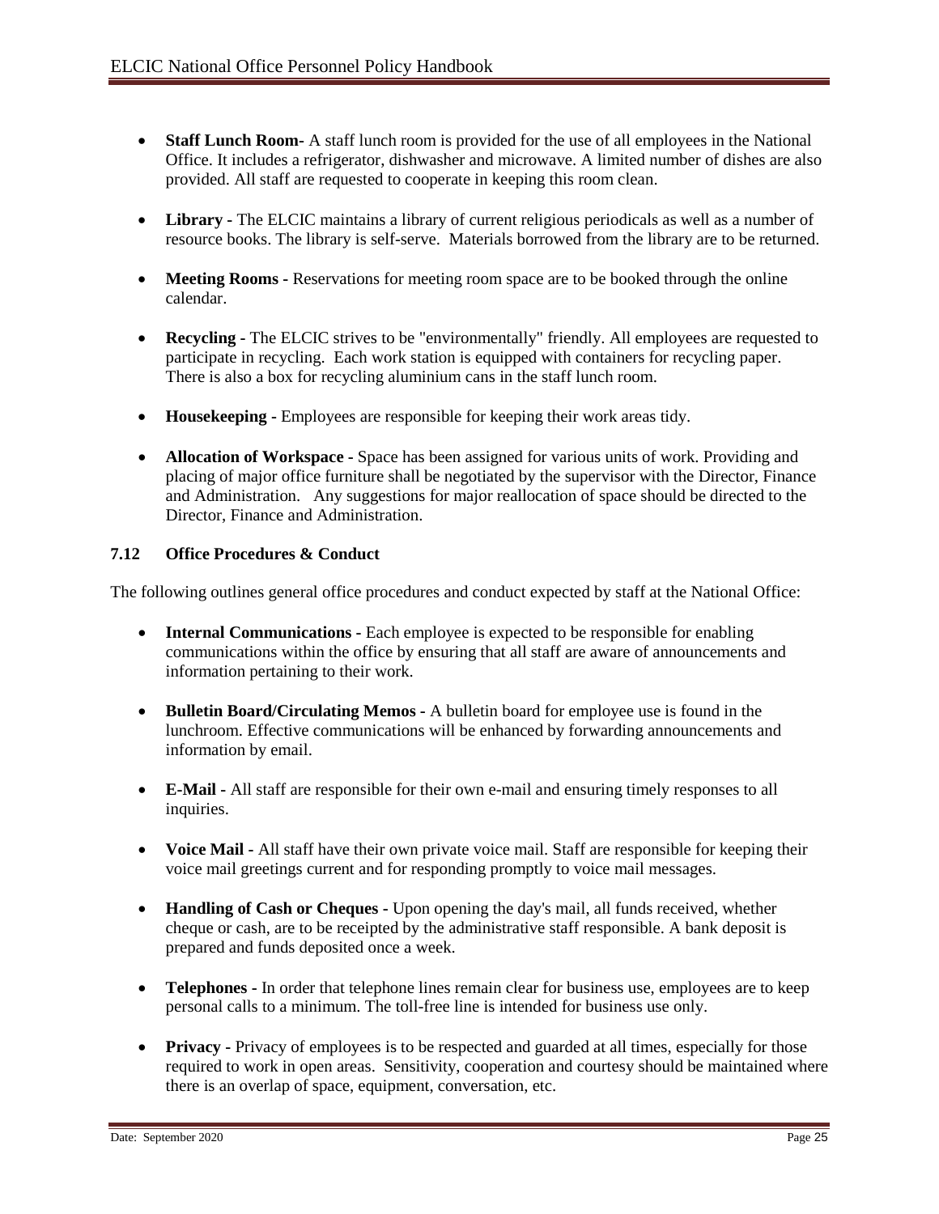- **Staff Lunch Room**- A staff lunch room is provided for the use of all employees in the National Office. It includes a refrigerator, dishwasher and microwave. A limited number of dishes are also provided. All staff are requested to cooperate in keeping this room clean.

- **Library -** The ELCIC maintains a library of current religious periodicals as well as a number of resource books. The library is self-serve. Materials borrowed from the library are to be returned.

- **Meeting Rooms** - Reservations for meeting room space are to be booked through the online calendar.

- **Recycling -** The ELCIC strives to be "environmentally" friendly. All employees are requested to participate in recycling. Each work station is equipped with containers for recycling paper. There is also a box for recycling aluminium cans in the staff lunch room.

- **Housekeeping -** Employees are responsible for keeping their work areas tidy.

- **Allocation of Workspace -** Space has been assigned for various units of work. Providing and placing of major office furniture shall be negotiated by the supervisor with the Director, Finance and Administration. Any suggestions for major reallocation of space should be directed to the Director, Finance and Administration.

### 7.12 Office Procedures & Conduct

The following outlines general office procedures and conduct expected by staff at the National Office:

- **Internal Communications -** Each employee is expected to be responsible for enabling communications within the office by ensuring that all staff are aware of announcements and information pertaining to their work.

- **Bulletin Board/Circulating Memos -** A bulletin board for employee use is found in the lunchroom. Effective communications will be enhanced by forwarding announcements and information by email.

- **E-Mail -** All staff are responsible for their own e-mail and ensuring timely responses to all inquiries.

- **Voice Mail -** All staff have their own private voice mail. Staff are responsible for keeping their voice mail greetings current and for responding promptly to voice mail messages.

- **Handling of Cash or Cheques -** Upon opening the day's mail, all funds received, whether cheque or cash, are to be receipted by the administrative staff responsible. A bank deposit is prepared and funds deposited once a week.

- **Telephones -** In order that telephone lines remain clear for business use, employees are to keep personal calls to a minimum. The toll-free line is intended for business use only.

- **Privacy -** Privacy of employees is to be respected and guarded at all times, especially for those required to work in open areas. Sensitivity, cooperation and courtesy should be maintained where there is an overlap of space, equipment, conversation, etc.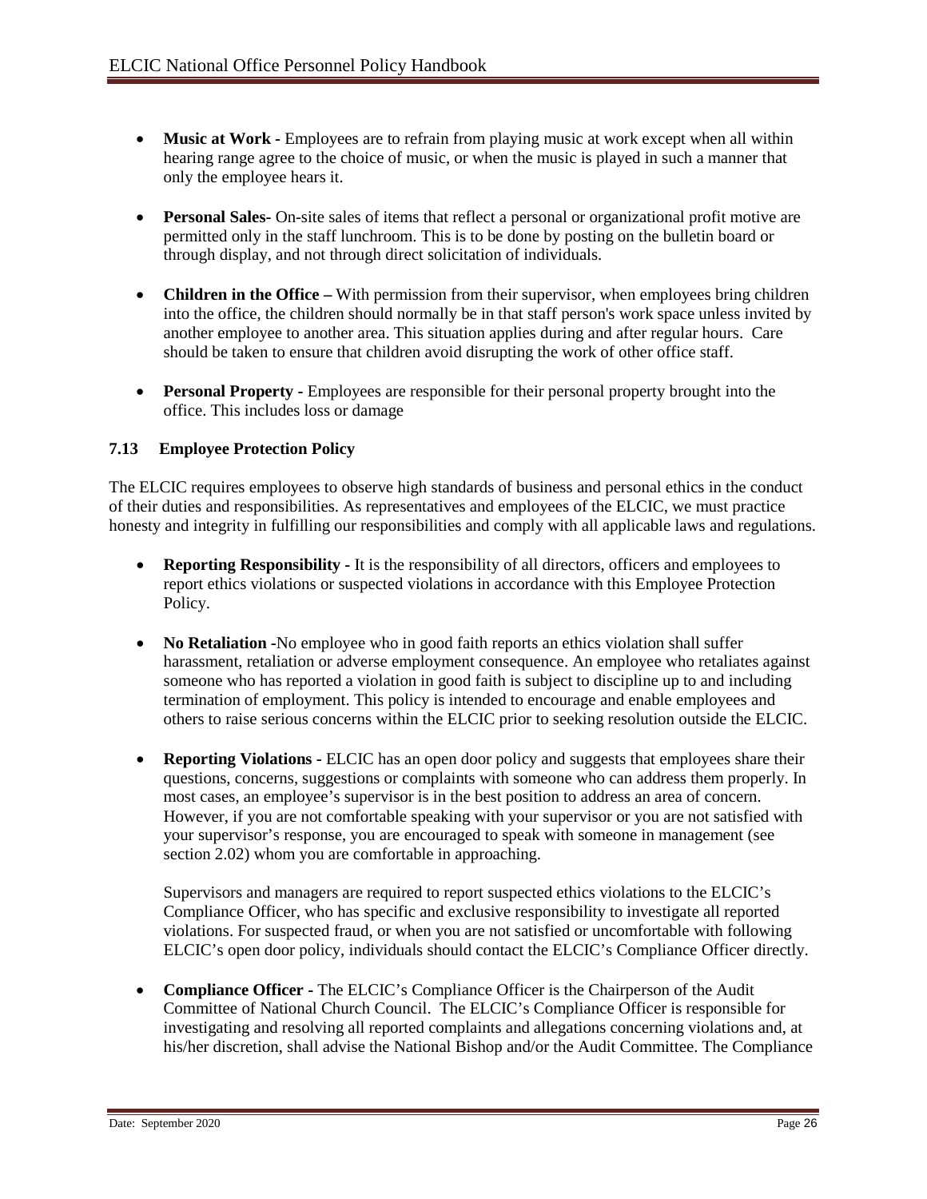- **Music at Work** - Employees are to refrain from playing music at work except when all within hearing range agree to the choice of music, or when the music is played in such a manner that only the employee hears it.

- **Personal Sales-** On-site sales of items that reflect a personal or organizational profit motive are permitted only in the staff lunchroom. This is to be done by posting on the bulletin board or through display, and not through direct solicitation of individuals.

- **Children in the Office –** With permission from their supervisor, when employees bring children into the office, the children should normally be in that staff person's work space unless invited by another employee to another area. This situation applies during and after regular hours. Care should be taken to ensure that children avoid disrupting the work of other office staff.

- **Personal Property** - Employees are responsible for their personal property brought into the office. This includes loss or damage

### 7.13 Employee Protection Policy

The ELCIC requires employees to observe high standards of business and personal ethics in the conduct of their duties and responsibilities. As representatives and employees of the ELCIC, we must practice honesty and integrity in fulfilling our responsibilities and comply with all applicable laws and regulations.

- **Reporting Responsibility** - It is the responsibility of all directors, officers and employees to report ethics violations or suspected violations in accordance with this Employee Protection Policy.

- **No Retaliation -**No employee who in good faith reports an ethics violation shall suffer harassment, retaliation or adverse employment consequence. An employee who retaliates against someone who has reported a violation in good faith is subject to discipline up to and including termination of employment. This policy is intended to encourage and enable employees and others to raise serious concerns within the ELCIC prior to seeking resolution outside the ELCIC.

- **Reporting Violations -** ELCIC has an open door policy and suggests that employees share their questions, concerns, suggestions or complaints with someone who can address them properly. In most cases, an employee's supervisor is in the best position to address an area of concern. However, if you are not comfortable speaking with your supervisor or you are not satisfied with your supervisor's response, you are encouraged to speak with someone in management (see section 2.02) whom you are comfortable in approaching.

  Supervisors and managers are required to report suspected ethics violations to the ELCIC's Compliance Officer, who has specific and exclusive responsibility to investigate all reported violations. For suspected fraud, or when you are not satisfied or uncomfortable with following ELCIC's open door policy, individuals should contact the ELCIC's Compliance Officer directly.

- **Compliance Officer** - The ELCIC's Compliance Officer is the Chairperson of the Audit Committee of National Church Council. The ELCIC's Compliance Officer is responsible for investigating and resolving all reported complaints and allegations concerning violations and, at his/her discretion, shall advise the National Bishop and/or the Audit Committee. The Compliance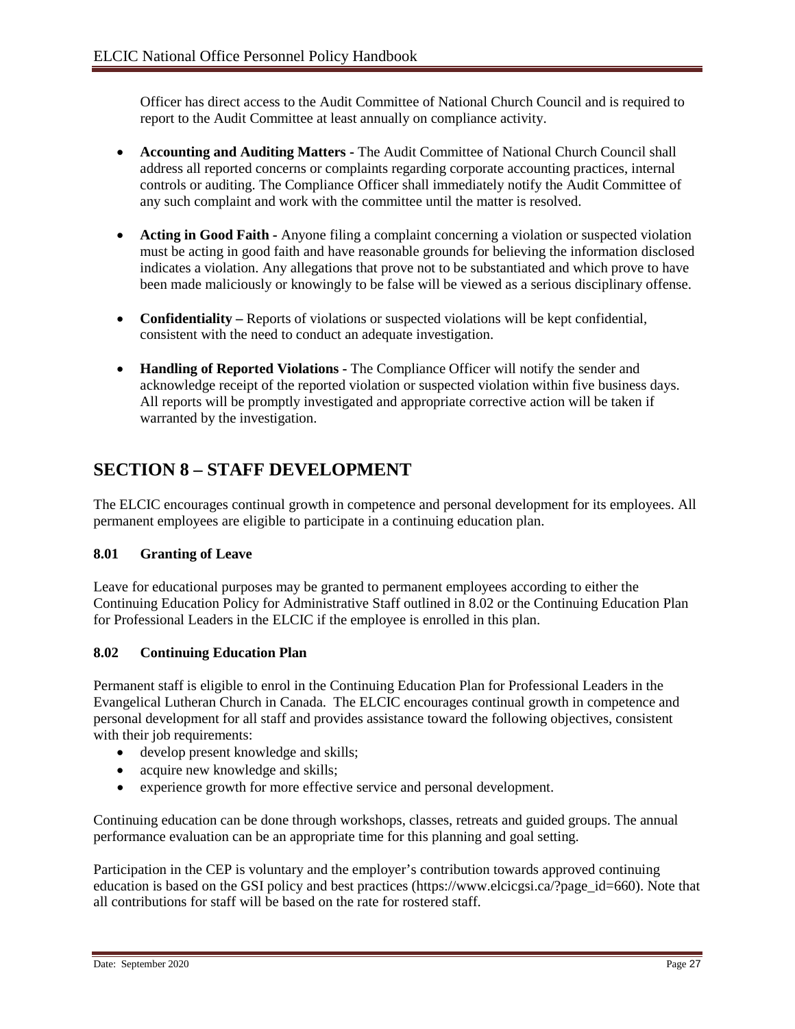Officer has direct access to the Audit Committee of National Church Council and is required to report to the Audit Committee at least annually on compliance activity.

- **Accounting and Auditing Matters -** The Audit Committee of National Church Council shall address all reported concerns or complaints regarding corporate accounting practices, internal controls or auditing. The Compliance Officer shall immediately notify the Audit Committee of any such complaint and work with the committee until the matter is resolved.

- **Acting in Good Faith -** Anyone filing a complaint concerning a violation or suspected violation must be acting in good faith and have reasonable grounds for believing the information disclosed indicates a violation. Any allegations that prove not to be substantiated and which prove to have been made maliciously or knowingly to be false will be viewed as a serious disciplinary offense.

- **Confidentiality –** Reports of violations or suspected violations will be kept confidential, consistent with the need to conduct an adequate investigation.

- **Handling of Reported Violations -** The Compliance Officer will notify the sender and acknowledge receipt of the reported violation or suspected violation within five business days. All reports will be promptly investigated and appropriate corrective action will be taken if warranted by the investigation.

# SECTION 8 – STAFF DEVELOPMENT

The ELCIC encourages continual growth in competence and personal development for its employees. All permanent employees are eligible to participate in a continuing education plan.

### 8.01 Granting of Leave

Leave for educational purposes may be granted to permanent employees according to either the Continuing Education Policy for Administrative Staff outlined in 8.02 or the Continuing Education Plan for Professional Leaders in the ELCIC if the employee is enrolled in this plan.

### 8.02 Continuing Education Plan

Permanent staff is eligible to enrol in the Continuing Education Plan for Professional Leaders in the Evangelical Lutheran Church in Canada. The ELCIC encourages continual growth in competence and personal development for all staff and provides assistance toward the following objectives, consistent with their job requirements:

- develop present knowledge and skills;
- acquire new knowledge and skills;
- experience growth for more effective service and personal development.

Continuing education can be done through workshops, classes, retreats and guided groups. The annual performance evaluation can be an appropriate time for this planning and goal setting.

Participation in the CEP is voluntary and the employer's contribution towards approved continuing education is based on the GSI policy and best practices (https://www.elcicgsi.ca/?page_id=660). Note that all contributions for staff will be based on the rate for rostered staff.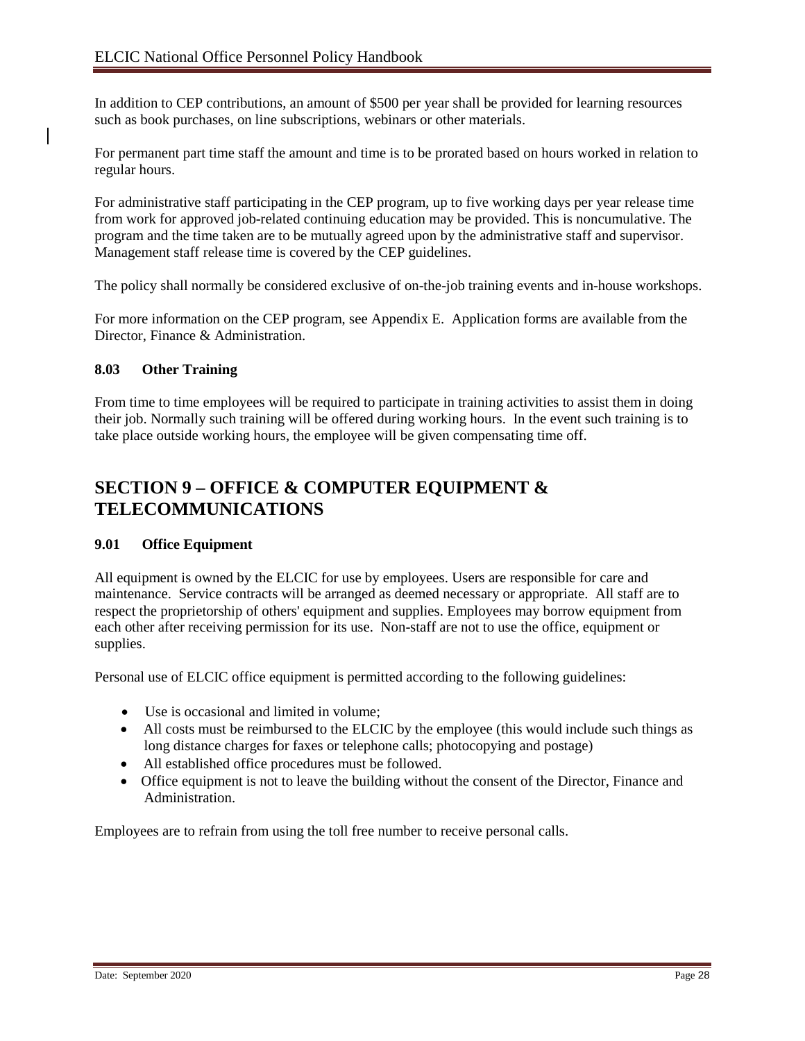In addition to CEP contributions, an amount of $500 per year shall be provided for learning resources such as book purchases, on line subscriptions, webinars or other materials.

For permanent part time staff the amount and time is to be prorated based on hours worked in relation to regular hours.

For administrative staff participating in the CEP program, up to five working days per year release time from work for approved job-related continuing education may be provided. This is noncumulative. The program and the time taken are to be mutually agreed upon by the administrative staff and supervisor. Management staff release time is covered by the CEP guidelines.

The policy shall normally be considered exclusive of on-the-job training events and in-house workshops.

For more information on the CEP program, see Appendix E. Application forms are available from the Director, Finance & Administration.

### 8.03 Other Training

From time to time employees will be required to participate in training activities to assist them in doing their job. Normally such training will be offered during working hours. In the event such training is to take place outside working hours, the employee will be given compensating time off.

## SECTION 9 – OFFICE & COMPUTER EQUIPMENT & TELECOMMUNICATIONS

### 9.01 Office Equipment

All equipment is owned by the ELCIC for use by employees. Users are responsible for care and maintenance. Service contracts will be arranged as deemed necessary or appropriate. All staff are to respect the proprietorship of others' equipment and supplies. Employees may borrow equipment from each other after receiving permission for its use. Non-staff are not to use the office, equipment or supplies.

Personal use of ELCIC office equipment is permitted according to the following guidelines:

- Use is occasional and limited in volume;
- All costs must be reimbursed to the ELCIC by the employee (this would include such things as long distance charges for faxes or telephone calls; photocopying and postage)
- All established office procedures must be followed.
- Office equipment is not to leave the building without the consent of the Director, Finance and Administration.

Employees are to refrain from using the toll free number to receive personal calls.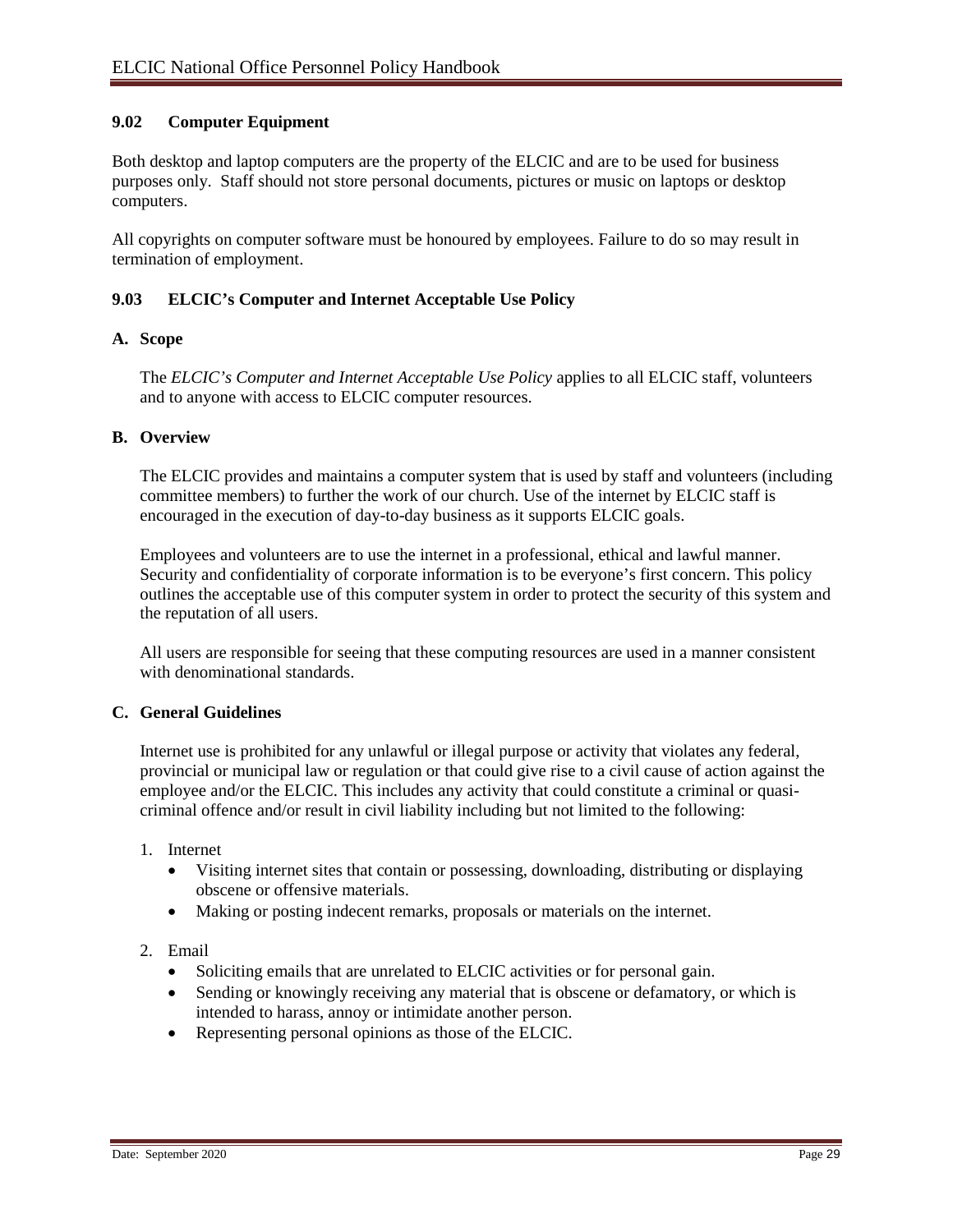### 9.02 Computer Equipment

Both desktop and laptop computers are the property of the ELCIC and are to be used for business purposes only. Staff should not store personal documents, pictures or music on laptops or desktop computers.

All copyrights on computer software must be honoured by employees. Failure to do so may result in termination of employment.

### 9.03 ELCIC's Computer and Internet Acceptable Use Policy

**A. Scope**

The *ELCIC's Computer and Internet Acceptable Use Policy* applies to all ELCIC staff, volunteers and to anyone with access to ELCIC computer resources.

**B. Overview**

The ELCIC provides and maintains a computer system that is used by staff and volunteers (including committee members) to further the work of our church. Use of the internet by ELCIC staff is encouraged in the execution of day-to-day business as it supports ELCIC goals.

Employees and volunteers are to use the internet in a professional, ethical and lawful manner. Security and confidentiality of corporate information is to be everyone's first concern. This policy outlines the acceptable use of this computer system in order to protect the security of this system and the reputation of all users.

All users are responsible for seeing that these computing resources are used in a manner consistent with denominational standards.

**C. General Guidelines**

Internet use is prohibited for any unlawful or illegal purpose or activity that violates any federal, provincial or municipal law or regulation or that could give rise to a civil cause of action against the employee and/or the ELCIC. This includes any activity that could constitute a criminal or quasi-criminal offence and/or result in civil liability including but not limited to the following:

1. Internet
   - Visiting internet sites that contain or possessing, downloading, distributing or displaying obscene or offensive materials.
   - Making or posting indecent remarks, proposals or materials on the internet.
2. Email
   - Soliciting emails that are unrelated to ELCIC activities or for personal gain.
   - Sending or knowingly receiving any material that is obscene or defamatory, or which is intended to harass, annoy or intimidate another person.
   - Representing personal opinions as those of the ELCIC.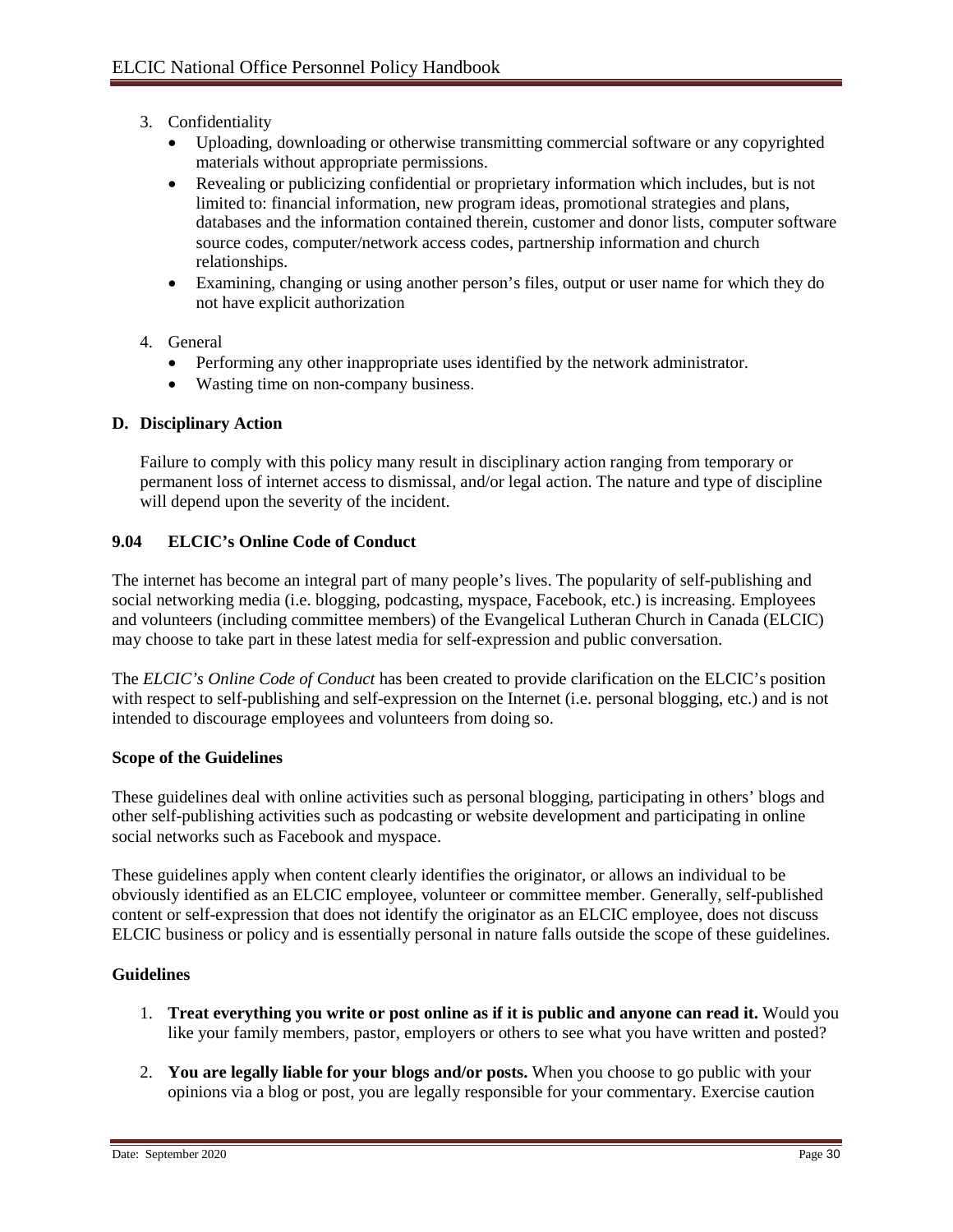3. Confidentiality
   - Uploading, downloading or otherwise transmitting commercial software or any copyrighted materials without appropriate permissions.
   - Revealing or publicizing confidential or proprietary information which includes, but is not limited to: financial information, new program ideas, promotional strategies and plans, databases and the information contained therein, customer and donor lists, computer software source codes, computer/network access codes, partnership information and church relationships.
   - Examining, changing or using another person's files, output or user name for which they do not have explicit authorization

4. General
   - Performing any other inappropriate uses identified by the network administrator.
   - Wasting time on non-company business.

**D. Disciplinary Action**

Failure to comply with this policy many result in disciplinary action ranging from temporary or permanent loss of internet access to dismissal, and/or legal action. The nature and type of discipline will depend upon the severity of the incident.

### 9.04 ELCIC's Online Code of Conduct

The internet has become an integral part of many people's lives. The popularity of self-publishing and social networking media (i.e. blogging, podcasting, myspace, Facebook, etc.) is increasing. Employees and volunteers (including committee members) of the Evangelical Lutheran Church in Canada (ELCIC) may choose to take part in these latest media for self-expression and public conversation.

The *ELCIC's Online Code of Conduct* has been created to provide clarification on the ELCIC's position with respect to self-publishing and self-expression on the Internet (i.e. personal blogging, etc.) and is not intended to discourage employees and volunteers from doing so.

**Scope of the Guidelines**

These guidelines deal with online activities such as personal blogging, participating in others' blogs and other self-publishing activities such as podcasting or website development and participating in online social networks such as Facebook and myspace.

These guidelines apply when content clearly identifies the originator, or allows an individual to be obviously identified as an ELCIC employee, volunteer or committee member. Generally, self-published content or self-expression that does not identify the originator as an ELCIC employee, does not discuss ELCIC business or policy and is essentially personal in nature falls outside the scope of these guidelines.

**Guidelines**

1. **Treat everything you write or post online as if it is public and anyone can read it.** Would you like your family members, pastor, employers or others to see what you have written and posted?

2. **You are legally liable for your blogs and/or posts.** When you choose to go public with your opinions via a blog or post, you are legally responsible for your commentary. Exercise caution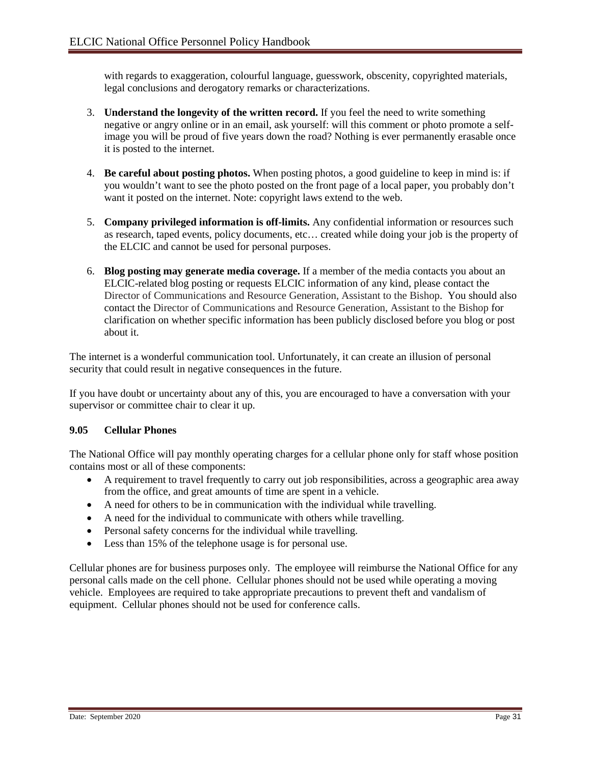with regards to exaggeration, colourful language, guesswork, obscenity, copyrighted materials, legal conclusions and derogatory remarks or characterizations.

3. **Understand the longevity of the written record.** If you feel the need to write something negative or angry online or in an email, ask yourself: will this comment or photo promote a self-image you will be proud of five years down the road? Nothing is ever permanently erasable once it is posted to the internet.

4. **Be careful about posting photos.** When posting photos, a good guideline to keep in mind is: if you wouldn't want to see the photo posted on the front page of a local paper, you probably don't want it posted on the internet. Note: copyright laws extend to the web.

5. **Company privileged information is off-limits.** Any confidential information or resources such as research, taped events, policy documents, etc… created while doing your job is the property of the ELCIC and cannot be used for personal purposes.

6. **Blog posting may generate media coverage.** If a member of the media contacts you about an ELCIC-related blog posting or requests ELCIC information of any kind, please contact the Director of Communications and Resource Generation, Assistant to the Bishop. You should also contact the Director of Communications and Resource Generation, Assistant to the Bishop for clarification on whether specific information has been publicly disclosed before you blog or post about it.

The internet is a wonderful communication tool. Unfortunately, it can create an illusion of personal security that could result in negative consequences in the future.

If you have doubt or uncertainty about any of this, you are encouraged to have a conversation with your supervisor or committee chair to clear it up.

### 9.05 Cellular Phones

The National Office will pay monthly operating charges for a cellular phone only for staff whose position contains most or all of these components:

- A requirement to travel frequently to carry out job responsibilities, across a geographic area away from the office, and great amounts of time are spent in a vehicle.
- A need for others to be in communication with the individual while travelling.
- A need for the individual to communicate with others while travelling.
- Personal safety concerns for the individual while travelling.
- Less than 15% of the telephone usage is for personal use.

Cellular phones are for business purposes only. The employee will reimburse the National Office for any personal calls made on the cell phone. Cellular phones should not be used while operating a moving vehicle. Employees are required to take appropriate precautions to prevent theft and vandalism of equipment. Cellular phones should not be used for conference calls.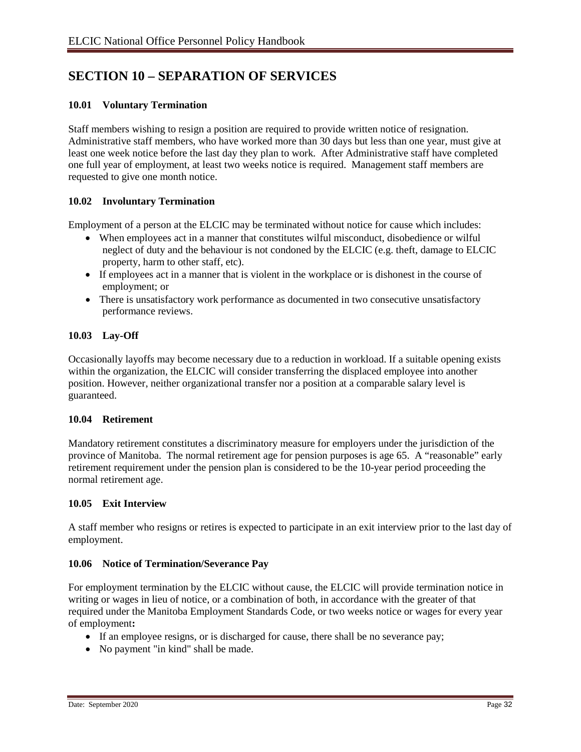## SECTION 10 – SEPARATION OF SERVICES

### 10.01 Voluntary Termination

Staff members wishing to resign a position are required to provide written notice of resignation. Administrative staff members, who have worked more than 30 days but less than one year, must give at least one week notice before the last day they plan to work. After Administrative staff have completed one full year of employment, at least two weeks notice is required. Management staff members are requested to give one month notice.

### 10.02 Involuntary Termination

Employment of a person at the ELCIC may be terminated without notice for cause which includes:

- When employees act in a manner that constitutes wilful misconduct, disobedience or wilful neglect of duty and the behaviour is not condoned by the ELCIC (e.g. theft, damage to ELCIC property, harm to other staff, etc).
- If employees act in a manner that is violent in the workplace or is dishonest in the course of employment; or
- There is unsatisfactory work performance as documented in two consecutive unsatisfactory performance reviews.

### 10.03 Lay-Off

Occasionally layoffs may become necessary due to a reduction in workload. If a suitable opening exists within the organization, the ELCIC will consider transferring the displaced employee into another position. However, neither organizational transfer nor a position at a comparable salary level is guaranteed.

### 10.04 Retirement

Mandatory retirement constitutes a discriminatory measure for employers under the jurisdiction of the province of Manitoba. The normal retirement age for pension purposes is age 65. A "reasonable" early retirement requirement under the pension plan is considered to be the 10-year period proceeding the normal retirement age.

### 10.05 Exit Interview

A staff member who resigns or retires is expected to participate in an exit interview prior to the last day of employment.

### 10.06 Notice of Termination/Severance Pay

For employment termination by the ELCIC without cause, the ELCIC will provide termination notice in writing or wages in lieu of notice, or a combination of both, in accordance with the greater of that required under the Manitoba Employment Standards Code, or two weeks notice or wages for every year of employment**:**

- If an employee resigns, or is discharged for cause, there shall be no severance pay;
- No payment "in kind" shall be made.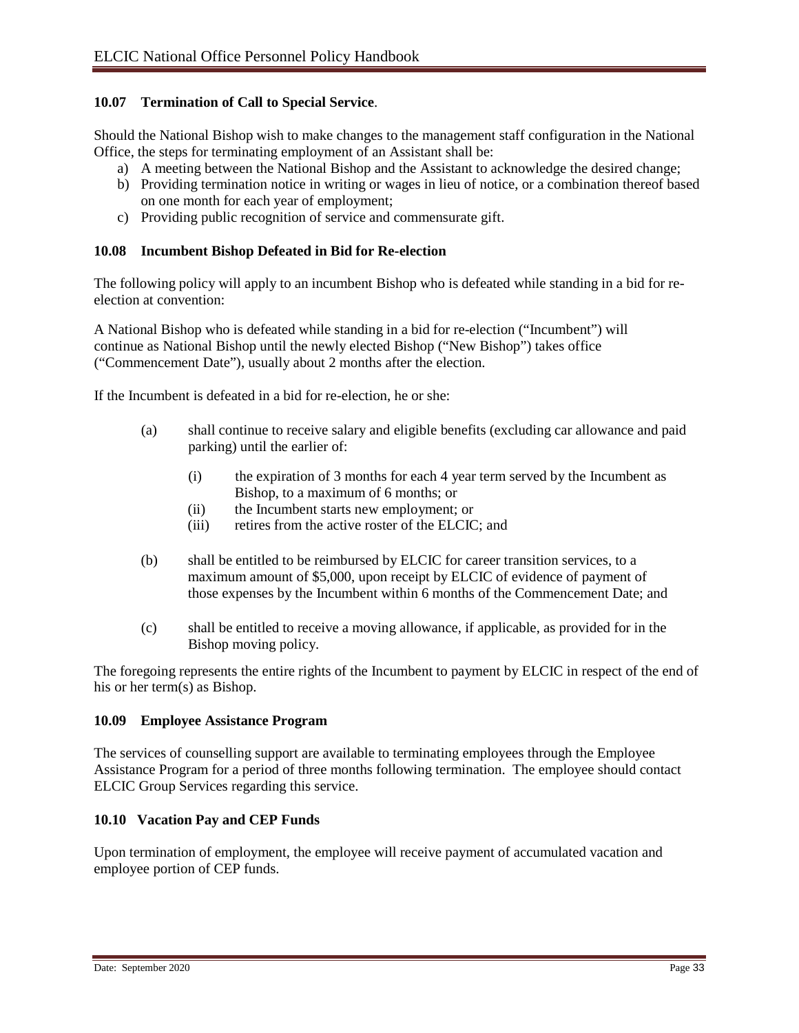### 10.07 Termination of Call to Special Service.

Should the National Bishop wish to make changes to the management staff configuration in the National Office, the steps for terminating employment of an Assistant shall be:

a) A meeting between the National Bishop and the Assistant to acknowledge the desired change;
b) Providing termination notice in writing or wages in lieu of notice, or a combination thereof based on one month for each year of employment;
c) Providing public recognition of service and commensurate gift.

### 10.08 Incumbent Bishop Defeated in Bid for Re-election

The following policy will apply to an incumbent Bishop who is defeated while standing in a bid for re-election at convention:

A National Bishop who is defeated while standing in a bid for re-election ("Incumbent") will continue as National Bishop until the newly elected Bishop ("New Bishop") takes office ("Commencement Date"), usually about 2 months after the election.

If the Incumbent is defeated in a bid for re-election, he or she:

(a) shall continue to receive salary and eligible benefits (excluding car allowance and paid parking) until the earlier of:

 (i) the expiration of 3 months for each 4 year term served by the Incumbent as Bishop, to a maximum of 6 months; or
 (ii) the Incumbent starts new employment; or
 (iii) retires from the active roster of the ELCIC; and

(b) shall be entitled to be reimbursed by ELCIC for career transition services, to a maximum amount of $5,000, upon receipt by ELCIC of evidence of payment of those expenses by the Incumbent within 6 months of the Commencement Date; and

(c) shall be entitled to receive a moving allowance, if applicable, as provided for in the Bishop moving policy.

The foregoing represents the entire rights of the Incumbent to payment by ELCIC in respect of the end of his or her term(s) as Bishop.

### 10.09 Employee Assistance Program

The services of counselling support are available to terminating employees through the Employee Assistance Program for a period of three months following termination. The employee should contact ELCIC Group Services regarding this service.

### 10.10 Vacation Pay and CEP Funds

Upon termination of employment, the employee will receive payment of accumulated vacation and employee portion of CEP funds.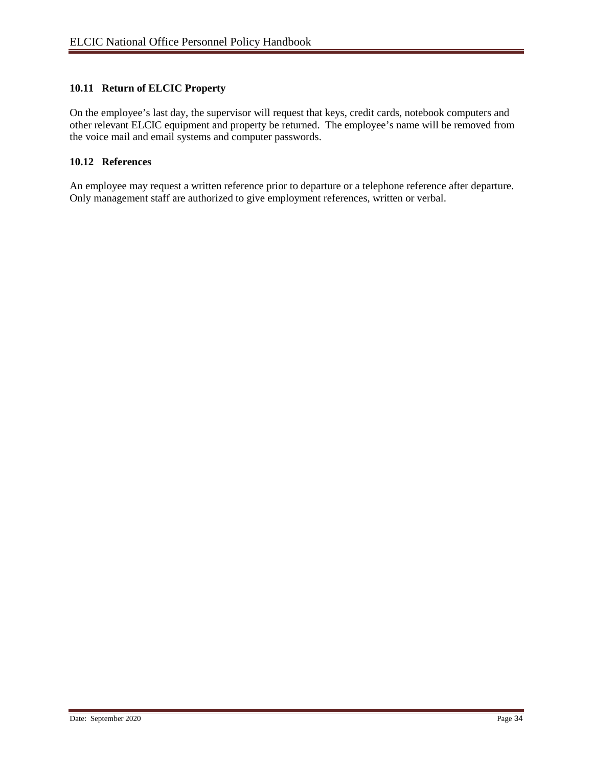### 10.11 Return of ELCIC Property

On the employee's last day, the supervisor will request that keys, credit cards, notebook computers and other relevant ELCIC equipment and property be returned. The employee's name will be removed from the voice mail and email systems and computer passwords.

### 10.12 References

An employee may request a written reference prior to departure or a telephone reference after departure. Only management staff are authorized to give employment references, written or verbal.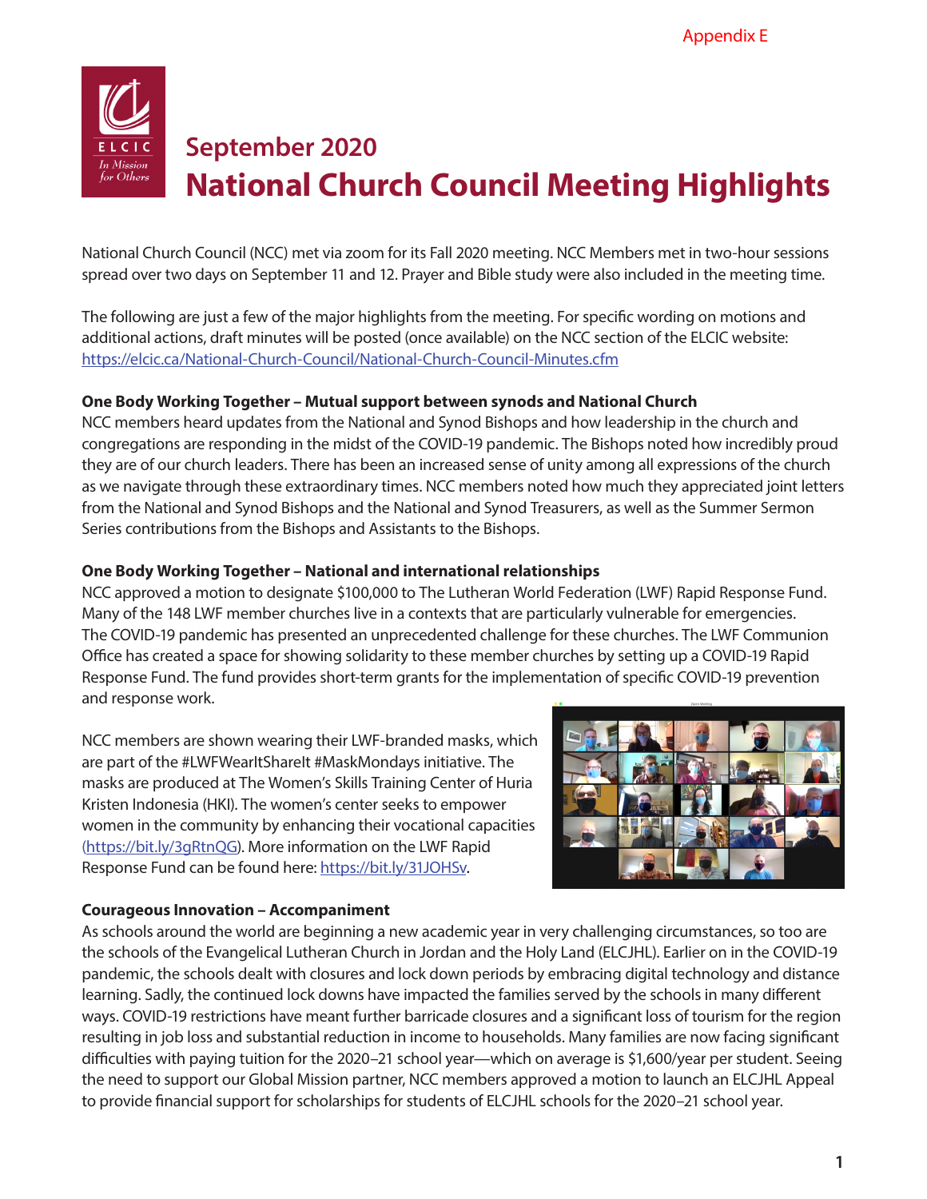Appendix E

# September 2020
# National Church Council Meeting Highlights

National Church Council (NCC) met via zoom for its Fall 2020 meeting. NCC Members met in two-hour sessions spread over two days on September 11 and 12. Prayer and Bible study were also included in the meeting time.

The following are just a few of the major highlights from the meeting. For specific wording on motions and additional actions, draft minutes will be posted (once available) on the NCC section of the ELCIC website: https://elcic.ca/National-Church-Council/National-Church-Council-Minutes.cfm

**One Body Working Together – Mutual support between synods and National Church**
NCC members heard updates from the National and Synod Bishops and how leadership in the church and congregations are responding in the midst of the COVID-19 pandemic. The Bishops noted how incredibly proud they are of our church leaders. There has been an increased sense of unity among all expressions of the church as we navigate through these extraordinary times. NCC members noted how much they appreciated joint letters from the National and Synod Bishops and the National and Synod Treasurers, as well as the Summer Sermon Series contributions from the Bishops and Assistants to the Bishops.

**One Body Working Together – National and international relationships**
NCC approved a motion to designate $100,000 to The Lutheran World Federation (LWF) Rapid Response Fund. Many of the 148 LWF member churches live in a contexts that are particularly vulnerable for emergencies. The COVID-19 pandemic has presented an unprecedented challenge for these churches. The LWF Communion Office has created a space for showing solidarity to these member churches by setting up a COVID-19 Rapid Response Fund. The fund provides short-term grants for the implementation of specific COVID-19 prevention and response work.

NCC members are shown wearing their LWF-branded masks, which are part of the #LWFWearItShareIt #MaskMondays initiative. The masks are produced at The Women's Skills Training Center of Huria Kristen Indonesia (HKI). The women's center seeks to empower women in the community by enhancing their vocational capacities (https://bit.ly/3gRtnQG). More information on the LWF Rapid Response Fund can be found here: https://bit.ly/31JOHSv.

**Courageous Innovation – Accompaniment**
As schools around the world are beginning a new academic year in very challenging circumstances, so too are the schools of the Evangelical Lutheran Church in Jordan and the Holy Land (ELCJHL). Earlier on in the COVID-19 pandemic, the schools dealt with closures and lock down periods by embracing digital technology and distance learning. Sadly, the continued lock downs have impacted the families served by the schools in many different ways. COVID-19 restrictions have meant further barricade closures and a significant loss of tourism for the region resulting in job loss and substantial reduction in income to households. Many families are now facing significant difficulties with paying tuition for the 2020–21 school year—which on average is $1,600/year per student. Seeing the need to support our Global Mission partner, NCC members approved a motion to launch an ELCJHL Appeal to provide financial support for scholarships for students of ELCJHL schools for the 2020–21 school year.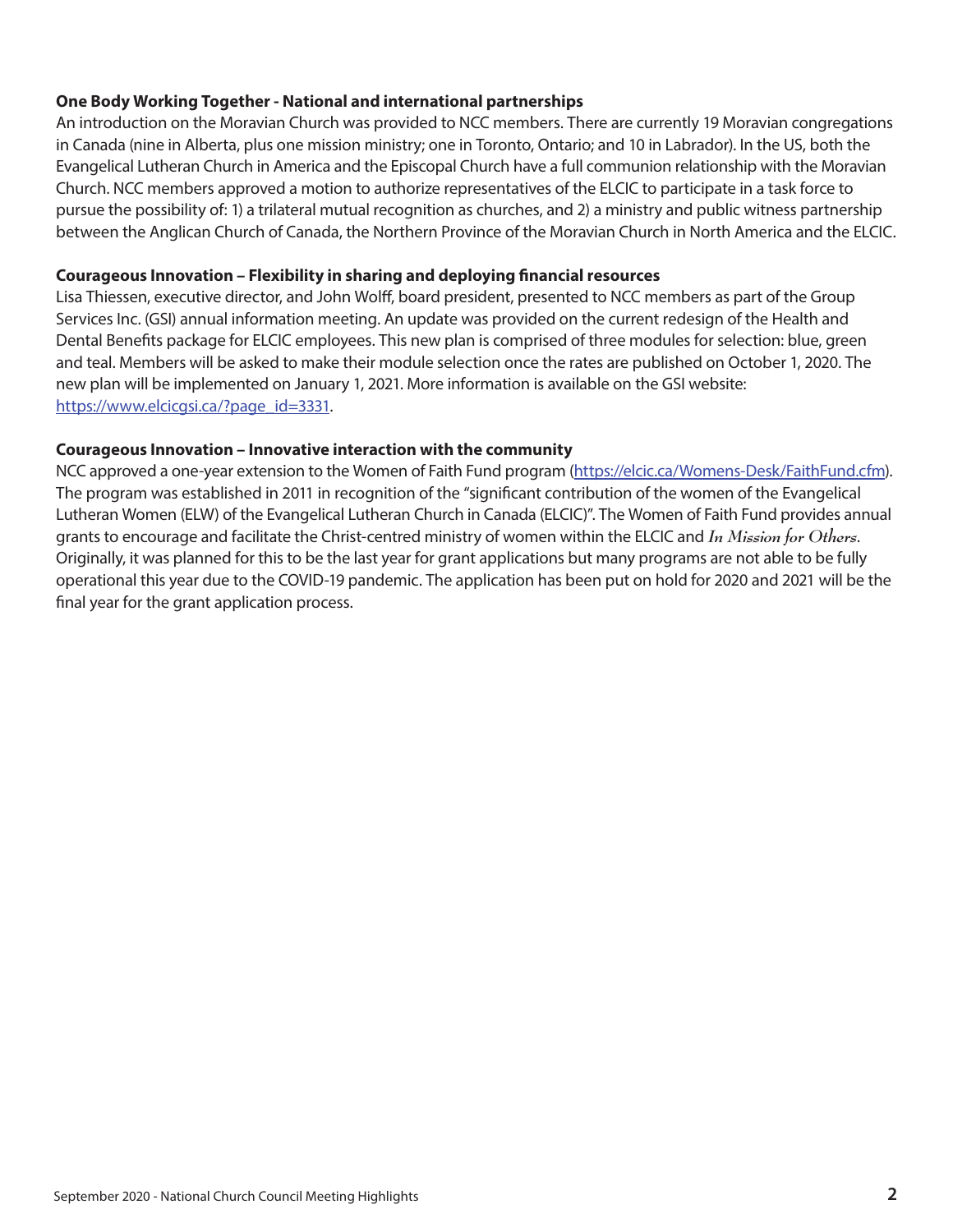**One Body Working Together - National and international partnerships**

An introduction on the Moravian Church was provided to NCC members. There are currently 19 Moravian congregations in Canada (nine in Alberta, plus one mission ministry; one in Toronto, Ontario; and 10 in Labrador). In the US, both the Evangelical Lutheran Church in America and the Episcopal Church have a full communion relationship with the Moravian Church. NCC members approved a motion to authorize representatives of the ELCIC to participate in a task force to pursue the possibility of: 1) a trilateral mutual recognition as churches, and 2) a ministry and public witness partnership between the Anglican Church of Canada, the Northern Province of the Moravian Church in North America and the ELCIC.

**Courageous Innovation – Flexibility in sharing and deploying financial resources**

Lisa Thiessen, executive director, and John Wolff, board president, presented to NCC members as part of the Group Services Inc. (GSI) annual information meeting. An update was provided on the current redesign of the Health and Dental Benefits package for ELCIC employees. This new plan is comprised of three modules for selection: blue, green and teal. Members will be asked to make their module selection once the rates are published on October 1, 2020. The new plan will be implemented on January 1, 2021. More information is available on the GSI website: https://www.elcicgsi.ca/?page_id=3331.

**Courageous Innovation – Innovative interaction with the community**

NCC approved a one-year extension to the Women of Faith Fund program (https://elcic.ca/Womens-Desk/FaithFund.cfm). The program was established in 2011 in recognition of the "significant contribution of the women of the Evangelical Lutheran Women (ELW) of the Evangelical Lutheran Church in Canada (ELCIC)". The Women of Faith Fund provides annual grants to encourage and facilitate the Christ-centred ministry of women within the ELCIC and *In Mission for Others*. Originally, it was planned for this to be the last year for grant applications but many programs are not able to be fully operational this year due to the COVID-19 pandemic. The application has been put on hold for 2020 and 2021 will be the final year for the grant application process.